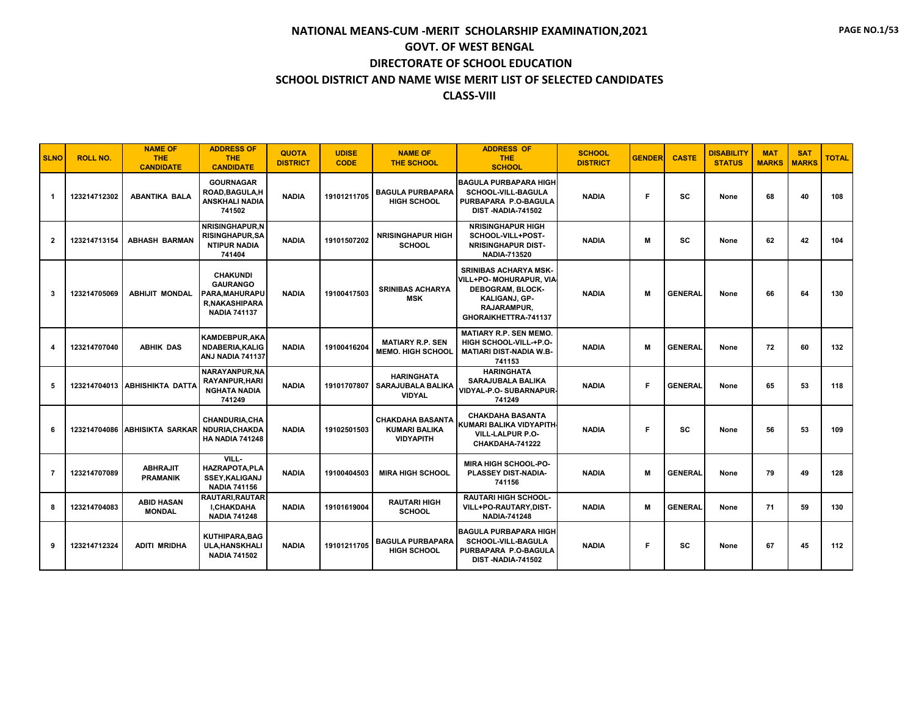# NATIONAL MEANS-CUM -MERIT SCHOLARSHIP EXAMINATION,2021

## GOVT. OF WEST BENGAL

## DIRECTORATE OF SCHOOL EDUCATION

## SCHOOL DISTRICT AND NAME WISE MERIT LIST OF SELECTED CANDIDATES

## CLASS-VIII

| SLNO | ROLL NO. | NAME OF THE CANDIDATE | ADDRESS OF THE CANDIDATE | QUOTA DISTRICT | UDISE CODE | NAME OF THE SCHOOL | ADDRESS OF THE SCHOOL | SCHOOL DISTRICT | GENDER | CASTE | DISABILITY STATUS | MAT MARKS | SAT MARKS | TOTAL |
|---|---|---|---|---|---|---|---|---|---|---|---|---|---|---|
| 1 | 123214712302 | ABANTIKA BALA | GOURNAGAR ROAD,BAGULA,HANSKHALI NADIA 741502 | NADIA | 19101211705 | BAGULA PURBAPARA HIGH SCHOOL | BAGULA PURBAPARA HIGH SCHOOL-VILL-BAGULA PURBAPARA P.O-BAGULA DIST -NADIA-741502 | NADIA | F | SC | None | 68 | 40 | 108 |
| 2 | 123214713154 | ABHASH BARMAN | NRISINGHAPUR,NRISINGHAPUR,SANTIPUR NADIA 741404 | NADIA | 19101507202 | NRISINGHAPUR HIGH SCHOOL | NRISINGHAPUR HIGH SCHOOL-VILL+POST-NRISINGHAPUR DIST-NADIA-713520 | NADIA | M | SC | None | 62 | 42 | 104 |
| 3 | 123214705069 | ABHIJIT MONDAL | CHAKUNDI GAURANGO PARA,MAHURAPUR,NAKASHIPARA NADIA 741137 | NADIA | 19100417503 | SRINIBAS ACHARYA MSK | SRINIBAS ACHARYA MSK-VILL+PO- MOHURAPUR, VIA-DEBOGRAM, BLOCK-KALIGANJ, GP-RAJARAMPUR, GHORAIKHETTRA-741137 | NADIA | M | GENERAL | None | 66 | 64 | 130 |
| 4 | 123214707040 | ABHIK DAS | KAMDEBPUR,AKANDABERIA,KALIGANJ NADIA 741137 | NADIA | 19100416204 | MATIARY R.P. SEN MEMO. HIGH SCHOOL | MATIARY R.P. SEN MEMO. HIGH SCHOOL-VILL-+P.O-MATIARI DIST-NADIA W.B-741153 | NADIA | M | GENERAL | None | 72 | 60 | 132 |
| 5 | 123214704013 | ABHISHIKTA DATTA | NARAYANPUR,NARAYANPUR,HARINGHATA NADIA 741249 | NADIA | 19101707807 | HARINGHATA SARAJUBALA BALIKA VIDYAL | HARINGHATA SARAJUBALA BALIKA VIDYAL-P.O- SUBARNAPUR-741249 | NADIA | F | GENERAL | None | 65 | 53 | 118 |
| 6 | 123214704086 | ABHISIKTA SARKAR | CHANDURIA,CHANDURIA,CHAKDAHA NADIA 741248 | NADIA | 19102501503 | CHAKDAHA BASANTA KUMARI BALIKA VIDYAPITH | CHAKDAHA BASANTA KUMARI BALIKA VIDYAPITH-VILL-LALPUR P.O-CHAKDAHA-741222 | NADIA | F | SC | None | 56 | 53 | 109 |
| 7 | 123214707089 | ABHRAJIT PRAMANIK | VILL-HAZRAPOTA,PLASSEY,KALIGANJ NADIA 741156 | NADIA | 19100404503 | MIRA HIGH SCHOOL | MIRA HIGH SCHOOL-PO-PLASSEY DIST-NADIA-741156 | NADIA | M | GENERAL | None | 79 | 49 | 128 |
| 8 | 123214704083 | ABID HASAN MONDAL | RAUTARI,RAUTARI,CHAKDAHA NADIA 741248 | NADIA | 19101619004 | RAUTARI HIGH SCHOOL | RAUTARI HIGH SCHOOL-VILL+PO-RAUTARY,DIST-NADIA-741248 | NADIA | M | GENERAL | None | 71 | 59 | 130 |
| 9 | 123214712324 | ADITI MRIDHA | KUTHIPARA,BAGULA,HANSKHALI NADIA 741502 | NADIA | 19101211705 | BAGULA PURBAPARA HIGH SCHOOL | BAGULA PURBAPARA HIGH SCHOOL-VILL-BAGULA PURBAPARA P.O-BAGULA DIST -NADIA-741502 | NADIA | F | SC | None | 67 | 45 | 112 |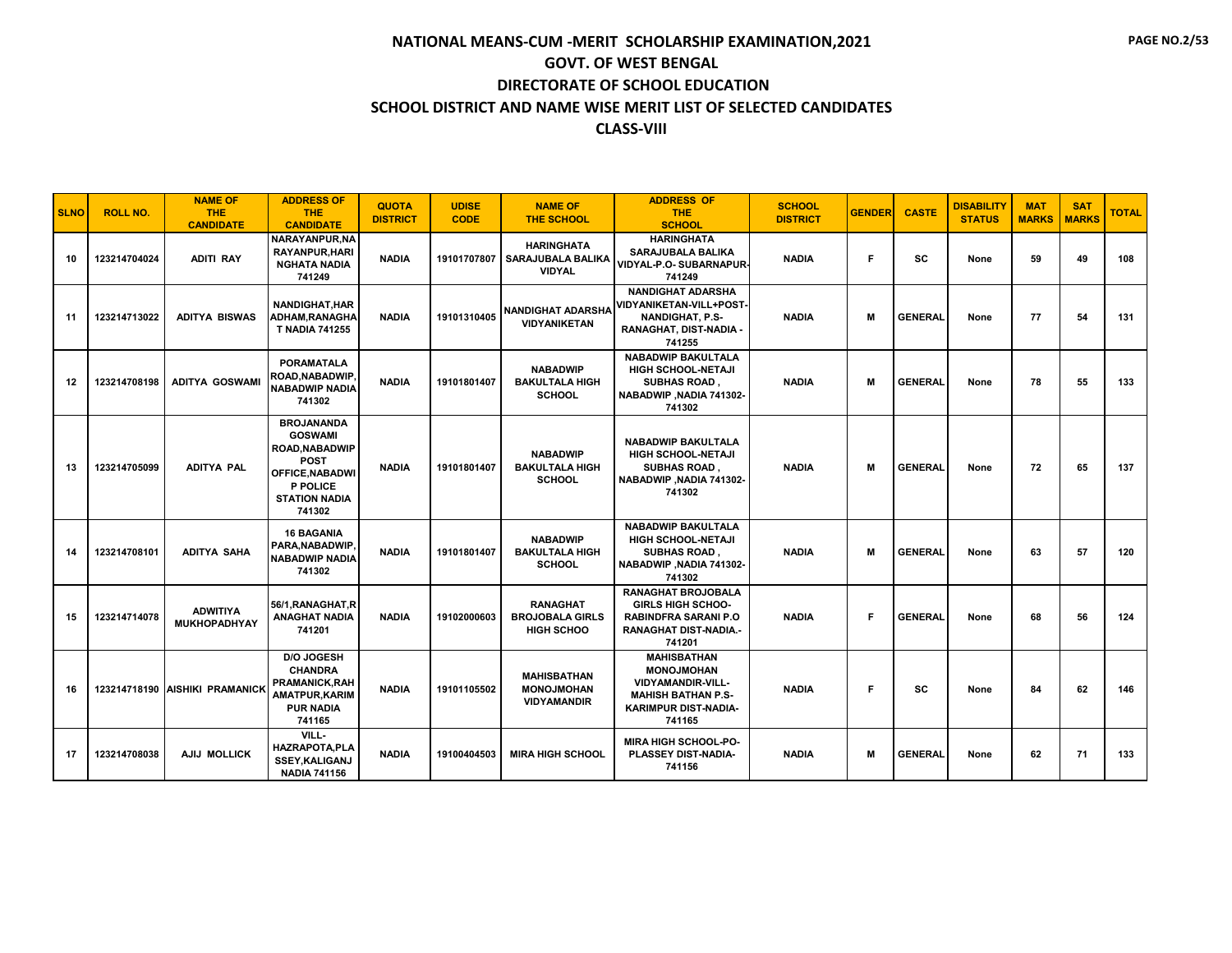# NATIONAL MEANS-CUM -MERIT SCHOLARSHIP EXAMINATION,2021
## GOVT. OF WEST BENGAL
## DIRECTORATE OF SCHOOL EDUCATION
## SCHOOL DISTRICT AND NAME WISE MERIT LIST OF SELECTED CANDIDATES
## CLASS-VIII

| SLNO | ROLL NO. | NAME OF THE CANDIDATE | ADDRESS OF THE CANDIDATE | QUOTA DISTRICT | UDISE CODE | NAME OF THE SCHOOL | ADDRESS OF THE SCHOOL | SCHOOL DISTRICT | GENDER | CASTE | DISABILITY STATUS | MAT MARKS | SAT MARKS | TOTAL |
|---|---|---|---|---|---|---|---|---|---|---|---|---|---|---|
| 10 | 123214704024 | ADITI RAY | NARAYANPUR,NARAYANPUR,HARINGHATA NADIA 741249 | NADIA | 19101707807 | HARINGHATA SARAJUBALA BALIKA VIDYAL | HARINGHATA SARAJUBALA BALIKA VIDYAL-P.O- SUBARNAPUR-741249 | NADIA | F | SC | None | 59 | 49 | 108 |
| 11 | 123214713022 | ADITYA BISWAS | NANDIGHAT,HARADHAM,RANAGHAT NADIA 741255 | NADIA | 19101310405 | NANDIGHAT ADARSHA VIDYANIKETAN | NANDIGHAT ADARSHA VIDYANIKETAN-VILL+POST-NANDIGHAT, P.S-RANAGHAT, DIST-NADIA - 741255 | NADIA | M | GENERAL | None | 77 | 54 | 131 |
| 12 | 123214708198 | ADITYA GOSWAMI | PORAMATALA ROAD,NABADWIP,NABADWIP NADIA 741302 | NADIA | 19101801407 | NABADWIP BAKULTALA HIGH SCHOOL | NABADWIP BAKULTALA HIGH SCHOOL-NETAJI SUBHAS ROAD , NABADWIP ,NADIA 741302-741302 | NADIA | M | GENERAL | None | 78 | 55 | 133 |
| 13 | 123214705099 | ADITYA PAL | BROJANANDA GOSWAMI ROAD,NABADWIP POST OFFICE,NABADWIP POLICE STATION NADIA 741302 | NADIA | 19101801407 | NABADWIP BAKULTALA HIGH SCHOOL | NABADWIP BAKULTALA HIGH SCHOOL-NETAJI SUBHAS ROAD , NABADWIP ,NADIA 741302-741302 | NADIA | M | GENERAL | None | 72 | 65 | 137 |
| 14 | 123214708101 | ADITYA SAHA | 16 BAGANIA PARA,NABADWIP,NABADWIP NADIA 741302 | NADIA | 19101801407 | NABADWIP BAKULTALA HIGH SCHOOL | NABADWIP BAKULTALA HIGH SCHOOL-NETAJI SUBHAS ROAD , NABADWIP ,NADIA 741302-741302 | NADIA | M | GENERAL | None | 63 | 57 | 120 |
| 15 | 123214714078 | ADWITIYA MUKHOPADHYAY | 56/1,RANAGHAT,RANAGHAT NADIA 741201 | NADIA | 19102000603 | RANAGHAT BROJOBALA GIRLS HIGH SCHOO | RANAGHAT BROJOBALA GIRLS HIGH SCHOO-RABINDFRA SARANI P.O RANAGHAT DIST-NADIA.-741201 | NADIA | F | GENERAL | None | 68 | 56 | 124 |
| 16 | 123214718190 | AISHIKI PRAMANICK | D/O JOGESH CHANDRA PRAMANICK,RAHAMATPUR,KARIMPUR NADIA 741165 | NADIA | 19101105502 | MAHISBATHAN MONOJMOHAN VIDYAMANDIR | MAHISBATHAN MONOJMOHAN VIDYAMANDIR-VILL-MAHISH BATHAN P.S-KARIMPUR DIST-NADIA-741165 | NADIA | F | SC | None | 84 | 62 | 146 |
| 17 | 123214708038 | AJIJ MOLLICK | VILL-HAZRAPOTA,PLASSEY,KALIGANJ NADIA 741156 | NADIA | 19100404503 | MIRA HIGH SCHOOL | MIRA HIGH SCHOOL-PO-PLASSEY DIST-NADIA-741156 | NADIA | M | GENERAL | None | 62 | 71 | 133 |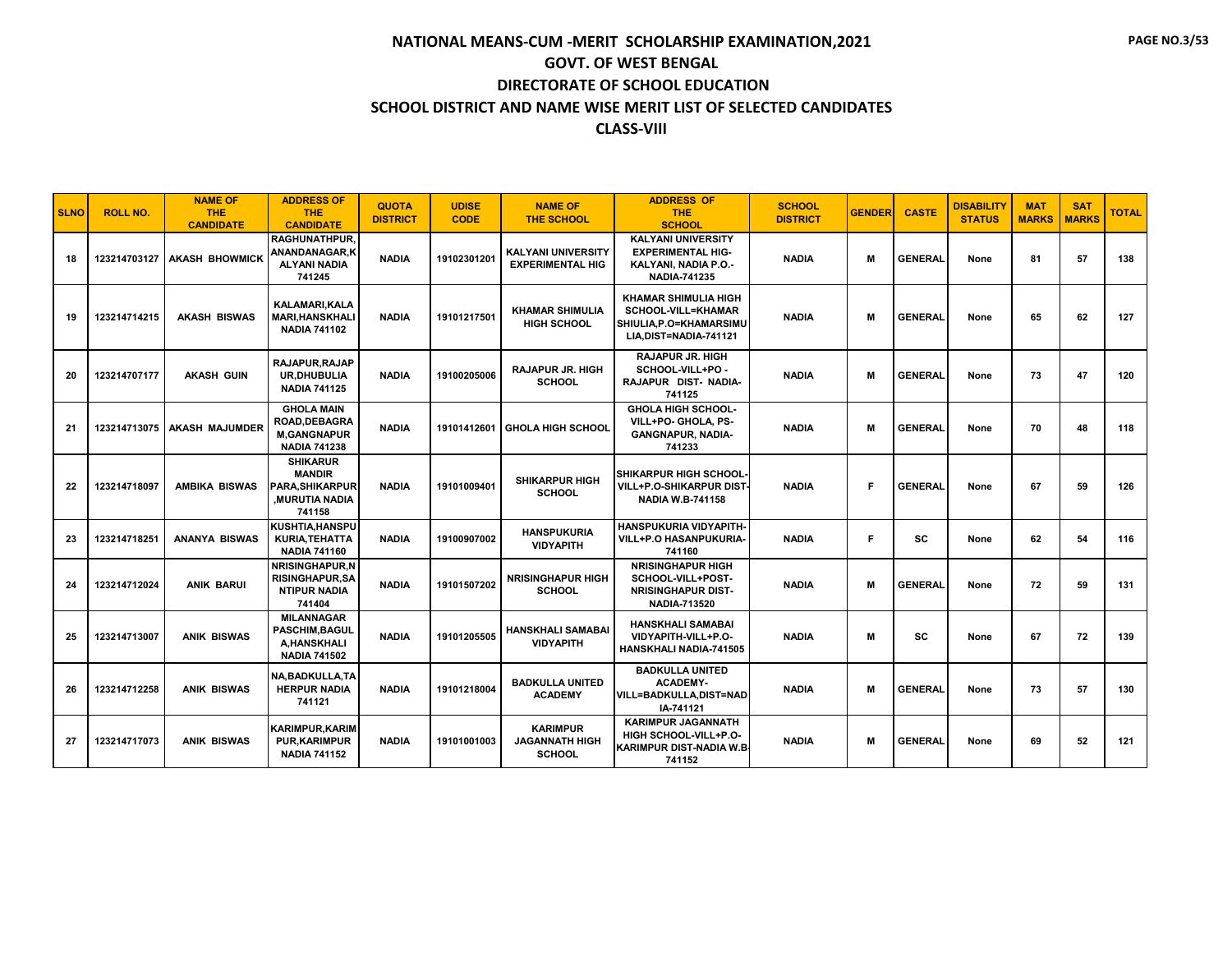# NATIONAL MEANS-CUM -MERIT SCHOLARSHIP EXAMINATION,2021
## GOVT. OF WEST BENGAL
## DIRECTORATE OF SCHOOL EDUCATION
## SCHOOL DISTRICT AND NAME WISE MERIT LIST OF SELECTED CANDIDATES
## CLASS-VIII

| SLNO | ROLL NO. | NAME OF THE CANDIDATE | ADDRESS OF THE CANDIDATE | QUOTA DISTRICT | UDISE CODE | NAME OF THE SCHOOL | ADDRESS OF THE SCHOOL | SCHOOL DISTRICT | GENDER | CASTE | DISABILITY STATUS | MAT MARKS | SAT MARKS | TOTAL |
|---|---|---|---|---|---|---|---|---|---|---|---|---|---|---|
| 18 | 123214703127 | AKASH BHOWMICK | RAGHUNATHPUR, ANANDANAGAR,K ALYANI NADIA 741245 | NADIA | 19102301201 | KALYANI UNIVERSITY EXPERIMENTAL HIG | KALYANI UNIVERSITY EXPERIMENTAL HIG-KALYANI, NADIA P.O.-NADIA-741235 | NADIA | M | GENERAL | None | 81 | 57 | 138 |
| 19 | 123214714215 | AKASH BISWAS | KALAMARI,KALA MARI,HANSKHALI NADIA 741102 | NADIA | 19101217501 | KHAMAR SHIMULIA HIGH SCHOOL | KHAMAR SHIMULIA HIGH SCHOOL-VILL=KHAMAR SHIULIA,P.O=KHAMARSIMU LIA,DIST=NADIA-741121 | NADIA | M | GENERAL | None | 65 | 62 | 127 |
| 20 | 123214707177 | AKASH GUIN | RAJAPUR,RAJAP UR,DHUBULIA NADIA 741125 | NADIA | 19100205006 | RAJAPUR JR. HIGH SCHOOL | RAJAPUR JR. HIGH SCHOOL-VILL+PO - RAJAPUR DIST- NADIA-741125 | NADIA | M | GENERAL | None | 73 | 47 | 120 |
| 21 | 123214713075 | AKASH MAJUMDER | GHOLA MAIN ROAD,DEBAGRA M,GANGNAPUR NADIA 741238 | NADIA | 19101412601 | GHOLA HIGH SCHOOL | GHOLA HIGH SCHOOL-VILL+PO- GHOLA, PS-GANGNAPUR, NADIA-741233 | NADIA | M | GENERAL | None | 70 | 48 | 118 |
| 22 | 123214718097 | AMBIKA BISWAS | SHIKARUR MANDIR PARA,SHIKARPUR ,MURUTIA NADIA 741158 | NADIA | 19101009401 | SHIKARPUR HIGH SCHOOL | SHIKARPUR HIGH SCHOOL-VILL+P.O-SHIKARPUR DIST-NADIA W.B-741158 | NADIA | F | GENERAL | None | 67 | 59 | 126 |
| 23 | 123214718251 | ANANYA BISWAS | KUSHTIA,HANSPU KURIA,TEHATTA NADIA 741160 | NADIA | 19100907002 | HANSPUKURIA VIDYAPITH | HANSPUKURIA VIDYAPITH-VILL+P.O HASANPUKURIA-741160 | NADIA | F | SC | None | 62 | 54 | 116 |
| 24 | 123214712024 | ANIK BARUI | NRISINGHAPUR,N RISINGHAPUR,SA NTIPUR NADIA 741404 | NADIA | 19101507202 | NRISINGHAPUR HIGH SCHOOL | NRISINGHAPUR HIGH SCHOOL-VILL+POST-NRISINGHAPUR DIST-NADIA-713520 | NADIA | M | GENERAL | None | 72 | 59 | 131 |
| 25 | 123214713007 | ANIK BISWAS | MILANNAGAR PASCHIM,BAGUL A,HANSKHALI NADIA 741502 | NADIA | 19101205505 | HANSKHALI SAMABAI VIDYAPITH | HANSKHALI SAMABAI VIDYAPITH-VILL+P.O-HANSKHALI NADIA-741505 | NADIA | M | SC | None | 67 | 72 | 139 |
| 26 | 123214712258 | ANIK BISWAS | NA,BADKULLA,TA HERPUR NADIA 741121 | NADIA | 19101218004 | BADKULLA UNITED ACADEMY | BADKULLA UNITED ACADEMY-VILL=BADKULLA,DIST=NAD IA-741121 | NADIA | M | GENERAL | None | 73 | 57 | 130 |
| 27 | 123214717073 | ANIK BISWAS | KARIMPUR,KARIM PUR,KARIMPUR NADIA 741152 | NADIA | 19101001003 | KARIMPUR JAGANNATH HIGH SCHOOL | KARIMPUR JAGANNATH HIGH SCHOOL-VILL+P.O-KARIMPUR DIST-NADIA W.B-741152 | NADIA | M | GENERAL | None | 69 | 52 | 121 |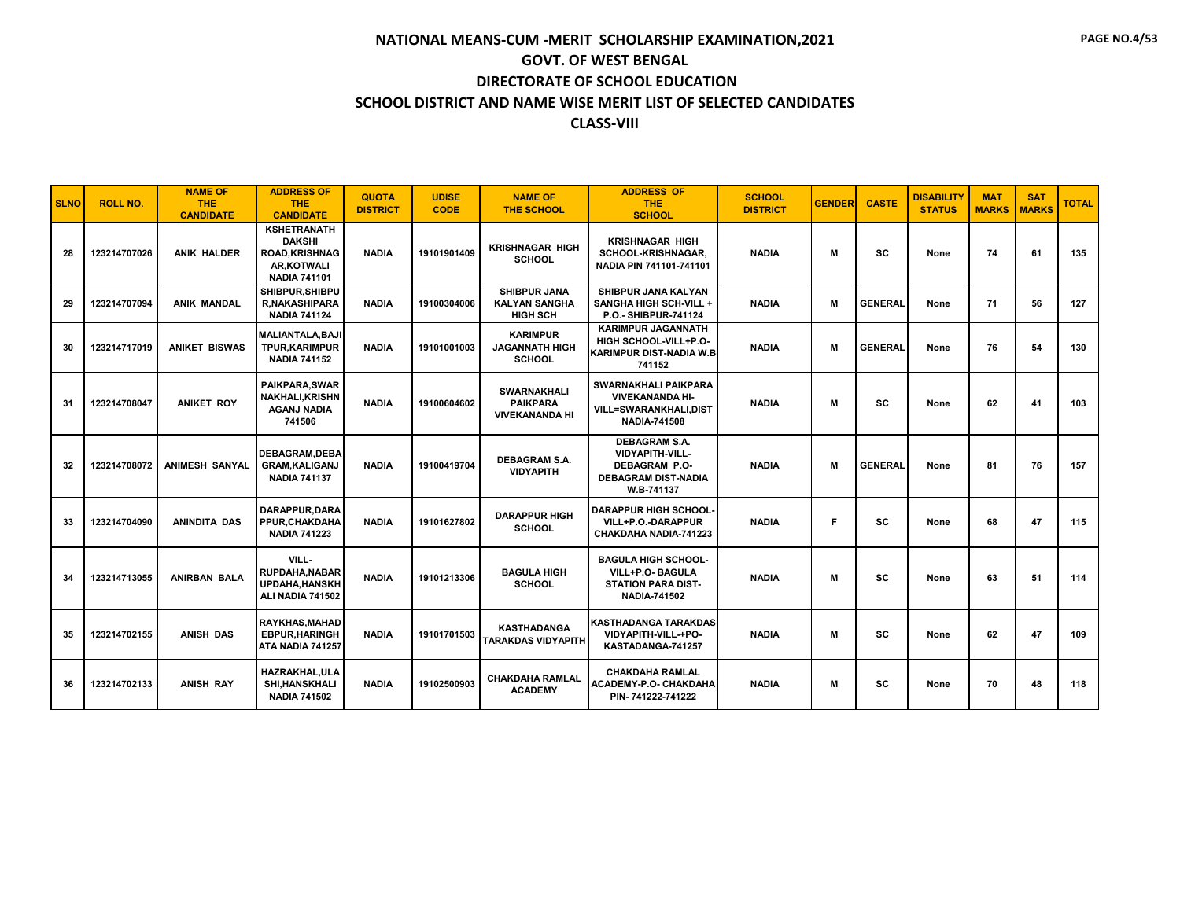# NATIONAL MEANS-CUM -MERIT SCHOLARSHIP EXAMINATION,2021

## GOVT. OF WEST BENGAL

## DIRECTORATE OF SCHOOL EDUCATION

## SCHOOL DISTRICT AND NAME WISE MERIT LIST OF SELECTED CANDIDATES

## CLASS-VIII

| SLNO | ROLL NO. | NAME OF THE CANDIDATE | ADDRESS OF THE CANDIDATE | QUOTA DISTRICT | UDISE CODE | NAME OF THE SCHOOL | ADDRESS OF THE SCHOOL | SCHOOL DISTRICT | GENDER | CASTE | DISABILITY STATUS | MAT MARKS | SAT MARKS | TOTAL |
|---|---|---|---|---|---|---|---|---|---|---|---|---|---|---|
| 28 | 123214707026 | ANIK HALDER | KSHETRANATH DAKSHI ROAD,KRISHNAG AR,KOTWALI NADIA 741101 | NADIA | 19101901409 | KRISHNAGAR HIGH SCHOOL | KRISHNAGAR HIGH SCHOOL-KRISHNAGAR, NADIA PIN 741101-741101 | NADIA | M | SC | None | 74 | 61 | 135 |
| 29 | 123214707094 | ANIK MANDAL | SHIBPUR,SHIBPU R,NAKASHIPARA NADIA 741124 | NADIA | 19100304006 | SHIBPUR JANA KALYAN SANGHA HIGH SCH | SHIBPUR JANA KALYAN SANGHA HIGH SCH-VILL + P.O.- SHIBPUR-741124 | NADIA | M | GENERAL | None | 71 | 56 | 127 |
| 30 | 123214717019 | ANIKET BISWAS | MALIANTALA,BAJI TPUR,KARIMPUR NADIA 741152 | NADIA | 19101001003 | KARIMPUR JAGANNATH HIGH SCHOOL | KARIMPUR JAGANNATH HIGH SCHOOL-VILL+P.O- KARIMPUR DIST-NADIA W.B-741152 | NADIA | M | GENERAL | None | 76 | 54 | 130 |
| 31 | 123214708047 | ANIKET ROY | PAIKPARA,SWAR NAKHALI,KRISHN AGANJ NADIA 741506 | NADIA | 19100604602 | SWARNAKHALI PAIKPARA VIVEKANANDA HI | SWARNAKHALI PAIKPARA VIVEKANANDA HI-VILL=SWARANKHALI,DIST NADIA-741508 | NADIA | M | SC | None | 62 | 41 | 103 |
| 32 | 123214708072 | ANIMESH SANYAL | DEBAGRAM,DEBA GRAM,KALIGANJ NADIA 741137 | NADIA | 19100419704 | DEBAGRAM S.A. VIDYAPITH | DEBAGRAM S.A. VIDYAPITH-VILL- DEBAGRAM P.O- DEBAGRAM DIST-NADIA W.B-741137 | NADIA | M | GENERAL | None | 81 | 76 | 157 |
| 33 | 123214704090 | ANINDITA DAS | DARAPPUR,DARA PPUR,CHAKDAHA NADIA 741223 | NADIA | 19101627802 | DARAPPUR HIGH SCHOOL | DARAPPUR HIGH SCHOOL-VILL+P.O.-DARAPPUR CHAKDAHA NADIA-741223 | NADIA | F | SC | None | 68 | 47 | 115 |
| 34 | 123214713055 | ANIRBAN BALA | VILL- RUPDAHA,NABAR UPDAHA,HANSKH ALI NADIA 741502 | NADIA | 19101213306 | BAGULA HIGH SCHOOL | BAGULA HIGH SCHOOL-VILL+P.O- BAGULA STATION PARA DIST-NADIA-741502 | NADIA | M | SC | None | 63 | 51 | 114 |
| 35 | 123214702155 | ANISH DAS | RAYKHAS,MAHAD EBPUR,HARINGH ATA NADIA 741257 | NADIA | 19101701503 | KASTHADANGA TARAKDAS VIDYAPITH | KASTHADANGA TARAKDAS VIDYAPITH-VILL-+PO- KASTADANGA-741257 | NADIA | M | SC | None | 62 | 47 | 109 |
| 36 | 123214702133 | ANISH RAY | HAZRAKHAL,ULA SHI,HANSKHALI NADIA 741502 | NADIA | 19102500903 | CHAKDAHA RAMLAL ACADEMY | CHAKDAHA RAMLAL ACADEMY-P.O- CHAKDAHA PIN- 741222-741222 | NADIA | M | SC | None | 70 | 48 | 118 |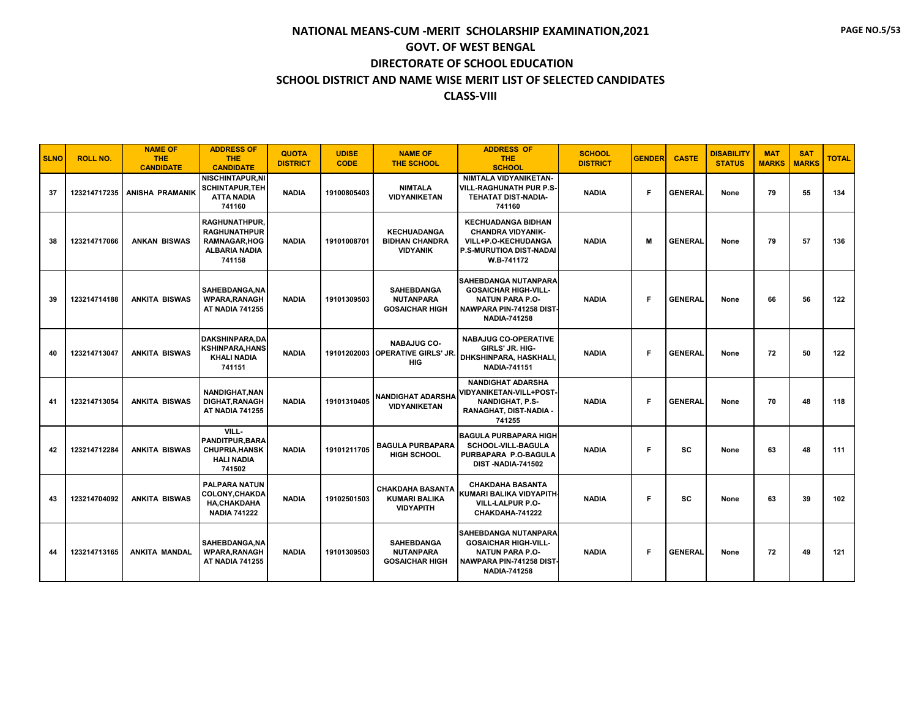# NATIONAL MEANS-CUM -MERIT SCHOLARSHIP EXAMINATION,2021

## GOVT. OF WEST BENGAL

## DIRECTORATE OF SCHOOL EDUCATION

## SCHOOL DISTRICT AND NAME WISE MERIT LIST OF SELECTED CANDIDATES

## CLASS-VIII

| SLNO | ROLL NO. | NAME OF THE CANDIDATE | ADDRESS OF THE CANDIDATE | QUOTA DISTRICT | UDISE CODE | NAME OF THE SCHOOL | ADDRESS OF THE SCHOOL | SCHOOL DISTRICT | GENDER | CASTE | DISABILITY STATUS | MAT MARKS | SAT MARKS | TOTAL |
|---|---|---|---|---|---|---|---|---|---|---|---|---|---|---|
| 37 | 123214717235 | ANISHA PRAMANIK | NISCHINTAPUR,NISCHINTAPUR,TEHATTA NADIA 741160 | NADIA | 19100805403 | NIMTALA VIDYANIKETAN | NIMTALA VIDYANIKETAN-VILL-RAGHUNATH PUR P.S-TEHATAT DIST-NADIA-741160 | NADIA | F | GENERAL | None | 79 | 55 | 134 |
| 38 | 123214717066 | ANKAN BISWAS | RAGHUNATHPUR,RAGHUNATHPUR RAMNAGAR,HOGALBARIA NADIA 741158 | NADIA | 19101008701 | KECHUADANGA BIDHAN CHANDRA VIDYANIK | KECHUADANGA BIDHAN CHANDRA VIDYANIK-VILL+P.O-KECHUDANGA P.S-MURUTIOA DIST-NADAI W.B-741172 | NADIA | M | GENERAL | None | 79 | 57 | 136 |
| 39 | 123214714188 | ANKITA BISWAS | SAHEBDANGA,NAWPARA,RANAGHAT NADIA 741255 | NADIA | 19101309503 | SAHEBDANGA NUTANPARA GOSAICHAR HIGH | SAHEBDANGA NUTANPARA GOSAICHAR HIGH-VILL-NATUN PARA P.O-NAWPARA PIN-741258 DIST-NADIA-741258 | NADIA | F | GENERAL | None | 66 | 56 | 122 |
| 40 | 123214713047 | ANKITA BISWAS | DAKSHINPARA,DAKSHINPARA,HANSKHALI NADIA 741151 | NADIA | 19101202003 | NABAJUG CO-OPERATIVE GIRLS' JR. HIG | NABAJUG CO-OPERATIVE GIRLS' JR. HIG-DHKSHINPARA, HASKHALI, NADIA-741151 | NADIA | F | GENERAL | None | 72 | 50 | 122 |
| 41 | 123214713054 | ANKITA BISWAS | NANDIGHAT,NANDIGHAT,RANAGHAT NADIA 741255 | NADIA | 19101310405 | NANDIGHAT ADARSHA VIDYANIKETAN | NANDIGHAT ADARSHA VIDYANIKETAN-VILL+POST-NANDIGHAT, P.S-RANAGHAT, DIST-NADIA - 741255 | NADIA | F | GENERAL | None | 70 | 48 | 118 |
| 42 | 123214712284 | ANKITA BISWAS | VILL-PANDITPUR,BARACHUPRIA,HANSKHALI NADIA 741502 | NADIA | 19101211705 | BAGULA PURBAPARA HIGH SCHOOL | BAGULA PURBAPARA HIGH SCHOOL-VILL-BAGULA PURBAPARA P.O-BAGULA DIST -NADIA-741502 | NADIA | F | SC | None | 63 | 48 | 111 |
| 43 | 123214704092 | ANKITA BISWAS | PALPARA NATUN COLONY,CHAKDAHA,CHAKDAHA NADIA 741222 | NADIA | 19102501503 | CHAKDAHA BASANTA KUMARI BALIKA VIDYAPITH | CHAKDAHA BASANTA KUMARI BALIKA VIDYAPITH-VILL-LALPUR P.O-CHAKDAHA-741222 | NADIA | F | SC | None | 63 | 39 | 102 |
| 44 | 123214713165 | ANKITA MANDAL | SAHEBDANGA,NAWPARA,RANAGHAT NADIA 741255 | NADIA | 19101309503 | SAHEBDANGA NUTANPARA GOSAICHAR HIGH | SAHEBDANGA NUTANPARA GOSAICHAR HIGH-VILL-NATUN PARA P.O-NAWPARA PIN-741258 DIST-NADIA-741258 | NADIA | F | GENERAL | None | 72 | 49 | 121 |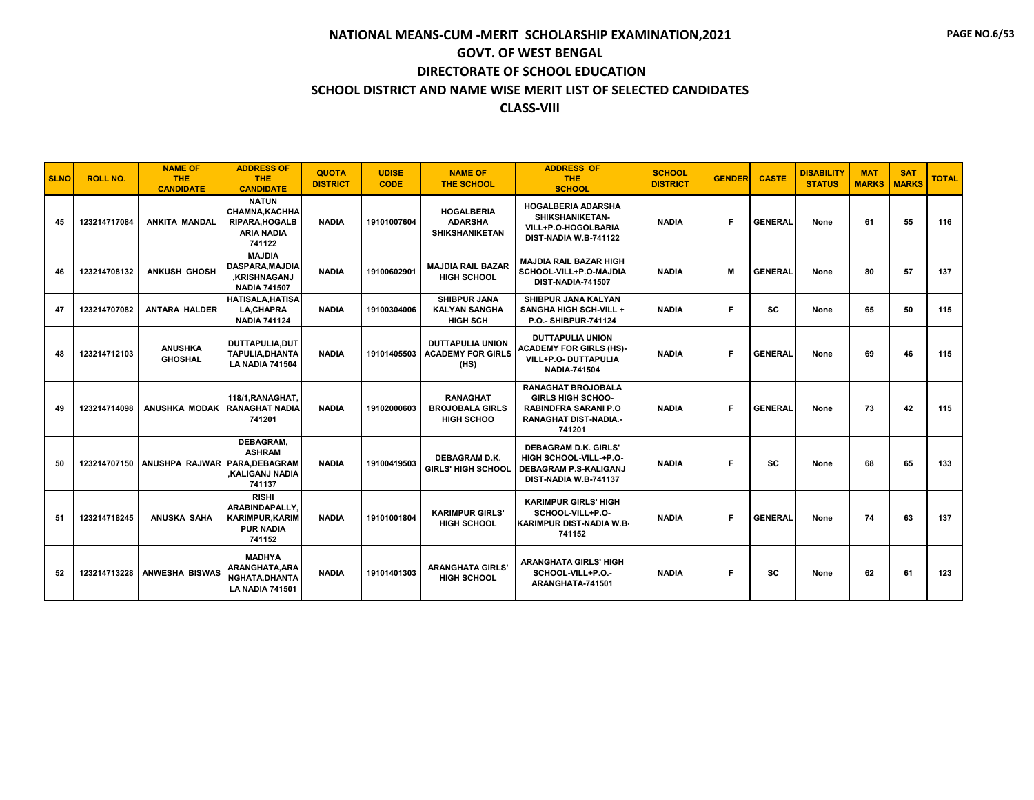# NATIONAL MEANS-CUM -MERIT SCHOLARSHIP EXAMINATION,2021

## GOVT. OF WEST BENGAL

## DIRECTORATE OF SCHOOL EDUCATION

## SCHOOL DISTRICT AND NAME WISE MERIT LIST OF SELECTED CANDIDATES

## CLASS-VIII

| SLNO | ROLL NO. | NAME OF THE CANDIDATE | ADDRESS OF THE CANDIDATE | QUOTA DISTRICT | UDISE CODE | NAME OF THE SCHOOL | ADDRESS OF THE SCHOOL | SCHOOL DISTRICT | GENDER | CASTE | DISABILITY STATUS | MAT MARKS | SAT MARKS | TOTAL |
|---|---|---|---|---|---|---|---|---|---|---|---|---|---|---|
| 45 | 123214717084 | ANKITA MANDAL | NATUN CHAMNA,KACHHARIPARA,HOGALBARIA NADIA 741122 | NADIA | 19101007604 | HOGALBERIA ADARSHA SHIKSHANIKETAN | HOGALBERIA ADARSHA SHIKSHANIKETAN-VILL+P.O-HOGOLBARIA DIST-NADIA W.B-741122 | NADIA | F | GENERAL | None | 61 | 55 | 116 |
| 46 | 123214708132 | ANKUSH GHOSH | MAJDIA DASPARA,MAJDIA,KRISHNAGANJ NADIA 741507 | NADIA | 19100602901 | MAJDIA RAIL BAZAR HIGH SCHOOL | MAJDIA RAIL BAZAR HIGH SCHOOL-VILL+P.O-MAJDIA DIST-NADIA-741507 | NADIA | M | GENERAL | None | 80 | 57 | 137 |
| 47 | 123214707082 | ANTARA HALDER | HATISALA,HATISALA,CHAPRA NADIA 741124 | NADIA | 19100304006 | SHIBPUR JANA KALYAN SANGHA HIGH SCH | SHIBPUR JANA KALYAN SANGHA HIGH SCH-VILL + P.O.- SHIBPUR-741124 | NADIA | F | SC | None | 65 | 50 | 115 |
| 48 | 123214712103 | ANUSHKA GHOSHAL | DUTTAPULIA,DUTTAPULIA,DHANTALA NADIA 741504 | NADIA | 19101405503 | DUTTAPULIA UNION ACADEMY FOR GIRLS (HS) | DUTTAPULIA UNION ACADEMY FOR GIRLS (HS)-VILL+P.O- DUTTAPULIA NADIA-741504 | NADIA | F | GENERAL | None | 69 | 46 | 115 |
| 49 | 123214714098 | ANUSHKA MODAK | 118/1,RANAGHAT,RANAGHAT NADIA 741201 | NADIA | 19102000603 | RANAGHAT BROJOBALA GIRLS HIGH SCHOO | RANAGHAT BROJOBALA GIRLS HIGH SCHOO-RABINDFRA SARANI P.O RANAGHAT DIST-NADIA.-741201 | NADIA | F | GENERAL | None | 73 | 42 | 115 |
| 50 | 123214707150 | ANUSHPA RAJWAR | DEBAGRAM, ASHRAM PARA,DEBAGRAM,KALIGANJ NADIA 741137 | NADIA | 19100419503 | DEBAGRAM D.K. GIRLS' HIGH SCHOOL | DEBAGRAM D.K. GIRLS' HIGH SCHOOL-VILL-+P.O-DEBAGRAM P.S-KALIGANJ DIST-NADIA W.B-741137 | NADIA | F | SC | None | 68 | 65 | 133 |
| 51 | 123214718245 | ANUSKA SAHA | RISHI ARABINDAPALLY,KARIMPUR,KARIMPUR NADIA 741152 | NADIA | 19101001804 | KARIMPUR GIRLS' HIGH SCHOOL | KARIMPUR GIRLS' HIGH SCHOOL-VILL+P.O-KARIMPUR DIST-NADIA W.B-741152 | NADIA | F | GENERAL | None | 74 | 63 | 137 |
| 52 | 123214713228 | ANWESHA BISWAS | MADHYA ARANGHATA,ARANGHATA,DHANTALA NADIA 741501 | NADIA | 19101401303 | ARANGHATA GIRLS' HIGH SCHOOL | ARANGHATA GIRLS' HIGH SCHOOL-VILL+P.O.-ARANGHATA-741501 | NADIA | F | SC | None | 62 | 61 | 123 |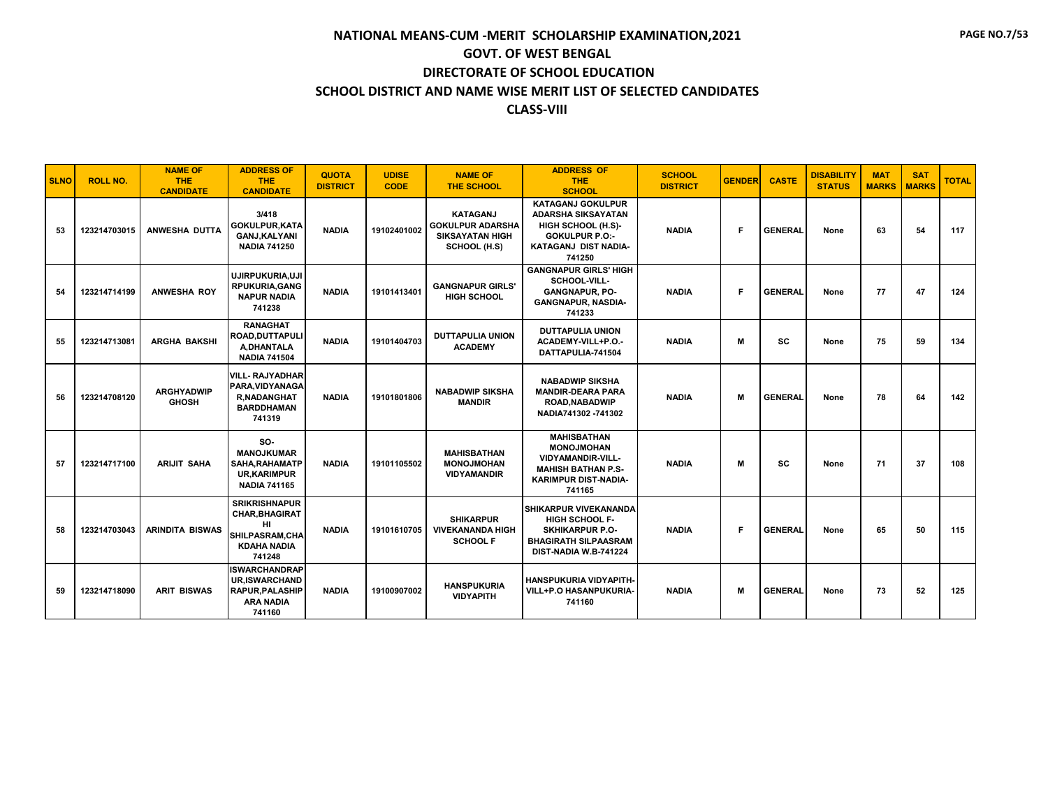# NATIONAL MEANS-CUM -MERIT SCHOLARSHIP EXAMINATION,2021
## GOVT. OF WEST BENGAL
## DIRECTORATE OF SCHOOL EDUCATION
## SCHOOL DISTRICT AND NAME WISE MERIT LIST OF SELECTED CANDIDATES
## CLASS-VIII

| SLNO | ROLL NO. | NAME OF THE CANDIDATE | ADDRESS OF THE CANDIDATE | QUOTA DISTRICT | UDISE CODE | NAME OF THE SCHOOL | ADDRESS OF THE SCHOOL | SCHOOL DISTRICT | GENDER | CASTE | DISABILITY STATUS | MAT MARKS | SAT MARKS | TOTAL |
|---|---|---|---|---|---|---|---|---|---|---|---|---|---|---|
| 53 | 123214703015 | ANWESHA DUTTA | 3/418 GOKULPUR,KATAGANJ,KALYANI NADIA 741250 | NADIA | 19102401002 | KATAGANJ GOKULPUR ADARSHA SIKSAYATAN HIGH SCHOOL (H.S) | KATAGANJ GOKULPUR ADARSHA SIKSAYATAN HIGH SCHOOL (H.S)-GOKULPUR P.O:-KATAGANJ DIST NADIA-741250 | NADIA | F | GENERAL | None | 63 | 54 | 117 |
| 54 | 123214714199 | ANWESHA ROY | UJIRPUKURIA,UJIRPUKURIA,GANGNAPUR NADIA 741238 | NADIA | 19101413401 | GANGNAPUR GIRLS' HIGH SCHOOL | GANGNAPUR GIRLS' HIGH SCHOOL-VILL-GANGNAPUR, PO-GANGNAPUR, NASDIA-741233 | NADIA | F | GENERAL | None | 77 | 47 | 124 |
| 55 | 123214713081 | ARGHA BAKSHI | RANAGHAT ROAD,DUTTAPULIA,DHANTALA NADIA 741504 | NADIA | 19101404703 | DUTTAPULIA UNION ACADEMY | DUTTAPULIA UNION ACADEMY-VILL+P.O.-DATTAPULIA-741504 | NADIA | M | SC | None | 75 | 59 | 134 |
| 56 | 123214708120 | ARGHYADWIP GHOSH | VILL- RAJYADHAR PARA,VIDYANAGAR,NADANGHAT BARDDHAMAN 741319 | NADIA | 19101801806 | NABADWIP SIKSHA MANDIR | NABADWIP SIKSHA MANDIR-DEARA PARA ROAD,NABADWIP NADIA741302 -741302 | NADIA | M | GENERAL | None | 78 | 64 | 142 |
| 57 | 123214717100 | ARIJIT SAHA | SO-MANOJKUMAR SAHA,RAHAMATPUR,KARIMPUR NADIA 741165 | NADIA | 19101105502 | MAHISBATHAN MONOJMOHAN VIDYAMANDIR | MAHISBATHAN MONOJMOHAN VIDYAMANDIR-VILL-MAHISH BATHAN P.S-KARIMPUR DIST-NADIA-741165 | NADIA | M | SC | None | 71 | 37 | 108 |
| 58 | 123214703043 | ARINDITA BISWAS | SRIKRISHNAPUR CHAR,BHAGIRATHI SHILPASRAM,CHAKDAHA NADIA 741248 | NADIA | 19101610705 | SHIKARPUR VIVEKANANDA HIGH SCHOOL F | SHIKARPUR VIVEKANANDA HIGH SCHOOL F-SKHIKARPUR P.O-BHAGIRATH SILPAASRAM DIST-NADIA W.B-741224 | NADIA | F | GENERAL | None | 65 | 50 | 115 |
| 59 | 123214718090 | ARIT BISWAS | ISWARCHANDRAPUR,ISWARCHANDRAPUR,PALASHIPARA NADIA 741160 | NADIA | 19100907002 | HANSPUKURIA VIDYAPITH | HANSPUKURIA VIDYAPITH-VILL+P.O HASANPUKURIA-741160 | NADIA | M | GENERAL | None | 73 | 52 | 125 |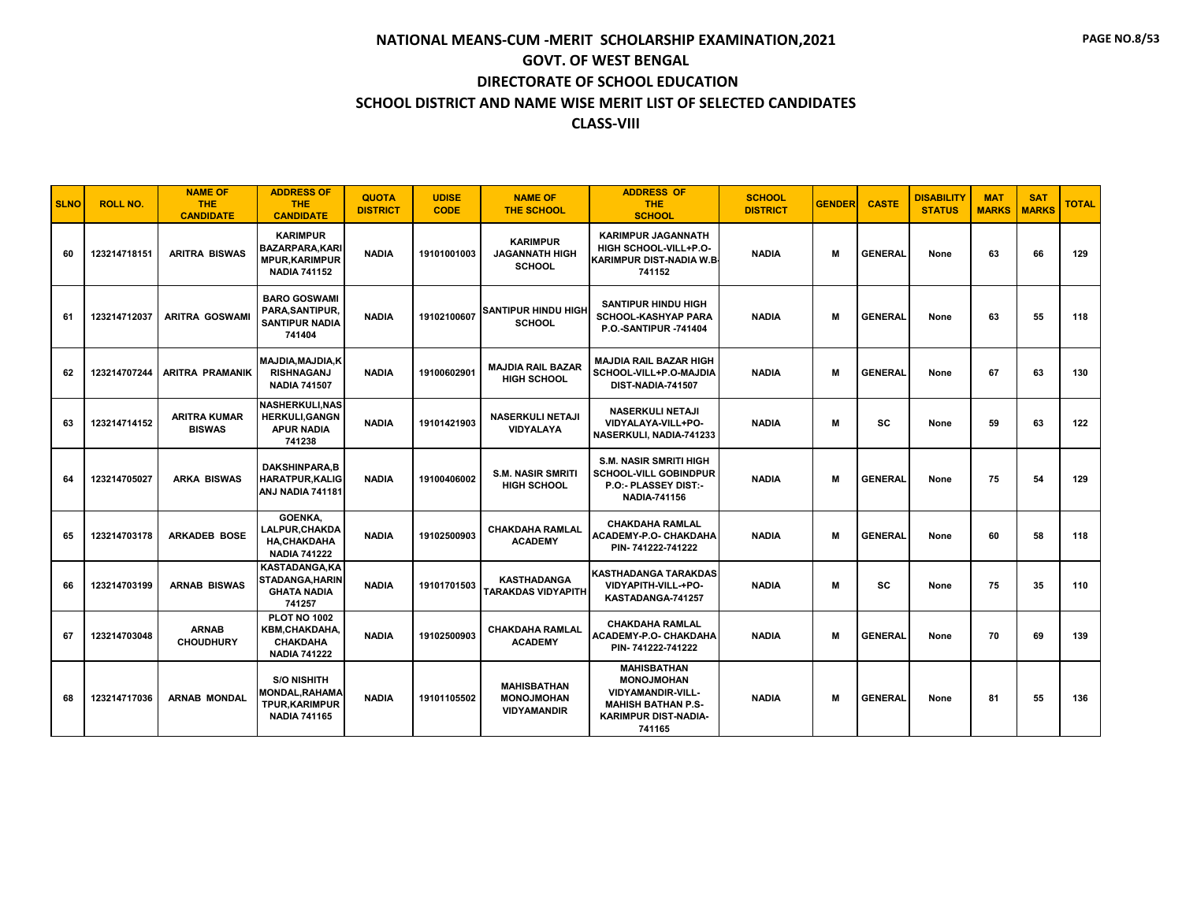# NATIONAL MEANS-CUM -MERIT SCHOLARSHIP EXAMINATION,2021

## GOVT. OF WEST BENGAL

## DIRECTORATE OF SCHOOL EDUCATION

## SCHOOL DISTRICT AND NAME WISE MERIT LIST OF SELECTED CANDIDATES

## CLASS-VIII

| SLNO | ROLL NO. | NAME OF THE CANDIDATE | ADDRESS OF THE CANDIDATE | QUOTA DISTRICT | UDISE CODE | NAME OF THE SCHOOL | ADDRESS OF THE SCHOOL | SCHOOL DISTRICT | GENDER | CASTE | DISABILITY STATUS | MAT MARKS | SAT MARKS | TOTAL |
|---|---|---|---|---|---|---|---|---|---|---|---|---|---|---|
| 60 | 123214718151 | ARITRA BISWAS | KARIMPUR BAZARPARA,KARIMPUR,KARIMPUR NADIA 741152 | NADIA | 19101001003 | KARIMPUR JAGANNATH HIGH SCHOOL | KARIMPUR JAGANNATH HIGH SCHOOL-VILL+P.O-KARIMPUR DIST-NADIA W.B-741152 | NADIA | M | GENERAL | None | 63 | 66 | 129 |
| 61 | 123214712037 | ARITRA GOSWAMI | BARO GOSWAMI PARA,SANTIPUR,SANTIPUR NADIA 741404 | NADIA | 19102100607 | SANTIPUR HINDU HIGH SCHOOL | SANTIPUR HINDU HIGH SCHOOL-KASHYAP PARA P.O.-SANTIPUR -741404 | NADIA | M | GENERAL | None | 63 | 55 | 118 |
| 62 | 123214707244 | ARITRA PRAMANIK | MAJDIA,MAJDIA,KRISHNAGANJ NADIA 741507 | NADIA | 19100602901 | MAJDIA RAIL BAZAR HIGH SCHOOL | MAJDIA RAIL BAZAR HIGH SCHOOL-VILL+P.O-MAJDIA DIST-NADIA-741507 | NADIA | M | GENERAL | None | 67 | 63 | 130 |
| 63 | 123214714152 | ARITRA KUMAR BISWAS | NASHERKULI,NASHERKULI,GANGNAPUR NADIA 741238 | NADIA | 19101421903 | NASERKULI NETAJI VIDYALAYA | NASERKULI NETAJI VIDYALAYA-VILL+PO-NASERKULI, NADIA-741233 | NADIA | M | SC | None | 59 | 63 | 122 |
| 64 | 123214705027 | ARKA BISWAS | DAKSHINPARA,BHARATPUR,KALIGANJ NADIA 741181 | NADIA | 19100406002 | S.M. NASIR SMRITI HIGH SCHOOL | S.M. NASIR SMRITI HIGH SCHOOL-VILL GOBINDPUR P.O:- PLASSEY DIST:-NADIA-741156 | NADIA | M | GENERAL | None | 75 | 54 | 129 |
| 65 | 123214703178 | ARKADEB BOSE | GOENKA, LALPUR,CHAKDAHA,CHAKDAHA NADIA 741222 | NADIA | 19102500903 | CHAKDAHA RAMLAL ACADEMY | CHAKDAHA RAMLAL ACADEMY-P.O- CHAKDAHA PIN- 741222-741222 | NADIA | M | GENERAL | None | 60 | 58 | 118 |
| 66 | 123214703199 | ARNAB BISWAS | KASTADANGA,KASTADANGA,HARINGHATA NADIA 741257 | NADIA | 19101701503 | KASTHADANGA TARAKDAS VIDYAPITH | KASTHADANGA TARAKDAS VIDYAPITH-VILL-+PO-KASTADANGA-741257 | NADIA | M | SC | None | 75 | 35 | 110 |
| 67 | 123214703048 | ARNAB CHOUDHURY | PLOT NO 1002 KBM,CHAKDAHA,CHAKDAHA NADIA 741222 | NADIA | 19102500903 | CHAKDAHA RAMLAL ACADEMY | CHAKDAHA RAMLAL ACADEMY-P.O- CHAKDAHA PIN- 741222-741222 | NADIA | M | GENERAL | None | 70 | 69 | 139 |
| 68 | 123214717036 | ARNAB MONDAL | S/O NISHITH MONDAL,RAHAMATPUR,KARIMPUR NADIA 741165 | NADIA | 19101105502 | MAHISBATHAN MONOJMOHAN VIDYAMANDIR | MAHISBATHAN MONOJMOHAN VIDYAMANDIR-VILL-MAHISH BATHAN P.S-KARIMPUR DIST-NADIA-741165 | NADIA | M | GENERAL | None | 81 | 55 | 136 |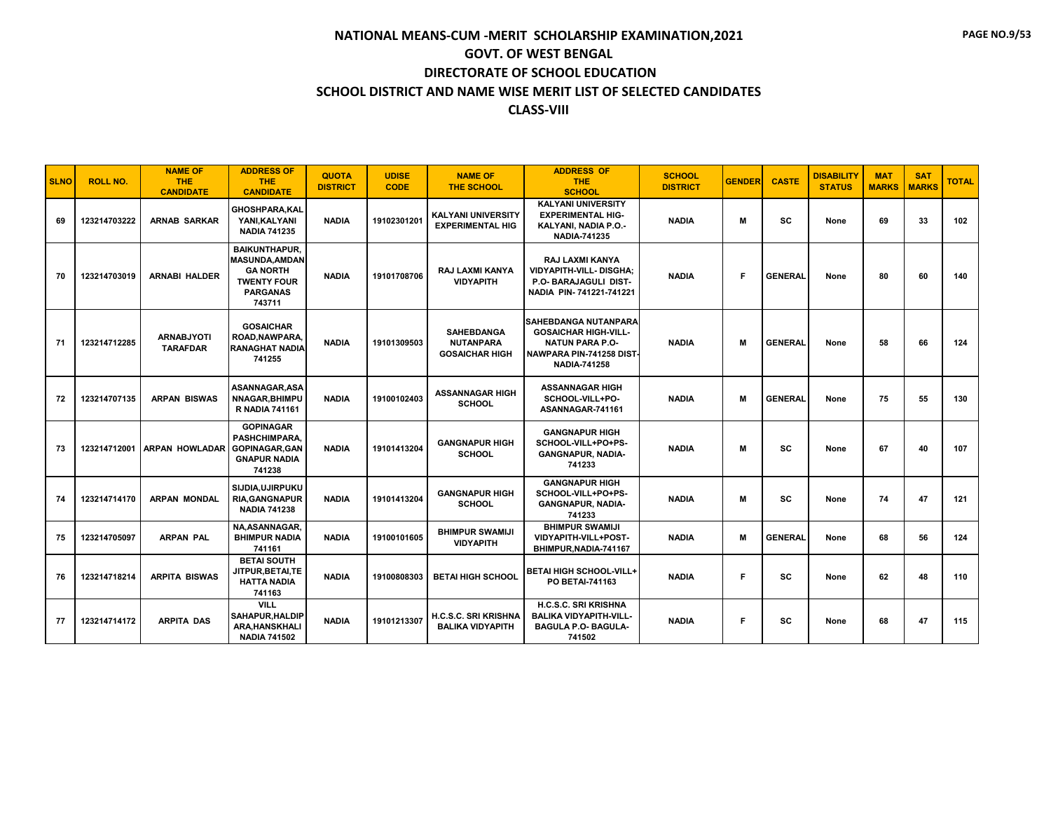# NATIONAL MEANS-CUM -MERIT SCHOLARSHIP EXAMINATION,2021

## GOVT. OF WEST BENGAL

## DIRECTORATE OF SCHOOL EDUCATION

## SCHOOL DISTRICT AND NAME WISE MERIT LIST OF SELECTED CANDIDATES

## CLASS-VIII

| SLNO | ROLL NO. | NAME OF THE CANDIDATE | ADDRESS OF THE CANDIDATE | QUOTA DISTRICT | UDISE CODE | NAME OF THE SCHOOL | ADDRESS OF THE SCHOOL | SCHOOL DISTRICT | GENDER | CASTE | DISABILITY STATUS | MAT MARKS | SAT MARKS | TOTAL |
|---|---|---|---|---|---|---|---|---|---|---|---|---|---|---|
| 69 | 123214703222 | ARNAB SARKAR | GHOSHPARA,KALYANI,KALYANI NADIA 741235 | NADIA | 19102301201 | KALYANI UNIVERSITY EXPERIMENTAL HIG | KALYANI UNIVERSITY EXPERIMENTAL HIG-KALYANI, NADIA P.O.-NADIA-741235 | NADIA | M | SC | None | 69 | 33 | 102 |
| 70 | 123214703019 | ARNABI HALDER | BAIKUNTHAPUR, MASUNDA,AMDANGA NORTH TWENTY FOUR PARGANAS 743711 | NADIA | 19101708706 | RAJ LAXMI KANYA VIDYAPITH | RAJ LAXMI KANYA VIDYAPITH-VILL- DISGHA; P.O- BARAJAGULI DIST- NADIA PIN- 741221-741221 | NADIA | F | GENERAL | None | 80 | 60 | 140 |
| 71 | 123214712285 | ARNABJYOTI TARAFDAR | GOSAICHAR ROAD,NAWPARA, RANAGHAT NADIA 741255 | NADIA | 19101309503 | SAHEBDANGA NUTANPARA GOSAICHAR HIGH | SAHEBDANGA NUTANPARA GOSAICHAR HIGH-VILL-NATUN PARA P.O-NAWPARA PIN-741258 DIST-NADIA-741258 | NADIA | M | GENERAL | None | 58 | 66 | 124 |
| 72 | 123214707135 | ARPAN BISWAS | ASANNAGAR,ASANNAGAR,BHIMPUR NADIA 741161 | NADIA | 19100102403 | ASSANNAGAR HIGH SCHOOL | ASSANNAGAR HIGH SCHOOL-VILL+PO-ASANNAGAR-741161 | NADIA | M | GENERAL | None | 75 | 55 | 130 |
| 73 | 123214712001 | ARPAN HOWLADAR | GOPINAGAR PASHCHIMPARA, GOPINAGAR,GANGNAPUR NADIA 741238 | NADIA | 19101413204 | GANGNAPUR HIGH SCHOOL | GANGNAPUR HIGH SCHOOL-VILL+PO+PS-GANGNAPUR, NADIA-741233 | NADIA | M | SC | None | 67 | 40 | 107 |
| 74 | 123214714170 | ARPAN MONDAL | SIJDIA,UJIRPUKURIA,GANGNAPUR NADIA 741238 | NADIA | 19101413204 | GANGNAPUR HIGH SCHOOL | GANGNAPUR HIGH SCHOOL-VILL+PO+PS-GANGNAPUR, NADIA-741233 | NADIA | M | SC | None | 74 | 47 | 121 |
| 75 | 123214705097 | ARPAN PAL | NA,ASANNAGAR, BHIMPUR NADIA 741161 | NADIA | 19100101605 | BHIMPUR SWAMIJI VIDYAPITH | BHIMPUR SWAMIJI VIDYAPITH-VILL+POST-BHIMPUR,NADIA-741167 | NADIA | M | GENERAL | None | 68 | 56 | 124 |
| 76 | 123214718214 | ARPITA BISWAS | BETAI SOUTH JITPUR,BETAI,TEHATTA NADIA 741163 | NADIA | 19100808303 | BETAI HIGH SCHOOL | BETAI HIGH SCHOOL-VILL+PO BETAI-741163 | NADIA | F | SC | None | 62 | 48 | 110 |
| 77 | 123214714172 | ARPITA DAS | VILL SAHAPUR,HALDIPARA,HANSKHALI NADIA 741502 | NADIA | 19101213307 | H.C.S.C. SRI KRISHNA BALIKA VIDYAPITH | H.C.S.C. SRI KRISHNA BALIKA VIDYAPITH-VILL-BAGULA P.O- BAGULA-741502 | NADIA | F | SC | None | 68 | 47 | 115 |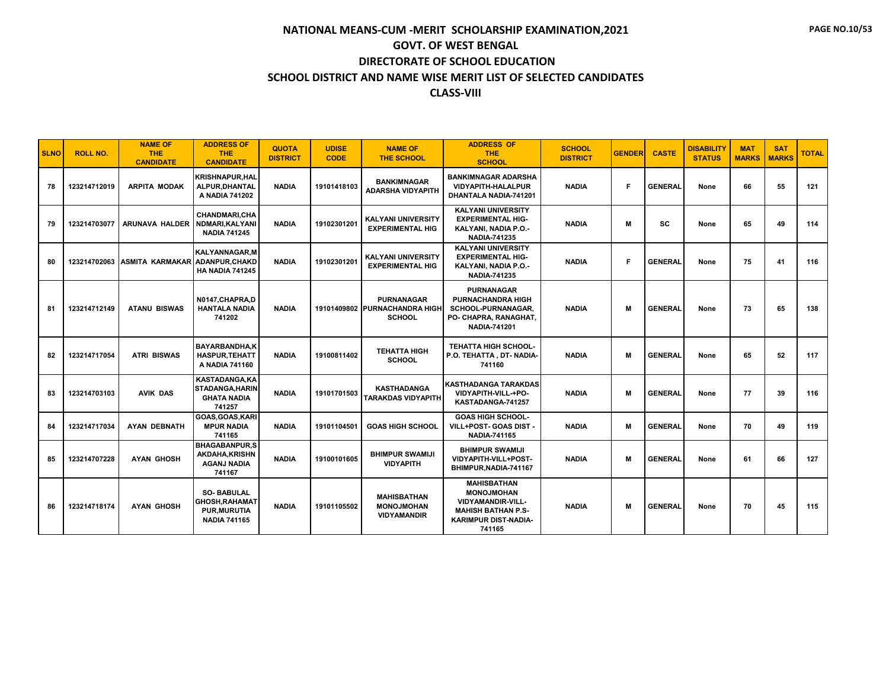# NATIONAL MEANS-CUM -MERIT SCHOLARSHIP EXAMINATION,2021

## GOVT. OF WEST BENGAL

## DIRECTORATE OF SCHOOL EDUCATION

## SCHOOL DISTRICT AND NAME WISE MERIT LIST OF SELECTED CANDIDATES

## CLASS-VIII

| SLNO | ROLL NO. | NAME OF THE CANDIDATE | ADDRESS OF THE CANDIDATE | QUOTA DISTRICT | UDISE CODE | NAME OF THE SCHOOL | ADDRESS OF THE SCHOOL | SCHOOL DISTRICT | GENDER | CASTE | DISABILITY STATUS | MAT MARKS | SAT MARKS | TOTAL |
|---|---|---|---|---|---|---|---|---|---|---|---|---|---|---|
| 78 | 123214712019 | ARPITA MODAK | KRISHNAPUR,HALALPUR,DHANTALA NADIA 741202 | NADIA | 19101418103 | BANKIMNAGAR ADARSHA VIDYAPITH | BANKIMNAGAR ADARSHA VIDYAPITH-HALALPUR DHANTALA NADIA-741201 | NADIA | F | GENERAL | None | 66 | 55 | 121 |
| 79 | 123214703077 | ARUNAVA HALDER | CHANDMARI,CHANDMARI,KALYANI NADIA 741245 | NADIA | 19102301201 | KALYANI UNIVERSITY EXPERIMENTAL HIG | KALYANI UNIVERSITY EXPERIMENTAL HIG-KALYANI, NADIA P.O.-NADIA-741235 | NADIA | M | SC | None | 65 | 49 | 114 |
| 80 | 123214702063 | ASMITA KARMAKAR | KALYANNAGAR,MADANPUR,CHAKDHA NADIA 741245 | NADIA | 19102301201 | KALYANI UNIVERSITY EXPERIMENTAL HIG | KALYANI UNIVERSITY EXPERIMENTAL HIG-KALYANI, NADIA P.O.-NADIA-741235 | NADIA | F | GENERAL | None | 75 | 41 | 116 |
| 81 | 123214712149 | ATANU BISWAS | N0147,CHAPRA,DHANTALA NADIA 741202 | NADIA | 19101409802 | PURNANAGAR PURNACHANDRA HIGH SCHOOL | PURNANAGAR PURNACHANDRA HIGH SCHOOL-PURNANAGAR, PO- CHAPRA, RANAGHAT, NADIA-741201 | NADIA | M | GENERAL | None | 73 | 65 | 138 |
| 82 | 123214717054 | ATRI BISWAS | BAYARBANDHA,KHASPUR,TEHATTA NADIA 741160 | NADIA | 19100811402 | TEHATTA HIGH SCHOOL | TEHATTA HIGH SCHOOL-P.O. TEHATTA , DT- NADIA-741160 | NADIA | M | GENERAL | None | 65 | 52 | 117 |
| 83 | 123214703103 | AVIK DAS | KASTADANGA,KASTADANGA,HARINGHATA NADIA 741257 | NADIA | 19101701503 | KASTHADANGA TARAKDAS VIDYAPITH | KASTHADANGA TARAKDAS VIDYAPITH-VILL-+PO-KASTADANGA-741257 | NADIA | M | GENERAL | None | 77 | 39 | 116 |
| 84 | 123214717034 | AYAN DEBNATH | GOAS,GOAS,KARIMPUR NADIA 741165 | NADIA | 19101104501 | GOAS HIGH SCHOOL | GOAS HIGH SCHOOL-VILL+POST- GOAS DIST - NADIA-741165 | NADIA | M | GENERAL | None | 70 | 49 | 119 |
| 85 | 123214707228 | AYAN GHOSH | BHAGABANPUR,SAKDAHA,KRISHNAGANJ NADIA 741167 | NADIA | 19100101605 | BHIMPUR SWAMIJI VIDYAPITH | BHIMPUR SWAMIJI VIDYAPITH-VILL+POST-BHIMPUR,NADIA-741167 | NADIA | M | GENERAL | None | 61 | 66 | 127 |
| 86 | 123214718174 | AYAN GHOSH | SO- BABULAL GHOSH,RAHAMATPUR,MURUTIA NADIA 741165 | NADIA | 19101105502 | MAHISBATHAN MONOJMOHAN VIDYAMANDIR | MAHISBATHAN MONOJMOHAN VIDYAMANDIR-VILL-MAHISH BATHAN P.S-KARIMPUR DIST-NADIA-741165 | NADIA | M | GENERAL | None | 70 | 45 | 115 |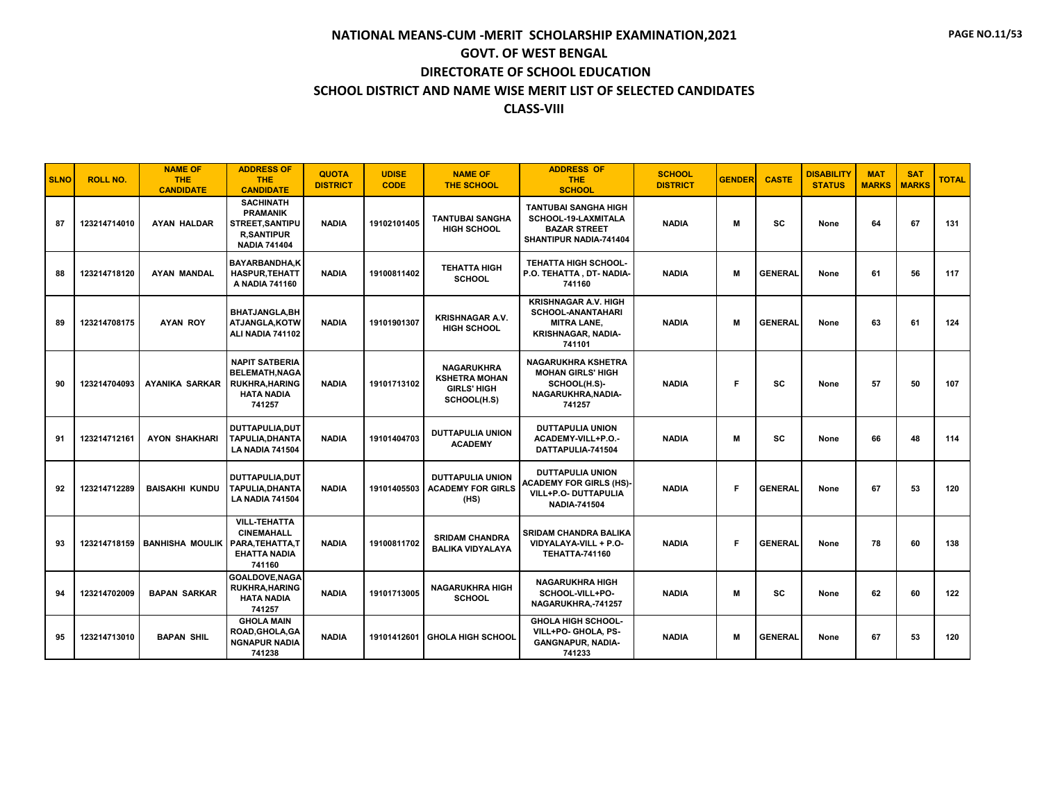# NATIONAL MEANS-CUM -MERIT SCHOLARSHIP EXAMINATION,2021
## GOVT. OF WEST BENGAL
## DIRECTORATE OF SCHOOL EDUCATION
## SCHOOL DISTRICT AND NAME WISE MERIT LIST OF SELECTED CANDIDATES
## CLASS-VIII

| SLNO | ROLL NO. | NAME OF THE CANDIDATE | ADDRESS OF THE CANDIDATE | QUOTA DISTRICT | UDISE CODE | NAME OF THE SCHOOL | ADDRESS OF THE SCHOOL | SCHOOL DISTRICT | GENDER | CASTE | DISABILITY STATUS | MAT MARKS | SAT MARKS | TOTAL |
|---|---|---|---|---|---|---|---|---|---|---|---|---|---|---|
| 87 | 123214714010 | AYAN HALDAR | SACHINATH PRAMANIK STREET,SANTIPUR,SANTIPUR NADIA 741404 | NADIA | 19102101405 | TANTUBAI SANGHA HIGH SCHOOL | TANTUBAI SANGHA HIGH SCHOOL-19-LAXMITALA BAZAR STREET SHANTIPUR NADIA-741404 | NADIA | M | SC | None | 64 | 67 | 131 |
| 88 | 123214718120 | AYAN MANDAL | BAYARBANDHA,KHASPUR,TEHATTA NADIA 741160 | NADIA | 19100811402 | TEHATTA HIGH SCHOOL | TEHATTA HIGH SCHOOL-P.O. TEHATTA , DT- NADIA-741160 | NADIA | M | GENERAL | None | 61 | 56 | 117 |
| 89 | 123214708175 | AYAN ROY | BHATJANGLA,BHATJANGLA,KOTWALI NADIA 741102 | NADIA | 19101901307 | KRISHNAGAR A.V. HIGH SCHOOL | KRISHNAGAR A.V. HIGH SCHOOL-ANANTAHARI MITRA LANE, KRISHNAGAR, NADIA-741101 | NADIA | M | GENERAL | None | 63 | 61 | 124 |
| 90 | 123214704093 | AYANIKA SARKAR | NAPIT SATBERIA BELEMATH,NAGARUKHRA,HARINGHATA NADIA 741257 | NADIA | 19101713102 | NAGARUKHRA KSHETRA MOHAN GIRLS' HIGH SCHOOL(H.S) | NAGARUKHRA KSHETRA MOHAN GIRLS' HIGH SCHOOL(H.S)-NAGARUKHRA,NADIA-741257 | NADIA | F | SC | None | 57 | 50 | 107 |
| 91 | 123214712161 | AYON SHAKHARI | DUTTAPULIA,DUTTAPULIA,DHANTALA NADIA 741504 | NADIA | 19101404703 | DUTTAPULIA UNION ACADEMY | DUTTAPULIA UNION ACADEMY-VILL+P.O.-DATTAPULIA-741504 | NADIA | M | SC | None | 66 | 48 | 114 |
| 92 | 123214712289 | BAISAKHI KUNDU | DUTTAPULIA,DUTTAPULIA,DHANTALA NADIA 741504 | NADIA | 19101405503 | DUTTAPULIA UNION ACADEMY FOR GIRLS (HS) | DUTTAPULIA UNION ACADEMY FOR GIRLS (HS)-VILL+P.O- DUTTAPULIA NADIA-741504 | NADIA | F | GENERAL | None | 67 | 53 | 120 |
| 93 | 123214718159 | BANHISHA MOULIK | VILL-TEHATTA CINEMAHALL PARA,TEHATTA,TEHATTA NADIA 741160 | NADIA | 19100811702 | SRIDAM CHANDRA BALIKA VIDYALAYA | SRIDAM CHANDRA BALIKA VIDYALAYA-VILL + P.O-TEHATTA-741160 | NADIA | F | GENERAL | None | 78 | 60 | 138 |
| 94 | 123214702009 | BAPAN SARKAR | GOALDOVE,NAGARUKHRA,HARINGHATA NADIA 741257 | NADIA | 19101713005 | NAGARUKHRA HIGH SCHOOL | NAGARUKHRA HIGH SCHOOL-VILL+PO-NAGARUKHRA,-741257 | NADIA | M | SC | None | 62 | 60 | 122 |
| 95 | 123214713010 | BAPAN SHIL | GHOLA MAIN ROAD,GHOLA,GANGNAPUR NADIA 741238 | NADIA | 19101412601 | GHOLA HIGH SCHOOL | GHOLA HIGH SCHOOL-VILL+PO- GHOLA, PS-GANGNAPUR, NADIA-741233 | NADIA | M | GENERAL | None | 67 | 53 | 120 |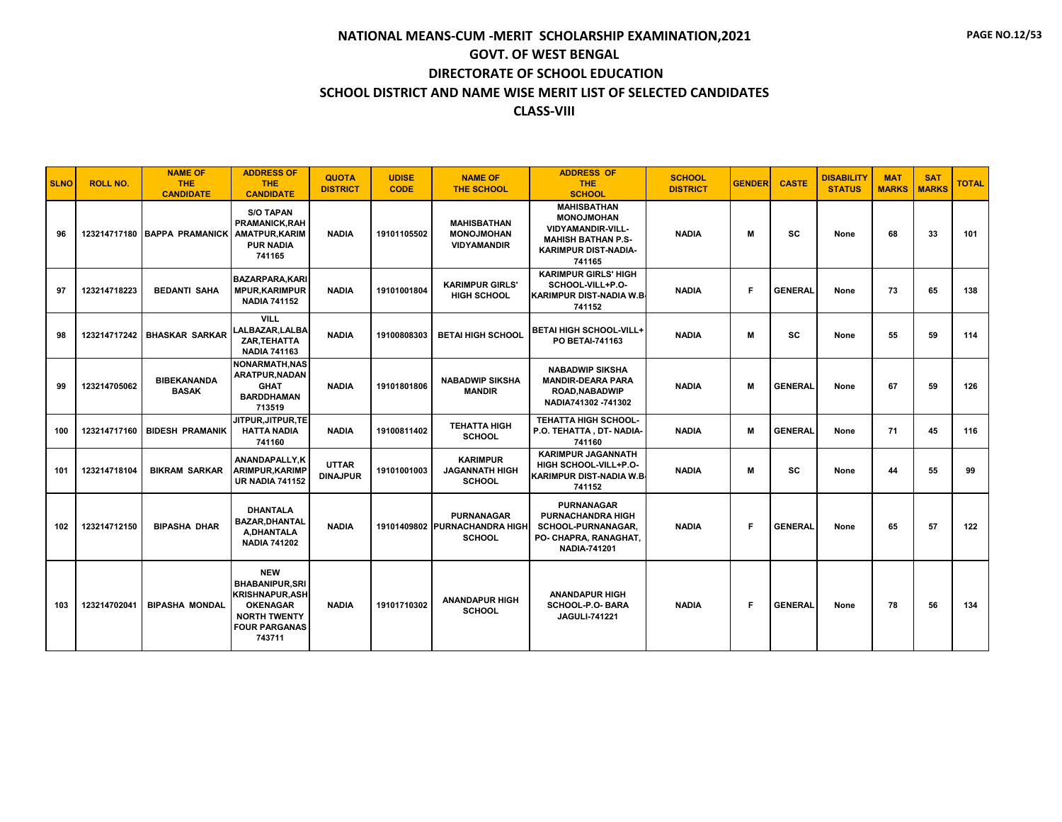# NATIONAL MEANS-CUM -MERIT SCHOLARSHIP EXAMINATION,2021

## GOVT. OF WEST BENGAL

## DIRECTORATE OF SCHOOL EDUCATION

## SCHOOL DISTRICT AND NAME WISE MERIT LIST OF SELECTED CANDIDATES

## CLASS-VIII

| SLNO | ROLL NO. | NAME OF THE CANDIDATE | ADDRESS OF THE CANDIDATE | QUOTA DISTRICT | UDISE CODE | NAME OF THE SCHOOL | ADDRESS OF THE SCHOOL | SCHOOL DISTRICT | GENDER | CASTE | DISABILITY STATUS | MAT MARKS | SAT MARKS | TOTAL |
|---|---|---|---|---|---|---|---|---|---|---|---|---|---|---|
| 96 | 123214717180 | BAPPA PRAMANICK | S/O TAPAN PRAMANICK,RAHAMATPUR,KARIMPUR NADIA 741165 | NADIA | 19101105502 | MAHISBATHAN MONOJMOHAN VIDYAMANDIR | MAHISBATHAN MONOJMOHAN VIDYAMANDIR-VILL-MAHISH BATHAN P.S-KARIMPUR DIST-NADIA-741165 | NADIA | M | SC | None | 68 | 33 | 101 |
| 97 | 123214718223 | BEDANTI SAHA | BAZARPARA,KARIMPUR,KARIMPUR NADIA 741152 | NADIA | 19101001804 | KARIMPUR GIRLS' HIGH SCHOOL | KARIMPUR GIRLS' HIGH SCHOOL-VILL+P.O-KARIMPUR DIST-NADIA W.B-741152 | NADIA | F | GENERAL | None | 73 | 65 | 138 |
| 98 | 123214717242 | BHASKAR SARKAR | VILL LALBAZAR,LALBAZAR,TEHATTA NADIA 741163 | NADIA | 19100808303 | BETAI HIGH SCHOOL | BETAI HIGH SCHOOL-VILL+PO BETAI-741163 | NADIA | M | SC | None | 55 | 59 | 114 |
| 99 | 123214705062 | BIBEKANANDA BASAK | NONARMATH,NASARATPUR,NADANGHAT BARDDHAMAN 713519 | NADIA | 19101801806 | NABADWIP SIKSHA MANDIR | NABADWIP SIKSHA MANDIR-DEARA PARA ROAD,NABADWIP NADIA741302 -741302 | NADIA | M | GENERAL | None | 67 | 59 | 126 |
| 100 | 123214717160 | BIDESH PRAMANIK | JITPUR,JITPUR,TEHATTA NADIA 741160 | NADIA | 19100811402 | TEHATTA HIGH SCHOOL | TEHATTA HIGH SCHOOL-P.O. TEHATTA , DT- NADIA-741160 | NADIA | M | GENERAL | None | 71 | 45 | 116 |
| 101 | 123214718104 | BIKRAM SARKAR | ANANDAPALLY,KARIMPUR,KARIMPUR NADIA 741152 | UTTAR DINAJPUR | 19101001003 | KARIMPUR JAGANNATH HIGH SCHOOL | KARIMPUR JAGANNATH HIGH SCHOOL-VILL+P.O-KARIMPUR DIST-NADIA W.B-741152 | NADIA | M | SC | None | 44 | 55 | 99 |
| 102 | 123214712150 | BIPASHA DHAR | DHANTALA BAZAR,DHANTALA,DHANTALA NADIA 741202 | NADIA | 19101409802 | PURNANAGAR PURNACHANDRA HIGH SCHOOL | PURNANAGAR PURNACHANDRA HIGH SCHOOL-PURNANAGAR, PO- CHAPRA, RANAGHAT, NADIA-741201 | NADIA | F | GENERAL | None | 65 | 57 | 122 |
| 103 | 123214702041 | BIPASHA MONDAL | NEW BHABANIPUR,SRIKRISHNAPUR,ASHOKENAGAR NORTH TWENTY FOUR PARGANAS 743711 | NADIA | 19101710302 | ANANDAPUR HIGH SCHOOL | ANANDAPUR HIGH SCHOOL-P.O- BARA JAGULI-741221 | NADIA | F | GENERAL | None | 78 | 56 | 134 |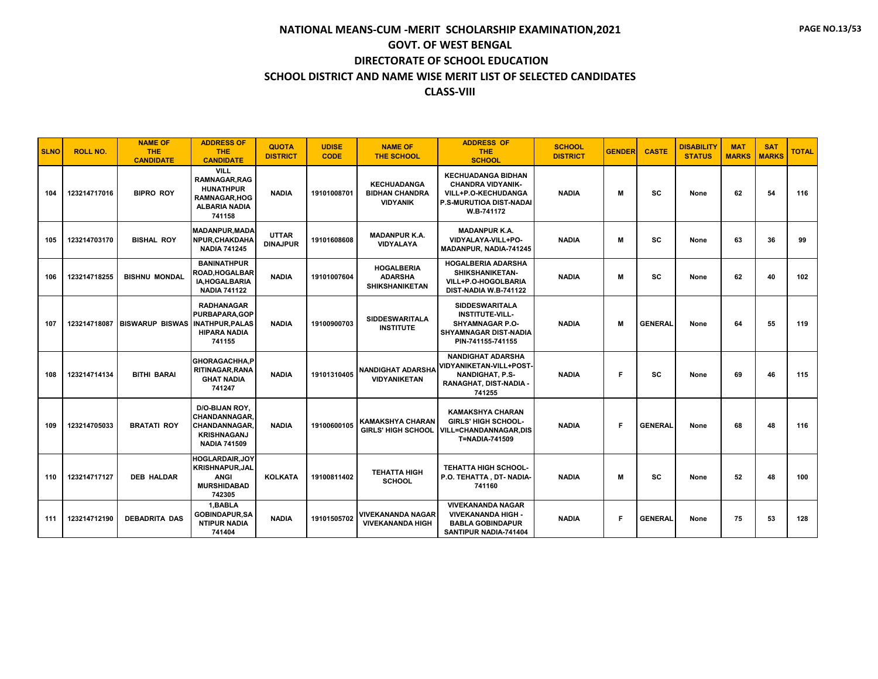# NATIONAL MEANS-CUM -MERIT SCHOLARSHIP EXAMINATION,2021

## GOVT. OF WEST BENGAL

## DIRECTORATE OF SCHOOL EDUCATION

## SCHOOL DISTRICT AND NAME WISE MERIT LIST OF SELECTED CANDIDATES

## CLASS-VIII

| SLNO | ROLL NO. | NAME OF THE CANDIDATE | ADDRESS OF THE CANDIDATE | QUOTA DISTRICT | UDISE CODE | NAME OF THE SCHOOL | ADDRESS OF THE SCHOOL | SCHOOL DISTRICT | GENDER | CASTE | DISABILITY STATUS | MAT MARKS | SAT MARKS | TOTAL |
|---|---|---|---|---|---|---|---|---|---|---|---|---|---|---|
| 104 | 123214717016 | BIPRO ROY | VILL RAMNAGAR,RAGHUNATHPUR RAMNAGAR,HOGALBARIA NADIA 741158 | NADIA | 19101008701 | KECHUADANGA BIDHAN CHANDRA VIDYANIK | KECHUADANGA BIDHAN CHANDRA VIDYANIK-VILL+P.O-KECHUDANGA P.S-MURUTIOA DIST-NADAI W.B-741172 | NADIA | M | SC | None | 62 | 54 | 116 |
| 105 | 123214703170 | BISHAL ROY | MADANPUR,MADANPUR,CHAKDAHA NADIA 741245 | UTTAR DINAJPUR | 19101608608 | MADANPUR K.A. VIDYALAYA | MADANPUR K.A. VIDYALAYA-VILL+PO-MADANPUR, NADIA-741245 | NADIA | M | SC | None | 63 | 36 | 99 |
| 106 | 123214718255 | BISHNU MONDAL | BANINATHPUR ROAD,HOGALBARIA,HOGALBARIA NADIA 741122 | NADIA | 19101007604 | HOGALBERIA ADARSHA SHIKSHANIKETAN | HOGALBERIA ADARSHA SHIKSHANIKETAN-VILL+P.O-HOGOLBARIA DIST-NADIA W.B-741122 | NADIA | M | SC | None | 62 | 40 | 102 |
| 107 | 123214718087 | BISWARUP BISWAS | RADHANAGAR PURBAPARA,GOPINATHPUR,PALASHIPARA NADIA 741155 | NADIA | 19100900703 | SIDDESWARITALA INSTITUTE | SIDDESWARITALA INSTITUTE-VILL-SHYAMNAGAR P.O-SHYAMNAGAR DIST-NADIA PIN-741155-741155 | NADIA | M | GENERAL | None | 64 | 55 | 119 |
| 108 | 123214714134 | BITHI BARAI | GHORAGACHHA,PRITINAGAR,RANAGHAT NADIA 741247 | NADIA | 19101310405 | NANDIGHAT ADARSHA VIDYANIKETAN | NANDIGHAT ADARSHA VIDYANIKETAN-VILL+POST-NANDIGHAT, P.S-RANAGHAT, DIST-NADIA - 741255 | NADIA | F | SC | None | 69 | 46 | 115 |
| 109 | 123214705033 | BRATATI ROY | D/O-BIJAN ROY, CHANDANNAGAR, CHANDANNAGAR, KRISHNAGANJ NADIA 741509 | NADIA | 19100600105 | KAMAKSHYA CHARAN GIRLS' HIGH SCHOOL | KAMAKSHYA CHARAN GIRLS' HIGH SCHOOL-VILL=CHANDANNAGAR,DIST=NADIA-741509 | NADIA | F | GENERAL | None | 68 | 48 | 116 |
| 110 | 123214717127 | DEB HALDAR | HOGLARDAIR,JOYKRISHNAPUR,JALANGI MURSHIDABAD 742305 | KOLKATA | 19100811402 | TEHATTA HIGH SCHOOL | TEHATTA HIGH SCHOOL-P.O. TEHATTA , DT- NADIA-741160 | NADIA | M | SC | None | 52 | 48 | 100 |
| 111 | 123214712190 | DEBADRITA DAS | 1,BABLA GOBINDAPUR,SANTIPUR NADIA 741404 | NADIA | 19101505702 | VIVEKANANDA NAGAR VIVEKANANDA HIGH | VIVEKANANDA NAGAR VIVEKANANDA HIGH - BABLA GOBINDAPUR SANTIPUR NADIA-741404 | NADIA | F | GENERAL | None | 75 | 53 | 128 |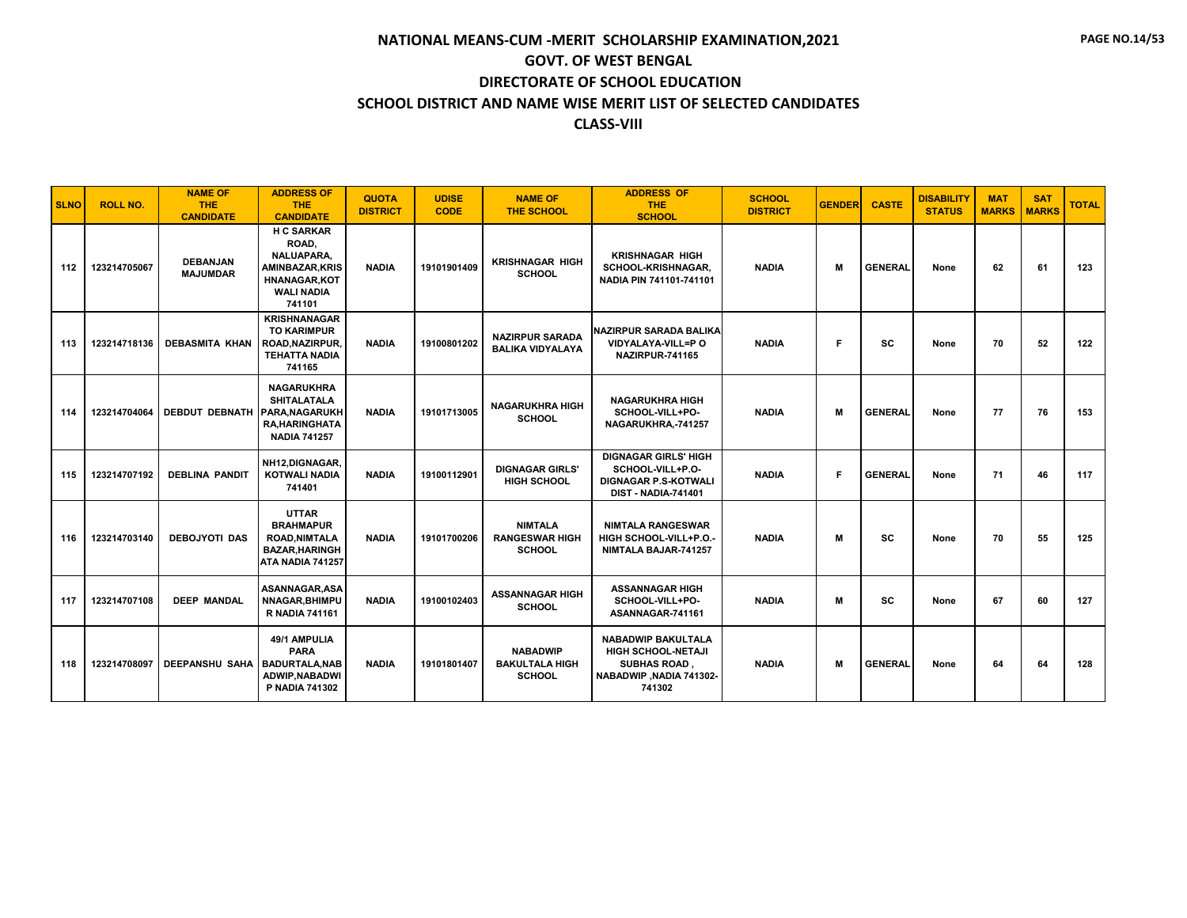# NATIONAL MEANS-CUM -MERIT SCHOLARSHIP EXAMINATION,2021

## GOVT. OF WEST BENGAL

## DIRECTORATE OF SCHOOL EDUCATION

## SCHOOL DISTRICT AND NAME WISE MERIT LIST OF SELECTED CANDIDATES

## CLASS-VIII

| SLNO | ROLL NO. | NAME OF THE CANDIDATE | ADDRESS OF THE CANDIDATE | QUOTA DISTRICT | UDISE CODE | NAME OF THE SCHOOL | ADDRESS OF THE SCHOOL | SCHOOL DISTRICT | GENDER | CASTE | DISABILITY STATUS | MAT MARKS | SAT MARKS | TOTAL |
|---|---|---|---|---|---|---|---|---|---|---|---|---|---|---|
| 112 | 123214705067 | DEBANJAN MAJUMDAR | H C SARKAR ROAD, NALUAPARA, AMINBAZAR,KRISHNANAGAR,KOTWALI NADIA 741101 | NADIA | 19101901409 | KRISHNAGAR HIGH SCHOOL | KRISHNAGAR HIGH SCHOOL-KRISHNAGAR, NADIA PIN 741101-741101 | NADIA | M | GENERAL | None | 62 | 61 | 123 |
| 113 | 123214718136 | DEBASMITA KHAN | KRISHNANAGAR TO KARIMPUR ROAD,NAZIRPUR, TEHATTA NADIA 741165 | NADIA | 19100801202 | NAZIRPUR SARADA BALIKA VIDYALAYA | NAZIRPUR SARADA BALIKA VIDYALAYA-VILL=P O NAZIRPUR-741165 | NADIA | F | SC | None | 70 | 52 | 122 |
| 114 | 123214704064 | DEBDUT DEBNATH | NAGARUKHRA SHITALATALA PARA,NAGARUKHRA,HARINGHATA NADIA 741257 | NADIA | 19101713005 | NAGARUKHRA HIGH SCHOOL | NAGARUKHRA HIGH SCHOOL-VILL+PO-NAGARUKHRA,-741257 | NADIA | M | GENERAL | None | 77 | 76 | 153 |
| 115 | 123214707192 | DEBLINA PANDIT | NH12,DIGNAGAR, KOTWALI NADIA 741401 | NADIA | 19100112901 | DIGNAGAR GIRLS' HIGH SCHOOL | DIGNAGAR GIRLS' HIGH SCHOOL-VILL+P.O-DIGNAGAR P.S-KOTWALI DIST - NADIA-741401 | NADIA | F | GENERAL | None | 71 | 46 | 117 |
| 116 | 123214703140 | DEBOJYOTI DAS | UTTAR BRAHMAPUR ROAD,NIMTALA BAZAR,HARINGHATA NADIA 741257 | NADIA | 19101700206 | NIMTALA RANGESWAR HIGH SCHOOL | NIMTALA RANGESWAR HIGH SCHOOL-VILL+P.O.-NIMTALA BAJAR-741257 | NADIA | M | SC | None | 70 | 55 | 125 |
| 117 | 123214707108 | DEEP MANDAL | ASANNAGAR,ASANNAGAR,BHIMPUR NADIA 741161 | NADIA | 19100102403 | ASSANNAGAR HIGH SCHOOL | ASSANNAGAR HIGH SCHOOL-VILL+PO-ASANNAGAR-741161 | NADIA | M | SC | None | 67 | 60 | 127 |
| 118 | 123214708097 | DEEPANSHU SAHA | 49/1 AMPULIA PARA BADURTALA,NABADWIP,NABADWIP NADIA 741302 | NADIA | 19101801407 | NABADWIP BAKULTALA HIGH SCHOOL | NABADWIP BAKULTALA HIGH SCHOOL-NETAJI SUBHAS ROAD , NABADWIP ,NADIA 741302-741302 | NADIA | M | GENERAL | None | 64 | 64 | 128 |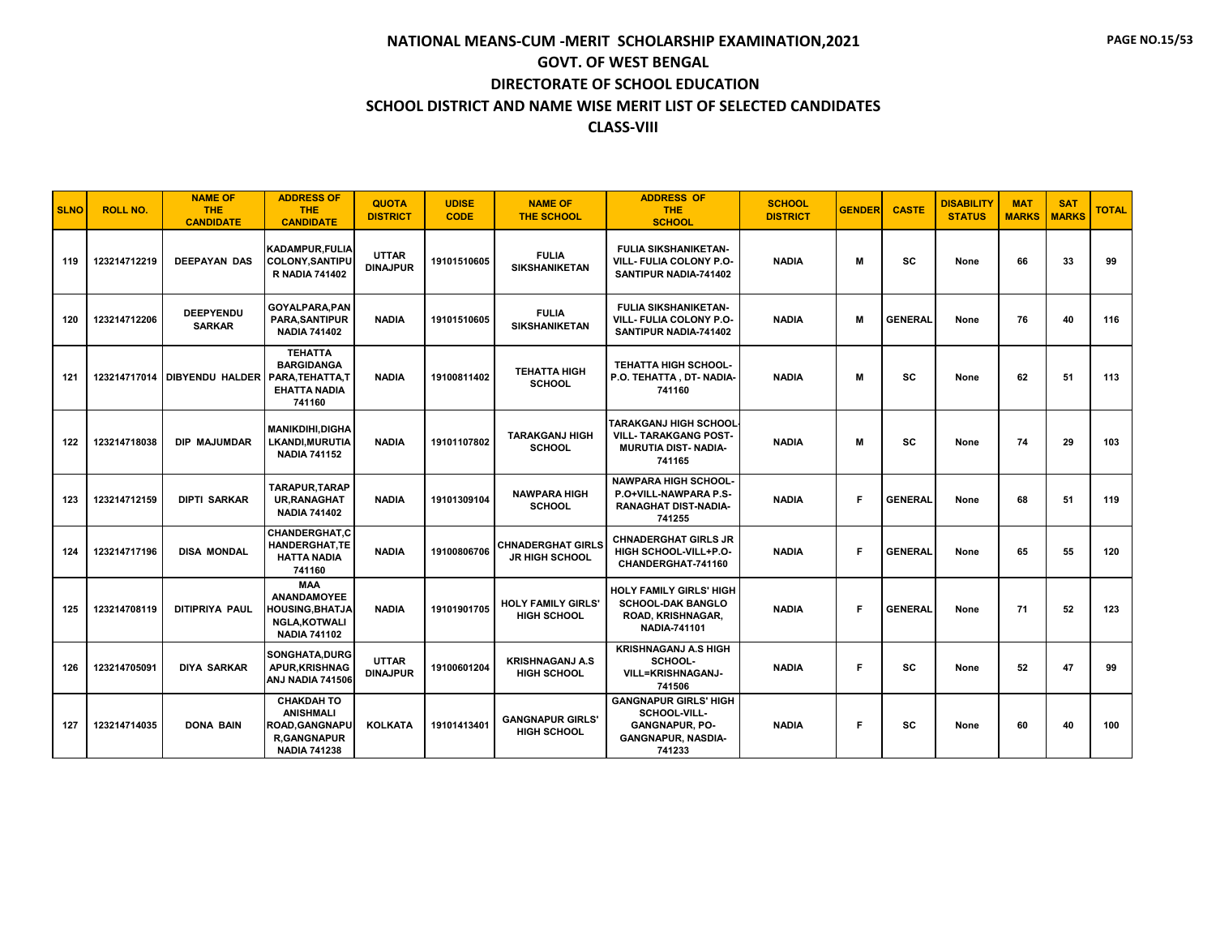# NATIONAL MEANS-CUM -MERIT SCHOLARSHIP EXAMINATION,2021

## GOVT. OF WEST BENGAL

## DIRECTORATE OF SCHOOL EDUCATION

## SCHOOL DISTRICT AND NAME WISE MERIT LIST OF SELECTED CANDIDATES

## CLASS-VIII

| SLNO | ROLL NO. | NAME OF THE CANDIDATE | ADDRESS OF THE CANDIDATE | QUOTA DISTRICT | UDISE CODE | NAME OF THE SCHOOL | ADDRESS OF THE SCHOOL | SCHOOL DISTRICT | GENDER | CASTE | DISABILITY STATUS | MAT MARKS | SAT MARKS | TOTAL |
|---|---|---|---|---|---|---|---|---|---|---|---|---|---|---|
| 119 | 123214712219 | DEEPAYAN DAS | KADAMPUR,FULIA COLONY,SANTIPUR NADIA 741402 | UTTAR DINAJPUR | 19101510605 | FULIA SIKSHANIKETAN | FULIA SIKSHANIKETAN-VILL- FULIA COLONY P.O- SANTIPUR NADIA-741402 | NADIA | M | SC | None | 66 | 33 | 99 |
| 120 | 123214712206 | DEEPYENDU SARKAR | GOYALPARA,PANPARA,SANTIPUR NADIA 741402 | NADIA | 19101510605 | FULIA SIKSHANIKETAN | FULIA SIKSHANIKETAN-VILL- FULIA COLONY P.O- SANTIPUR NADIA-741402 | NADIA | M | GENERAL | None | 76 | 40 | 116 |
| 121 | 123214717014 | DIBYENDU HALDER | TEHATTA BARGIDANGA PARA,TEHATTA,TEHATTA NADIA 741160 | NADIA | 19100811402 | TEHATTA HIGH SCHOOL | TEHATTA HIGH SCHOOL-P.O. TEHATTA , DT- NADIA-741160 | NADIA | M | SC | None | 62 | 51 | 113 |
| 122 | 123214718038 | DIP MAJUMDAR | MANIKDIHI,DIGHALKANDI,MURUTIA NADIA 741152 | NADIA | 19101107802 | TARAKGANJ HIGH SCHOOL | TARAKGANJ HIGH SCHOOL-VILL- TARAKGANG POST-MURUTIA DIST- NADIA-741165 | NADIA | M | SC | None | 74 | 29 | 103 |
| 123 | 123214712159 | DIPTI SARKAR | TARAPUR,TARAPUR,RANAGHAT NADIA 741402 | NADIA | 19101309104 | NAWPARA HIGH SCHOOL | NAWPARA HIGH SCHOOL-P.O+VILL-NAWPARA P.S-RANAGHAT DIST-NADIA-741255 | NADIA | F | GENERAL | None | 68 | 51 | 119 |
| 124 | 123214717196 | DISA MONDAL | CHANDERGHAT,CHANDERGHAT,TEHATTA NADIA 741160 | NADIA | 19100806706 | CHNADERGHAT GIRLS JR HIGH SCHOOL | CHNADERGHAT GIRLS JR HIGH SCHOOL-VILL+P.O-CHANDERGHAT-741160 | NADIA | F | GENERAL | None | 65 | 55 | 120 |
| 125 | 123214708119 | DITIPRIYA PAUL | MAA ANANDAMOYEE HOUSING,BHATJANGLA,KOTWALI NADIA 741102 | NADIA | 19101901705 | HOLY FAMILY GIRLS' HIGH SCHOOL | HOLY FAMILY GIRLS' HIGH SCHOOL-DAK BANGLO ROAD, KRISHNAGAR, NADIA-741101 | NADIA | F | GENERAL | None | 71 | 52 | 123 |
| 126 | 123214705091 | DIYA SARKAR | SONGHATA,DURGAPUR,KRISHNAGANJ NADIA 741506 | UTTAR DINAJPUR | 19100601204 | KRISHNAGANJ A.S HIGH SCHOOL | KRISHNAGANJ A.S HIGH SCHOOL-VILL=KRISHNAGANJ-741506 | NADIA | F | SC | None | 52 | 47 | 99 |
| 127 | 123214714035 | DONA BAIN | CHAKDAH TO ANISHMALI ROAD,GANGNAPUR,GANGNAPUR NADIA 741238 | KOLKATA | 19101413401 | GANGNAPUR GIRLS' HIGH SCHOOL | GANGNAPUR GIRLS' HIGH SCHOOL-VILL-GANGNAPUR, PO-GANGNAPUR, NASDIA-741233 | NADIA | F | SC | None | 60 | 40 | 100 |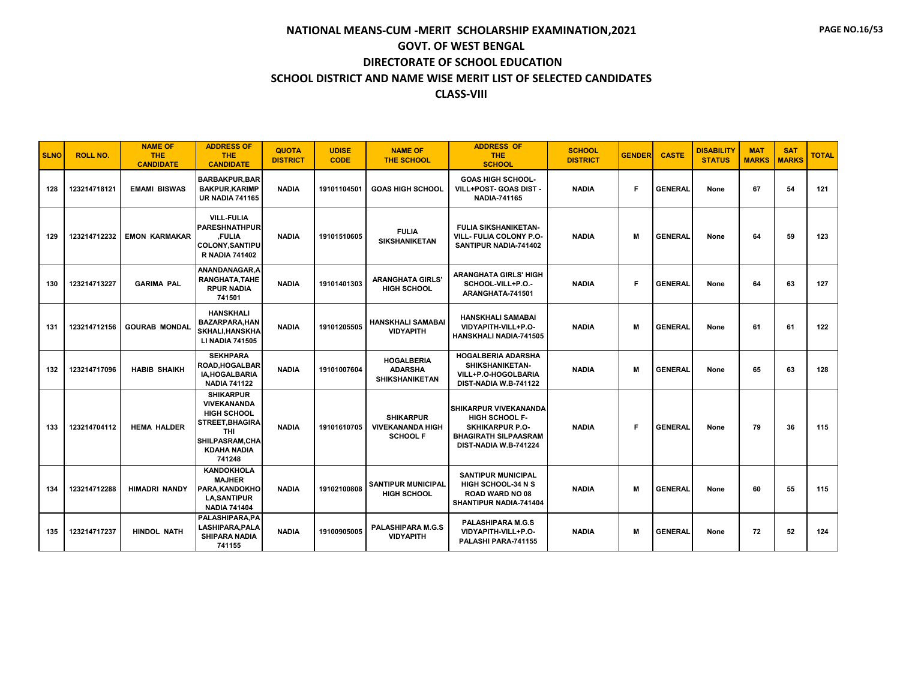# NATIONAL MEANS-CUM -MERIT SCHOLARSHIP EXAMINATION,2021

## GOVT. OF WEST BENGAL

## DIRECTORATE OF SCHOOL EDUCATION

## SCHOOL DISTRICT AND NAME WISE MERIT LIST OF SELECTED CANDIDATES

## CLASS-VIII

| SLNO | ROLL NO. | NAME OF THE CANDIDATE | ADDRESS OF THE CANDIDATE | QUOTA DISTRICT | UDISE CODE | NAME OF THE SCHOOL | ADDRESS OF THE SCHOOL | SCHOOL DISTRICT | GENDER | CASTE | DISABILITY STATUS | MAT MARKS | SAT MARKS | TOTAL |
|---|---|---|---|---|---|---|---|---|---|---|---|---|---|---|
| 128 | 123214718121 | EMAMI BISWAS | BARBAKPUR,BARBAKPUR,KARIMPUR NADIA 741165 | NADIA | 19101104501 | GOAS HIGH SCHOOL | GOAS HIGH SCHOOL-VILL+POST- GOAS DIST -NADIA-741165 | NADIA | F | GENERAL | None | 67 | 54 | 121 |
| 129 | 123214712232 | EMON KARMAKAR | VILL-FULIA PARESHNATHPUR,FULIA COLONY,SANTIPUR NADIA 741402 | NADIA | 19101510605 | FULIA SIKSHANIKETAN | FULIA SIKSHANIKETAN-VILL- FULIA COLONY P.O-SANTIPUR NADIA-741402 | NADIA | M | GENERAL | None | 64 | 59 | 123 |
| 130 | 123214713227 | GARIMA PAL | ANANDANAGAR,ARANGHATA,TAHERPUR NADIA 741501 | NADIA | 19101401303 | ARANGHATA GIRLS' HIGH SCHOOL | ARANGHATA GIRLS' HIGH SCHOOL-VILL+P.O.-ARANGHATA-741501 | NADIA | F | GENERAL | None | 64 | 63 | 127 |
| 131 | 123214712156 | GOURAB MONDAL | HANSKHALI BAZARPARA,HANSKHALI,HANSKHALI NADIA 741505 | NADIA | 19101205505 | HANSKHALI SAMABAI VIDYAPITH | HANSKHALI SAMABAI VIDYAPITH-VILL+P.O-HANSKHALI NADIA-741505 | NADIA | M | GENERAL | None | 61 | 61 | 122 |
| 132 | 123214717096 | HABIB SHAIKH | SEKHPARA ROAD,HOGALBARIA,HOGALBARIA NADIA 741122 | NADIA | 19101007604 | HOGALBERIA ADARSHA SHIKSHANIKETAN | HOGALBERIA ADARSHA SHIKSHANIKETAN-VILL+P.O-HOGOLBARIA DIST-NADIA W.B-741122 | NADIA | M | GENERAL | None | 65 | 63 | 128 |
| 133 | 123214704112 | HEMA HALDER | SHIKARPUR VIVEKANANDA HIGH SCHOOL STREET,BHAGIRATHI SHILPASRAM,CHAKDAHA NADIA 741248 | NADIA | 19101610705 | SHIKARPUR VIVEKANANDA HIGH SCHOOL F | SHIKARPUR VIVEKANANDA HIGH SCHOOL F-SKHIKARPUR P.O-BHAGIRATH SILPAASRAM DIST-NADIA W.B-741224 | NADIA | F | GENERAL | None | 79 | 36 | 115 |
| 134 | 123214712288 | HIMADRI NANDY | KANDOKHOLA MAJHER PARA,KANDOKHOLA,SANTIPUR NADIA 741404 | NADIA | 19102100808 | SANTIPUR MUNICIPAL HIGH SCHOOL | SANTIPUR MUNICIPAL HIGH SCHOOL-34 N S ROAD WARD NO 08 SHANTIPUR NADIA-741404 | NADIA | M | GENERAL | None | 60 | 55 | 115 |
| 135 | 123214717237 | HINDOL NATH | PALASHIPARA,PALASHIPARA,PALASHIPARA NADIA 741155 | NADIA | 19100905005 | PALASHIPARA M.G.S VIDYAPITH | PALASHIPARA M.G.S VIDYAPITH-VILL+P.O-PALASHI PARA-741155 | NADIA | M | GENERAL | None | 72 | 52 | 124 |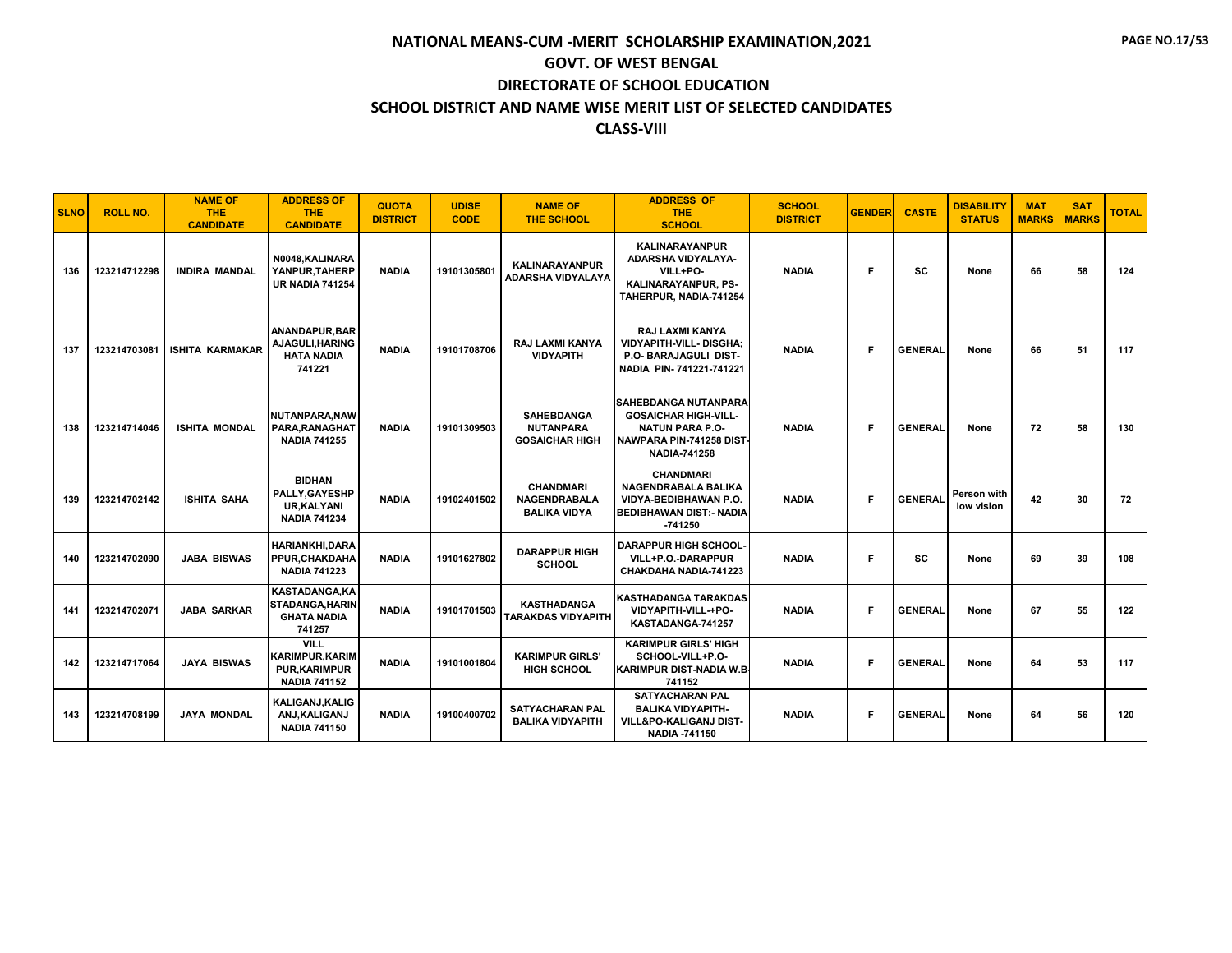# NATIONAL MEANS-CUM -MERIT SCHOLARSHIP EXAMINATION,2021
## GOVT. OF WEST BENGAL
## DIRECTORATE OF SCHOOL EDUCATION
## SCHOOL DISTRICT AND NAME WISE MERIT LIST OF SELECTED CANDIDATES
## CLASS-VIII

| SLNO | ROLL NO. | NAME OF THE CANDIDATE | ADDRESS OF THE CANDIDATE | QUOTA DISTRICT | UDISE CODE | NAME OF THE SCHOOL | ADDRESS OF THE SCHOOL | SCHOOL DISTRICT | GENDER | CASTE | DISABILITY STATUS | MAT MARKS | SAT MARKS | TOTAL |
|---|---|---|---|---|---|---|---|---|---|---|---|---|---|---|
| 136 | 123214712298 | INDIRA MANDAL | N0048,KALINARAYANPUR,TAHERPUR NADIA 741254 | NADIA | 19101305801 | KALINARAYANPUR ADARSHA VIDYALAYA | KALINARAYANPUR ADARSHA VIDYALAYA-VILL+PO-KALINARAYANPUR, PS-TAHERPUR, NADIA-741254 | NADIA | F | SC | None | 66 | 58 | 124 |
| 137 | 123214703081 | ISHITA KARMAKAR | ANANDAPUR,BARAJAGULI,HARINGHATA NADIA 741221 | NADIA | 19101708706 | RAJ LAXMI KANYA VIDYAPITH | RAJ LAXMI KANYA VIDYAPITH-VILL- DISGHA; P.O- BARAJAGULI DIST-NADIA PIN- 741221-741221 | NADIA | F | GENERAL | None | 66 | 51 | 117 |
| 138 | 123214714046 | ISHITA MONDAL | NUTANPARA,NAWPARA,RANAGHAT NADIA 741255 | NADIA | 19101309503 | SAHEBDANGA NUTANPARA GOSAICHAR HIGH | SAHEBDANGA NUTANPARA GOSAICHAR HIGH-VILL-NATUN PARA P.O-NAWPARA PIN-741258 DIST-NADIA-741258 | NADIA | F | GENERAL | None | 72 | 58 | 130 |
| 139 | 123214702142 | ISHITA SAHA | BIDHAN PALLY,GAYESHPUR,KALYANI NADIA 741234 | NADIA | 19102401502 | CHANDMARI NAGENDRABALA BALIKA VIDYA | CHANDMARI NAGENDRABALA BALIKA VIDYA-BEDIBHAWAN P.O. BEDIBHAWAN DIST:- NADIA -741250 | NADIA | F | GENERAL | Person with low vision | 42 | 30 | 72 |
| 140 | 123214702090 | JABA BISWAS | HARIANKHI,DARAPPUR,CHAKDAHA NADIA 741223 | NADIA | 19101627802 | DARAPPUR HIGH SCHOOL | DARAPPUR HIGH SCHOOL-VILL+P.O.-DARAPPUR CHAKDAHA NADIA-741223 | NADIA | F | SC | None | 69 | 39 | 108 |
| 141 | 123214702071 | JABA SARKAR | KASTADANGA,KASTADANGA,HARINGHATA NADIA 741257 | NADIA | 19101701503 | KASTHADANGA TARAKDAS VIDYAPITH | KASTHADANGA TARAKDAS VIDYAPITH-VILL-+PO-KASTADANGA-741257 | NADIA | F | GENERAL | None | 67 | 55 | 122 |
| 142 | 123214717064 | JAYA BISWAS | VILL KARIMPUR,KARIMPUR,KARIMPUR NADIA 741152 | NADIA | 19101001804 | KARIMPUR GIRLS' HIGH SCHOOL | KARIMPUR GIRLS' HIGH SCHOOL-VILL+P.O-KARIMPUR DIST-NADIA W.B-741152 | NADIA | F | GENERAL | None | 64 | 53 | 117 |
| 143 | 123214708199 | JAYA MONDAL | KALIGANJ,KALIGANJ,KALIGANJ NADIA 741150 | NADIA | 19100400702 | SATYACHARAN PAL BALIKA VIDYAPITH | SATYACHARAN PAL BALIKA VIDYAPITH-VILL&PO-KALIGANJ DIST-NADIA -741150 | NADIA | F | GENERAL | None | 64 | 56 | 120 |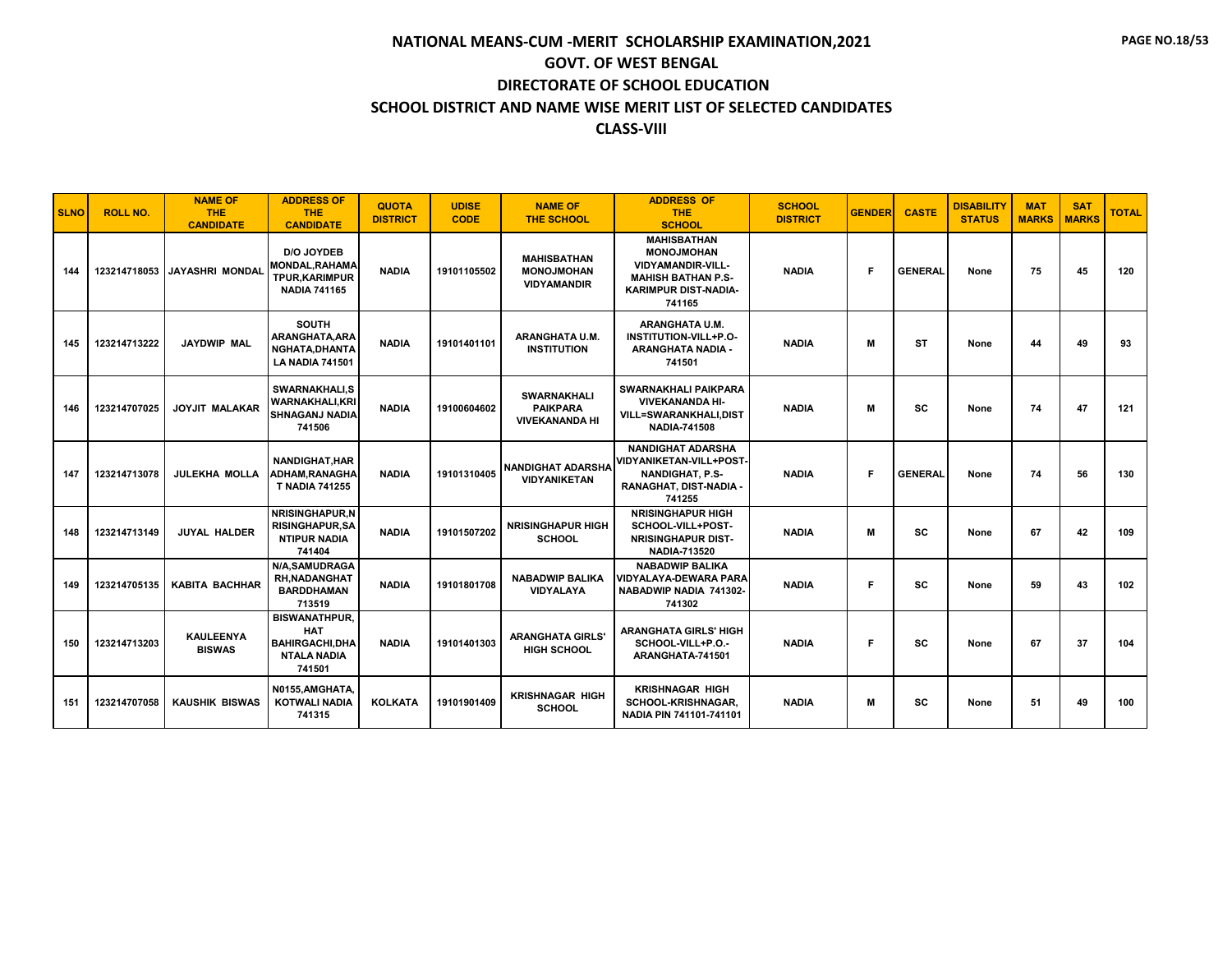# NATIONAL MEANS-CUM -MERIT SCHOLARSHIP EXAMINATION,2021

## GOVT. OF WEST BENGAL

## DIRECTORATE OF SCHOOL EDUCATION

## SCHOOL DISTRICT AND NAME WISE MERIT LIST OF SELECTED CANDIDATES

## CLASS-VIII

| SLNO | ROLL NO. | NAME OF THE CANDIDATE | ADDRESS OF THE CANDIDATE | QUOTA DISTRICT | UDISE CODE | NAME OF THE SCHOOL | ADDRESS OF THE SCHOOL | SCHOOL DISTRICT | GENDER | CASTE | DISABILITY STATUS | MAT MARKS | SAT MARKS | TOTAL |
|---|---|---|---|---|---|---|---|---|---|---|---|---|---|---|
| 144 | 123214718053 | JAYASHRI MONDAL | D/O JOYDEB MONDAL,RAHAMATPUR,KARIMPUR NADIA 741165 | NADIA | 19101105502 | MAHISBATHAN MONOJMOHAN VIDYAMANDIR | MAHISBATHAN MONOJMOHAN VIDYAMANDIR-VILL-MAHISH BATHAN P.S-KARIMPUR DIST-NADIA-741165 | NADIA | F | GENERAL | None | 75 | 45 | 120 |
| 145 | 123214713222 | JAYDWIP MAL | SOUTH ARANGHATA,ARANGHATA,DHANTALA NADIA 741501 | NADIA | 19101401101 | ARANGHATA U.M. INSTITUTION | ARANGHATA U.M. INSTITUTION-VILL+P.O-ARANGHATA NADIA - 741501 | NADIA | M | ST | None | 44 | 49 | 93 |
| 146 | 123214707025 | JOYJIT MALAKAR | SWARNAKHALI,SWARNAKHALI,KRISHNAGANJ NADIA 741506 | NADIA | 19100604602 | SWARNAKHALI PAIKPARA VIVEKANANDA HI | SWARNAKHALI PAIKPARA VIVEKANANDA HI-VILL=SWARANKHALI,DIST NADIA-741508 | NADIA | M | SC | None | 74 | 47 | 121 |
| 147 | 123214713078 | JULEKHA MOLLA | NANDIGHAT,HARADHAM,RANAGHAT NADIA 741255 | NADIA | 19101310405 | NANDIGHAT ADARSHA VIDYANIKETAN | NANDIGHAT ADARSHA VIDYANIKETAN-VILL+POST-NANDIGHAT, P.S-RANAGHAT, DIST-NADIA - 741255 | NADIA | F | GENERAL | None | 74 | 56 | 130 |
| 148 | 123214713149 | JUYAL HALDER | NRISINGHAPUR,NRISINGHAPUR,SANTIPUR NADIA 741404 | NADIA | 19101507202 | NRISINGHAPUR HIGH SCHOOL | NRISINGHAPUR HIGH SCHOOL-VILL+POST-NRISINGHAPUR DIST-NADIA-713520 | NADIA | M | SC | None | 67 | 42 | 109 |
| 149 | 123214705135 | KABITA BACHHAR | N/A,SAMUDRAGARH,NADANGHAT BARDDHAMAN 713519 | NADIA | 19101801708 | NABADWIP BALIKA VIDYALAYA | NABADWIP BALIKA VIDYALAYA-DEWARA PARA NABADWIP NADIA 741302-741302 | NADIA | F | SC | None | 59 | 43 | 102 |
| 150 | 123214713203 | KAULEENYA BISWAS | BISWANATHPUR,HAT BAHIRGACHI,DHANTALA NADIA 741501 | NADIA | 19101401303 | ARANGHATA GIRLS' HIGH SCHOOL | ARANGHATA GIRLS' HIGH SCHOOL-VILL+P.O.-ARANGHATA-741501 | NADIA | F | SC | None | 67 | 37 | 104 |
| 151 | 123214707058 | KAUSHIK BISWAS | N0155,AMGHATA,KOTWALI NADIA 741315 | KOLKATA | 19101901409 | KRISHNAGAR HIGH SCHOOL | KRISHNAGAR HIGH SCHOOL-KRISHNAGAR, NADIA PIN 741101-741101 | NADIA | M | SC | None | 51 | 49 | 100 |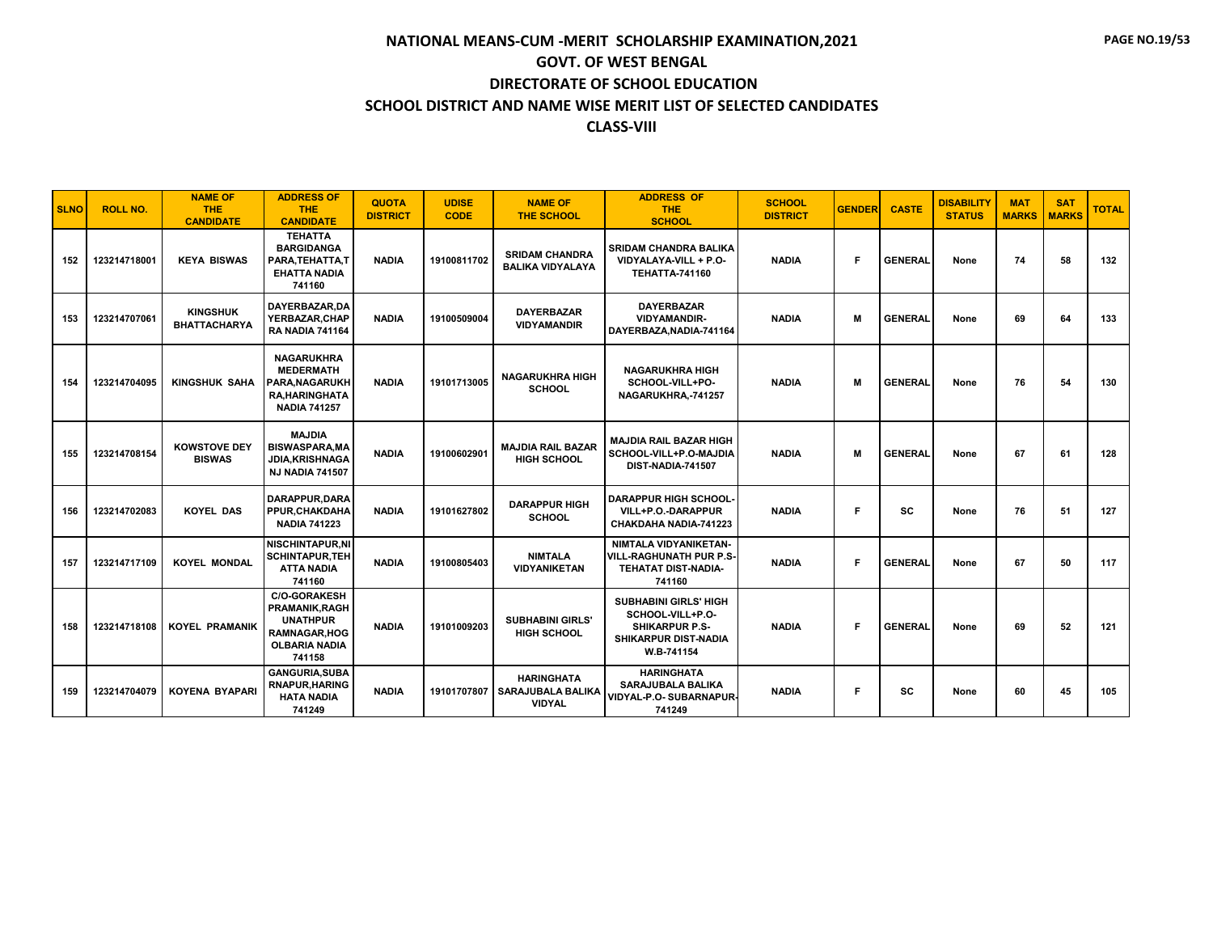# NATIONAL MEANS-CUM -MERIT SCHOLARSHIP EXAMINATION,2021

## GOVT. OF WEST BENGAL

## DIRECTORATE OF SCHOOL EDUCATION

## SCHOOL DISTRICT AND NAME WISE MERIT LIST OF SELECTED CANDIDATES

## CLASS-VIII

| SLNO | ROLL NO. | NAME OF THE CANDIDATE | ADDRESS OF THE CANDIDATE | QUOTA DISTRICT | UDISE CODE | NAME OF THE SCHOOL | ADDRESS OF THE SCHOOL | SCHOOL DISTRICT | GENDER | CASTE | DISABILITY STATUS | MAT MARKS | SAT MARKS | TOTAL |
|---|---|---|---|---|---|---|---|---|---|---|---|---|---|---|
| 152 | 123214718001 | KEYA BISWAS | TEHATTA BARGIDANGA PARA,TEHATTA,TEHATTA NADIA 741160 | NADIA | 19100811702 | SRIDAM CHANDRA BALIKA VIDYALAYA | SRIDAM CHANDRA BALIKA VIDYALAYA-VILL + P.O-TEHATTA-741160 | NADIA | F | GENERAL | None | 74 | 58 | 132 |
| 153 | 123214707061 | KINGSHUK BHATTACHARYA | DAYERBAZAR,DAYERBAZAR,CHAPRA NADIA 741164 | NADIA | 19100509004 | DAYERBAZAR VIDYAMANDIR | DAYERBAZAR VIDYAMANDIR-DAYERBAZA,NADIA-741164 | NADIA | M | GENERAL | None | 69 | 64 | 133 |
| 154 | 123214704095 | KINGSHUK SAHA | NAGARUKHRA MEDERMATH PARA,NAGARUKHRA,HARINGHATA NADIA 741257 | NADIA | 19101713005 | NAGARUKHRA HIGH SCHOOL | NAGARUKHRA HIGH SCHOOL-VILL+PO-NAGARUKHRA,-741257 | NADIA | M | GENERAL | None | 76 | 54 | 130 |
| 155 | 123214708154 | KOWSTOVE DEY BISWAS | MAJDIA BISWASPARA,MAJDIA,KRISHNAGANJ NADIA 741507 | NADIA | 19100602901 | MAJDIA RAIL BAZAR HIGH SCHOOL | MAJDIA RAIL BAZAR HIGH SCHOOL-VILL+P.O-MAJDIA DIST-NADIA-741507 | NADIA | M | GENERAL | None | 67 | 61 | 128 |
| 156 | 123214702083 | KOYEL DAS | DARAPPUR,DARAPPUR,CHAKDAHA NADIA 741223 | NADIA | 19101627802 | DARAPPUR HIGH SCHOOL | DARAPPUR HIGH SCHOOL-VILL+P.O.-DARAPPUR CHAKDAHA NADIA-741223 | NADIA | F | SC | None | 76 | 51 | 127 |
| 157 | 123214717109 | KOYEL MONDAL | NISCHINTAPUR,NISCHINTAPUR,TEHATTA NADIA 741160 | NADIA | 19100805403 | NIMTALA VIDYANIKETAN | NIMTALA VIDYANIKETAN-VILL-RAGHUNATH PUR P.S-TEHATAT DIST-NADIA-741160 | NADIA | F | GENERAL | None | 67 | 50 | 117 |
| 158 | 123214718108 | KOYEL PRAMANIK | C/O-GORAKESH PRAMANIK,RAGHUNATHPUR RAMNAGAR,HOGOLBARIA NADIA 741158 | NADIA | 19101009203 | SUBHABINI GIRLS' HIGH SCHOOL | SUBHABINI GIRLS' HIGH SCHOOL-VILL+P.O-SHIKARPUR P.S-SHIKARPUR DIST-NADIA W.B-741154 | NADIA | F | GENERAL | None | 69 | 52 | 121 |
| 159 | 123214704079 | KOYENA BYAPARI | GANGURIA,SUBARNAPUR,HARINGHATA NADIA 741249 | NADIA | 19101707807 | HARINGHATA SARAJUBALA BALIKA VIDYAL | HARINGHATA SARAJUBALA BALIKA VIDYAL-P.O- SUBARNAPUR-741249 | NADIA | F | SC | None | 60 | 45 | 105 |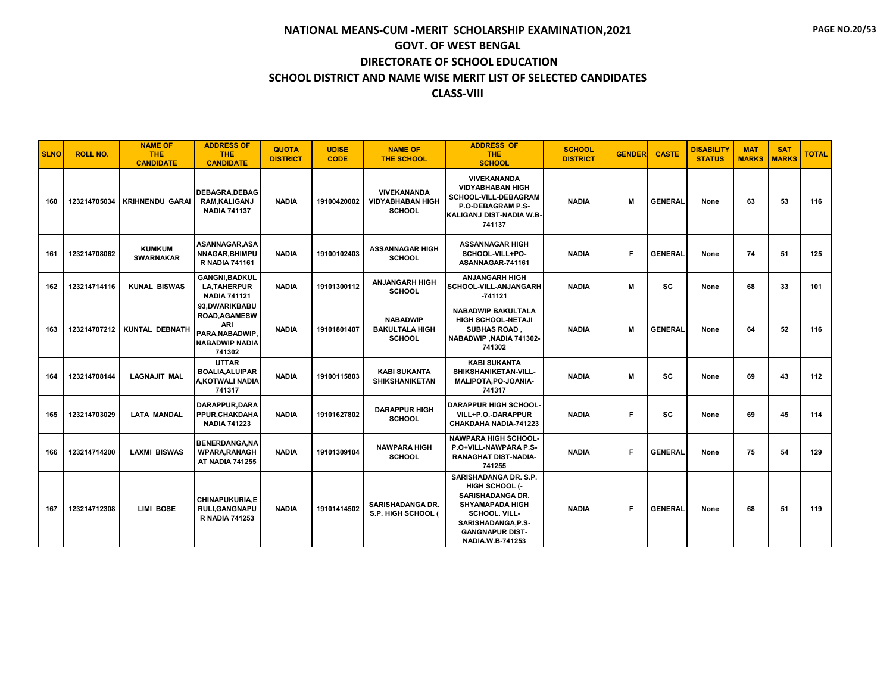# NATIONAL MEANS-CUM -MERIT SCHOLARSHIP EXAMINATION,2021

## GOVT. OF WEST BENGAL

## DIRECTORATE OF SCHOOL EDUCATION

## SCHOOL DISTRICT AND NAME WISE MERIT LIST OF SELECTED CANDIDATES

## CLASS-VIII

| SLNO | ROLL NO. | NAME OF THE CANDIDATE | ADDRESS OF THE CANDIDATE | QUOTA DISTRICT | UDISE CODE | NAME OF THE SCHOOL | ADDRESS OF THE SCHOOL | SCHOOL DISTRICT | GENDER | CASTE | DISABILITY STATUS | MAT MARKS | SAT MARKS | TOTAL |
|---|---|---|---|---|---|---|---|---|---|---|---|---|---|---|
| 160 | 123214705034 | KRIHNENDU GARAI | DEBAGRA,DEBAGRAM,KALIGANJ NADIA 741137 | NADIA | 19100420002 | VIVEKANANDA VIDYABHABAN HIGH SCHOOL | VIVEKANANDA VIDYABHABAN HIGH SCHOOL-VILL-DEBAGRAM P.O-DEBAGRAM P.S-KALIGANJ DIST-NADIA W.B-741137 | NADIA | M | GENERAL | None | 63 | 53 | 116 |
| 161 | 123214708062 | KUMKUM SWARNAKAR | ASANNAGAR,ASANNAGAR,BHIMPUR NADIA 741161 | NADIA | 19100102403 | ASSANNAGAR HIGH SCHOOL | ASSANNAGAR HIGH SCHOOL-VILL+PO-ASANNAGAR-741161 | NADIA | F | GENERAL | None | 74 | 51 | 125 |
| 162 | 123214714116 | KUNAL BISWAS | GANGNI,BADKULLA,TAHERPUR NADIA 741121 | NADIA | 19101300112 | ANJANGARH HIGH SCHOOL | ANJANGARH HIGH SCHOOL-VILL-ANJANGARH -741121 | NADIA | M | SC | None | 68 | 33 | 101 |
| 163 | 123214707212 | KUNTAL DEBNATH | 93,DWARIKBABU ROAD,AGAMESWARI PARA,NABADWIP,NABADWIP NADIA 741302 | NADIA | 19101801407 | NABADWIP BAKULTALA HIGH SCHOOL | NABADWIP BAKULTALA HIGH SCHOOL-NETAJI SUBHAS ROAD , NABADWIP ,NADIA 741302-741302 | NADIA | M | GENERAL | None | 64 | 52 | 116 |
| 164 | 123214708144 | LAGNAJIT MAL | UTTAR BOALIA,ALUIPARA,KOTWALI NADIA 741317 | NADIA | 19100115803 | KABI SUKANTA SHIKSHANIKETAN | KABI SUKANTA SHIKSHANIKETAN-VILL-MALIPOTA,PO-JOANIA-741317 | NADIA | M | SC | None | 69 | 43 | 112 |
| 165 | 123214703029 | LATA MANDAL | DARAPPUR,DARAPPUR,CHAKDAHA NADIA 741223 | NADIA | 19101627802 | DARAPPUR HIGH SCHOOL | DARAPPUR HIGH SCHOOL-VILL+P.O.-DARAPPUR CHAKDAHA NADIA-741223 | NADIA | F | SC | None | 69 | 45 | 114 |
| 166 | 123214714200 | LAXMI BISWAS | BENERDANGA,NAWPARA,RANAGHAT NADIA 741255 | NADIA | 19101309104 | NAWPARA HIGH SCHOOL | NAWPARA HIGH SCHOOL-P.O+VILL-NAWPARA P.S-RANAGHAT DIST-NADIA-741255 | NADIA | F | GENERAL | None | 75 | 54 | 129 |
| 167 | 123214712308 | LIMI BOSE | CHINAPUKURIA,ERULI,GANGNAPUR NADIA 741253 | NADIA | 19101414502 | SARISHADANGA DR. S.P. HIGH SCHOOL ( | SARISHADANGA DR. S.P. HIGH SCHOOL (-SARISHADANGA DR. SHYAMAPADA HIGH SCHOOL. VILL-SARISHADANGA,P.S-GANGNAPUR DIST-NADIA.W.B-741253 | NADIA | F | GENERAL | None | 68 | 51 | 119 |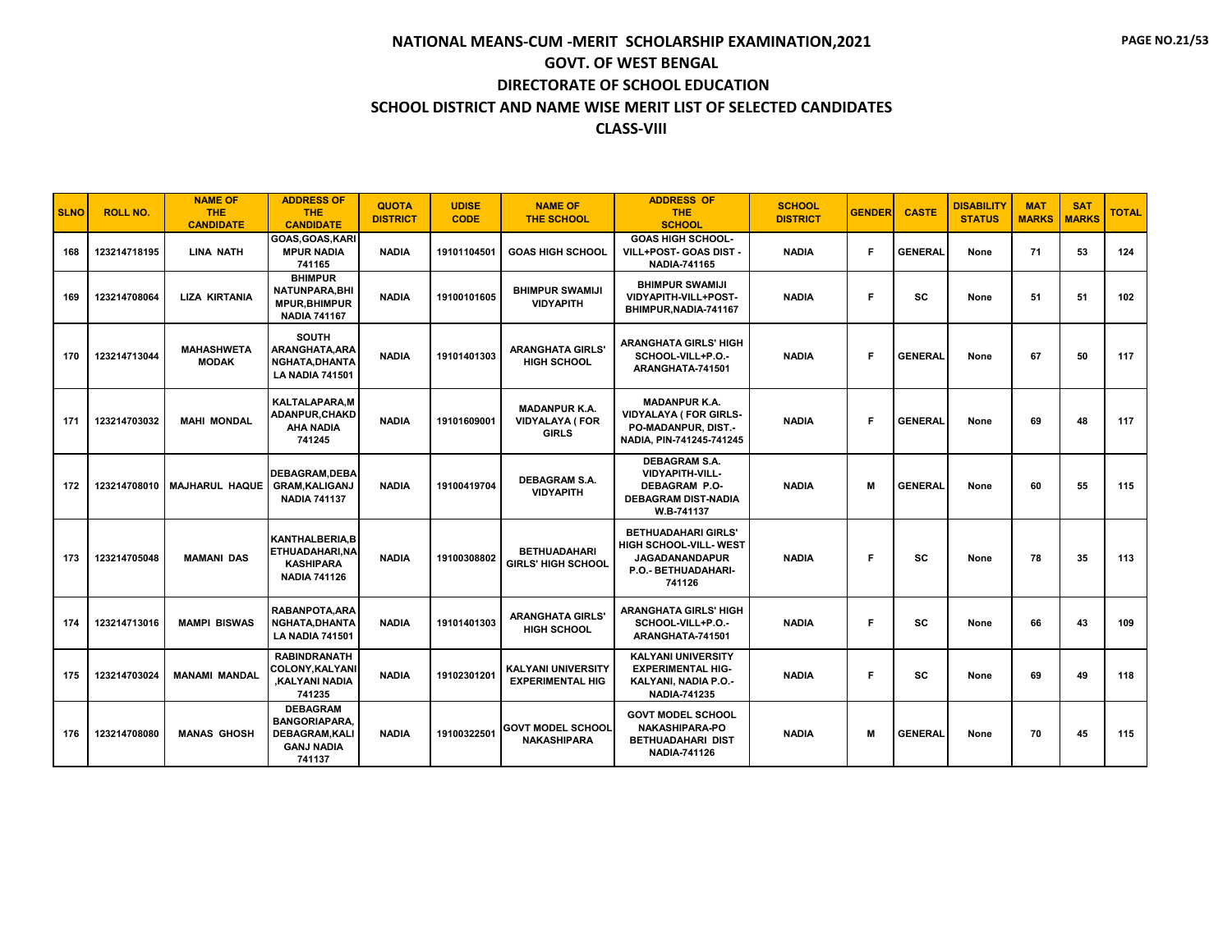# NATIONAL MEANS-CUM -MERIT SCHOLARSHIP EXAMINATION,2021

## GOVT. OF WEST BENGAL

## DIRECTORATE OF SCHOOL EDUCATION

## SCHOOL DISTRICT AND NAME WISE MERIT LIST OF SELECTED CANDIDATES

## CLASS-VIII

| SLNO | ROLL NO. | NAME OF THE CANDIDATE | ADDRESS OF THE CANDIDATE | QUOTA DISTRICT | UDISE CODE | NAME OF THE SCHOOL | ADDRESS OF THE SCHOOL | SCHOOL DISTRICT | GENDER | CASTE | DISABILITY STATUS | MAT MARKS | SAT MARKS | TOTAL |
|---|---|---|---|---|---|---|---|---|---|---|---|---|---|---|
| 168 | 123214718195 | LINA NATH | GOAS,GOAS,KARIMPUR NADIA 741165 | NADIA | 19101104501 | GOAS HIGH SCHOOL | GOAS HIGH SCHOOL-VILL+POST- GOAS DIST - NADIA-741165 | NADIA | F | GENERAL | None | 71 | 53 | 124 |
| 169 | 123214708064 | LIZA KIRTANIA | BHIMPUR NATUNPARA,BHIMPUR,BHIMPUR NADIA 741167 | NADIA | 19100101605 | BHIMPUR SWAMIJI VIDYAPITH | BHIMPUR SWAMIJI VIDYAPITH-VILL+POST-BHIMPUR,NADIA-741167 | NADIA | F | SC | None | 51 | 51 | 102 |
| 170 | 123214713044 | MAHASHWETA MODAK | SOUTH ARANGHATA,ARANGHATA,DHANTALA NADIA 741501 | NADIA | 19101401303 | ARANGHATA GIRLS' HIGH SCHOOL | ARANGHATA GIRLS' HIGH SCHOOL-VILL+P.O.-ARANGHATA-741501 | NADIA | F | GENERAL | None | 67 | 50 | 117 |
| 171 | 123214703032 | MAHI MONDAL | KALTALAPARA,MADANPUR,CHAKDAHA NADIA 741245 | NADIA | 19101609001 | MADANPUR K.A. VIDYALAYA ( FOR GIRLS | MADANPUR K.A. VIDYALAYA ( FOR GIRLS-PO-MADANPUR, DIST.-NADIA, PIN-741245-741245 | NADIA | F | GENERAL | None | 69 | 48 | 117 |
| 172 | 123214708010 | MAJHARUL HAQUE | DEBAGRAM,DEBAGRAM,KALIGANJ NADIA 741137 | NADIA | 19100419704 | DEBAGRAM S.A. VIDYAPITH | DEBAGRAM S.A. VIDYAPITH-VILL-DEBAGRAM P.O-DEBAGRAM DIST-NADIA W.B-741137 | NADIA | M | GENERAL | None | 60 | 55 | 115 |
| 173 | 123214705048 | MAMANI DAS | KANTHALBERIA,BETHUADAHARI,NAKASHIPARA NADIA 741126 | NADIA | 19100308802 | BETHUADAHARI GIRLS' HIGH SCHOOL | BETHUADAHARI GIRLS' HIGH SCHOOL-VILL- WEST JAGADANANDAPUR P.O.- BETHUADAHARI-741126 | NADIA | F | SC | None | 78 | 35 | 113 |
| 174 | 123214713016 | MAMPI BISWAS | RABANPOTA,ARANGHATA,DHANTALA NADIA 741501 | NADIA | 19101401303 | ARANGHATA GIRLS' HIGH SCHOOL | ARANGHATA GIRLS' HIGH SCHOOL-VILL+P.O.-ARANGHATA-741501 | NADIA | F | SC | None | 66 | 43 | 109 |
| 175 | 123214703024 | MANAMI MANDAL | RABINDRANATH COLONY,KALYANI,KALYANI NADIA 741235 | NADIA | 19102301201 | KALYANI UNIVERSITY EXPERIMENTAL HIG | KALYANI UNIVERSITY EXPERIMENTAL HIG-KALYANI, NADIA P.O.-NADIA-741235 | NADIA | F | SC | None | 69 | 49 | 118 |
| 176 | 123214708080 | MANAS GHOSH | DEBAGRAM BANGORIAPARA,DEBAGRAM,KALIGANJ NADIA 741137 | NADIA | 19100322501 | GOVT MODEL SCHOOL NAKASHIPARA | GOVT MODEL SCHOOL NAKASHIPARA-PO BETHUADAHARI DIST NADIA-741126 | NADIA | M | GENERAL | None | 70 | 45 | 115 |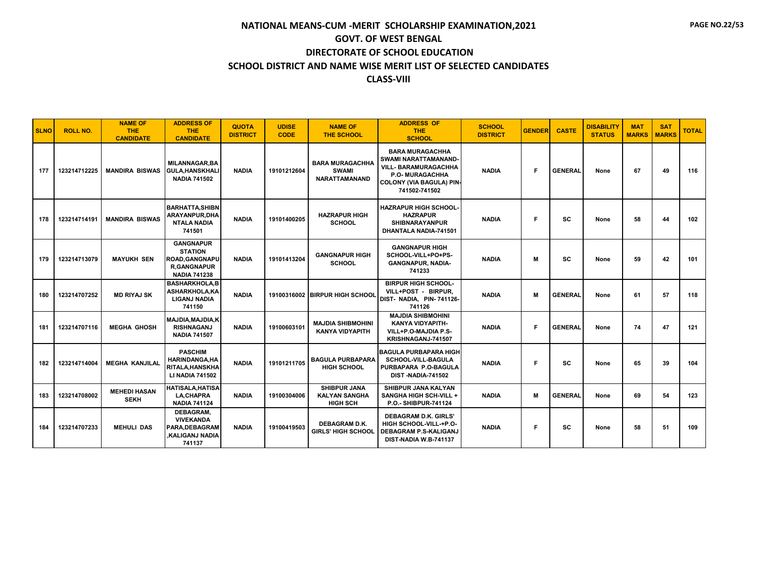# NATIONAL MEANS-CUM -MERIT SCHOLARSHIP EXAMINATION,2021
## GOVT. OF WEST BENGAL
## DIRECTORATE OF SCHOOL EDUCATION
## SCHOOL DISTRICT AND NAME WISE MERIT LIST OF SELECTED CANDIDATES
## CLASS-VIII

| SLNO | ROLL NO. | NAME OF THE CANDIDATE | ADDRESS OF THE CANDIDATE | QUOTA DISTRICT | UDISE CODE | NAME OF THE SCHOOL | ADDRESS OF THE SCHOOL | SCHOOL DISTRICT | GENDER | CASTE | DISABILITY STATUS | MAT MARKS | SAT MARKS | TOTAL |
|---|---|---|---|---|---|---|---|---|---|---|---|---|---|---|
| 177 | 123214712225 | MANDIRA BISWAS | MILANNAGAR,BAGULA,HANSKHALI NADIA 741502 | NADIA | 19101212604 | BARA MURAGACHHA SWAMI NARATTAMANAND | BARA MURAGACHHA SWAMI NARATTAMANAND-VILL- BARAMURAGACHHA P.O- MURAGACHHA COLONY (VIA BAGULA) PIN-741502-741502 | NADIA | F | GENERAL | None | 67 | 49 | 116 |
| 178 | 123214714191 | MANDIRA BISWAS | BARHATTA,SHIBNARAYANPUR,DHANTALA NADIA 741501 | NADIA | 19101400205 | HAZRAPUR HIGH SCHOOL | HAZRAPUR HIGH SCHOOL-HAZRAPUR SHIBNARAYANPUR DHANTALA NADIA-741501 | NADIA | F | SC | None | 58 | 44 | 102 |
| 179 | 123214713079 | MAYUKH SEN | GANGNAPUR STATION ROAD,GANGNAPUR,GANGNAPUR NADIA 741238 | NADIA | 19101413204 | GANGNAPUR HIGH SCHOOL | GANGNAPUR HIGH SCHOOL-VILL+PO+PS-GANGNAPUR, NADIA-741233 | NADIA | M | SC | None | 59 | 42 | 101 |
| 180 | 123214707252 | MD RIYAJ SK | BASHARKHOLA,BASHARKHOLA,KALIGANJ NADIA 741150 | NADIA | 19100316002 | BIRPUR HIGH SCHOOL | BIRPUR HIGH SCHOOL-VILL+POST - BIRPUR, DIST- NADIA, PIN- 741126-741126 | NADIA | M | GENERAL | None | 61 | 57 | 118 |
| 181 | 123214707116 | MEGHA GHOSH | MAJDIA,MAJDIA,KRISHNAGANJ NADIA 741507 | NADIA | 19100603101 | MAJDIA SHIBMOHINI KANYA VIDYAPITH | MAJDIA SHIBMOHINI KANYA VIDYAPITH-VILL+P.O-MAJDIA P.S-KRISHNAGANJ-741507 | NADIA | F | GENERAL | None | 74 | 47 | 121 |
| 182 | 123214714004 | MEGHA KANJILAL | PASCHIM HARINDANGA,HARITALA,HANSKHALI NADIA 741502 | NADIA | 19101211705 | BAGULA PURBAPARA HIGH SCHOOL | BAGULA PURBAPARA HIGH SCHOOL-VILL-BAGULA PURBAPARA P.O-BAGULA DIST -NADIA-741502 | NADIA | F | SC | None | 65 | 39 | 104 |
| 183 | 123214708002 | MEHEDI HASAN SEKH | HATISALA,HATISALA,CHAPRA NADIA 741124 | NADIA | 19100304006 | SHIBPUR JANA KALYAN SANGHA HIGH SCH | SHIBPUR JANA KALYAN SANGHA HIGH SCH-VILL + P.O.- SHIBPUR-741124 | NADIA | M | GENERAL | None | 69 | 54 | 123 |
| 184 | 123214707233 | MEHULI DAS | DEBAGRAM, VIVEKANDA PARA,DEBAGRAM ,KALIGANJ NADIA 741137 | NADIA | 19100419503 | DEBAGRAM D.K. GIRLS' HIGH SCHOOL | DEBAGRAM D.K. GIRLS' HIGH SCHOOL-VILL-+P.O-DEBAGRAM P.S-KALIGANJ DIST-NADIA W.B-741137 | NADIA | F | SC | None | 58 | 51 | 109 |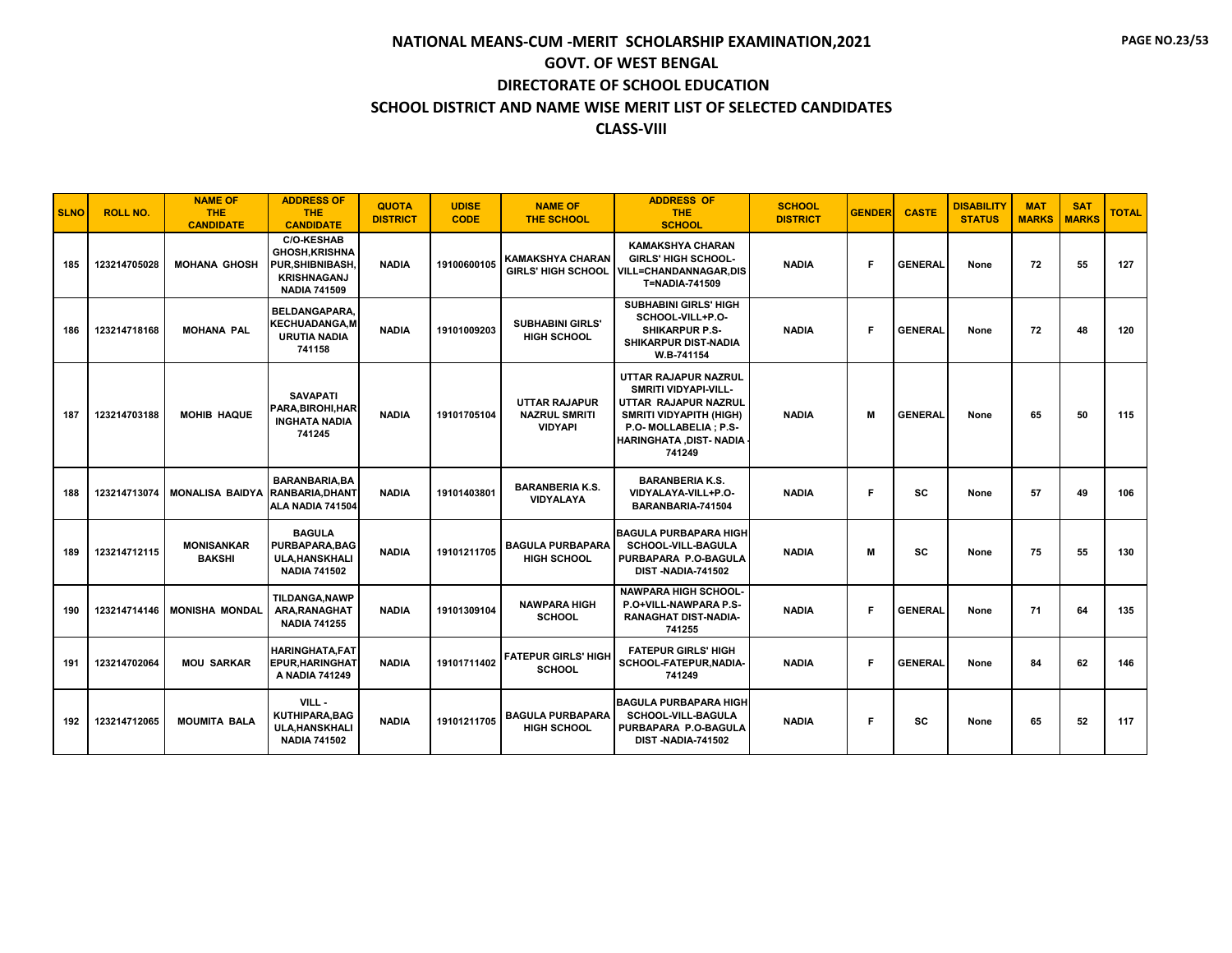# NATIONAL MEANS-CUM -MERIT SCHOLARSHIP EXAMINATION,2021

## GOVT. OF WEST BENGAL

## DIRECTORATE OF SCHOOL EDUCATION

## SCHOOL DISTRICT AND NAME WISE MERIT LIST OF SELECTED CANDIDATES

## CLASS-VIII

| SLNO | ROLL NO. | NAME OF THE CANDIDATE | ADDRESS OF THE CANDIDATE | QUOTA DISTRICT | UDISE CODE | NAME OF THE SCHOOL | ADDRESS OF THE SCHOOL | SCHOOL DISTRICT | GENDER | CASTE | DISABILITY STATUS | MAT MARKS | SAT MARKS | TOTAL |
|---|---|---|---|---|---|---|---|---|---|---|---|---|---|---|
| 185 | 123214705028 | MOHANA GHOSH | C/O-KESHAB GHOSH,KRISHNA PUR,SHIBNIBASH, KRISHNAGANJ NADIA 741509 | NADIA | 19100600105 | KAMAKSHYA CHARAN GIRLS' HIGH SCHOOL | KAMAKSHYA CHARAN GIRLS' HIGH SCHOOL-VILL=CHANDANNAGAR,DIST=NADIA-741509 | NADIA | F | GENERAL | None | 72 | 55 | 127 |
| 186 | 123214718168 | MOHANA PAL | BELDANGAPARA, KECHUADANGA,MURUTIA NADIA 741158 | NADIA | 19101009203 | SUBHABINI GIRLS' HIGH SCHOOL | SUBHABINI GIRLS' HIGH SCHOOL-VILL+P.O-SHIKARPUR P.S-SHIKARPUR DIST-NADIA W.B-741154 | NADIA | F | GENERAL | None | 72 | 48 | 120 |
| 187 | 123214703188 | MOHIB HAQUE | SAVAPATI PARA,BIROHI,HARINGHATA NADIA 741245 | NADIA | 19101705104 | UTTAR RAJAPUR NAZRUL SMRITI VIDYAPI | UTTAR RAJAPUR NAZRUL SMRITI VIDYAPI-VILL-UTTAR RAJAPUR NAZRUL SMRITI VIDYAPITH (HIGH) P.O- MOLLABELIA ; P.S-HARINGHATA ,DIST- NADIA - 741249 | NADIA | M | GENERAL | None | 65 | 50 | 115 |
| 188 | 123214713074 | MONALISA BAIDYA | BARANBARIA,BARANBARIA,DHANTALA NADIA 741504 | NADIA | 19101403801 | BARANBERIA K.S. VIDYALAYA | BARANBERIA K.S. VIDYALAYA-VILL+P.O-BARANBARIA-741504 | NADIA | F | SC | None | 57 | 49 | 106 |
| 189 | 123214712115 | MONISANKAR BAKSHI | BAGULA PURBAPARA,BAGULA,HANSKHALI NADIA 741502 | NADIA | 19101211705 | BAGULA PURBAPARA HIGH SCHOOL | BAGULA PURBAPARA HIGH SCHOOL-VILL-BAGULA PURBAPARA P.O-BAGULA DIST -NADIA-741502 | NADIA | M | SC | None | 75 | 55 | 130 |
| 190 | 123214714146 | MONISHA MONDAL | TILDANGA,NAWPARA,RANAGHAT NADIA 741255 | NADIA | 19101309104 | NAWPARA HIGH SCHOOL | NAWPARA HIGH SCHOOL-P.O+VILL-NAWPARA P.S-RANAGHAT DIST-NADIA-741255 | NADIA | F | GENERAL | None | 71 | 64 | 135 |
| 191 | 123214702064 | MOU SARKAR | HARINGHATA,FATEPUR,HARINGHATA NADIA 741249 | NADIA | 19101711402 | FATEPUR GIRLS' HIGH SCHOOL | FATEPUR GIRLS' HIGH SCHOOL-FATEPUR,NADIA-741249 | NADIA | F | GENERAL | None | 84 | 62 | 146 |
| 192 | 123214712065 | MOUMITA BALA | VILL - KUTHIPARA,BAGULA,HANSKHALI NADIA 741502 | NADIA | 19101211705 | BAGULA PURBAPARA HIGH SCHOOL | BAGULA PURBAPARA HIGH SCHOOL-VILL-BAGULA PURBAPARA P.O-BAGULA DIST -NADIA-741502 | NADIA | F | SC | None | 65 | 52 | 117 |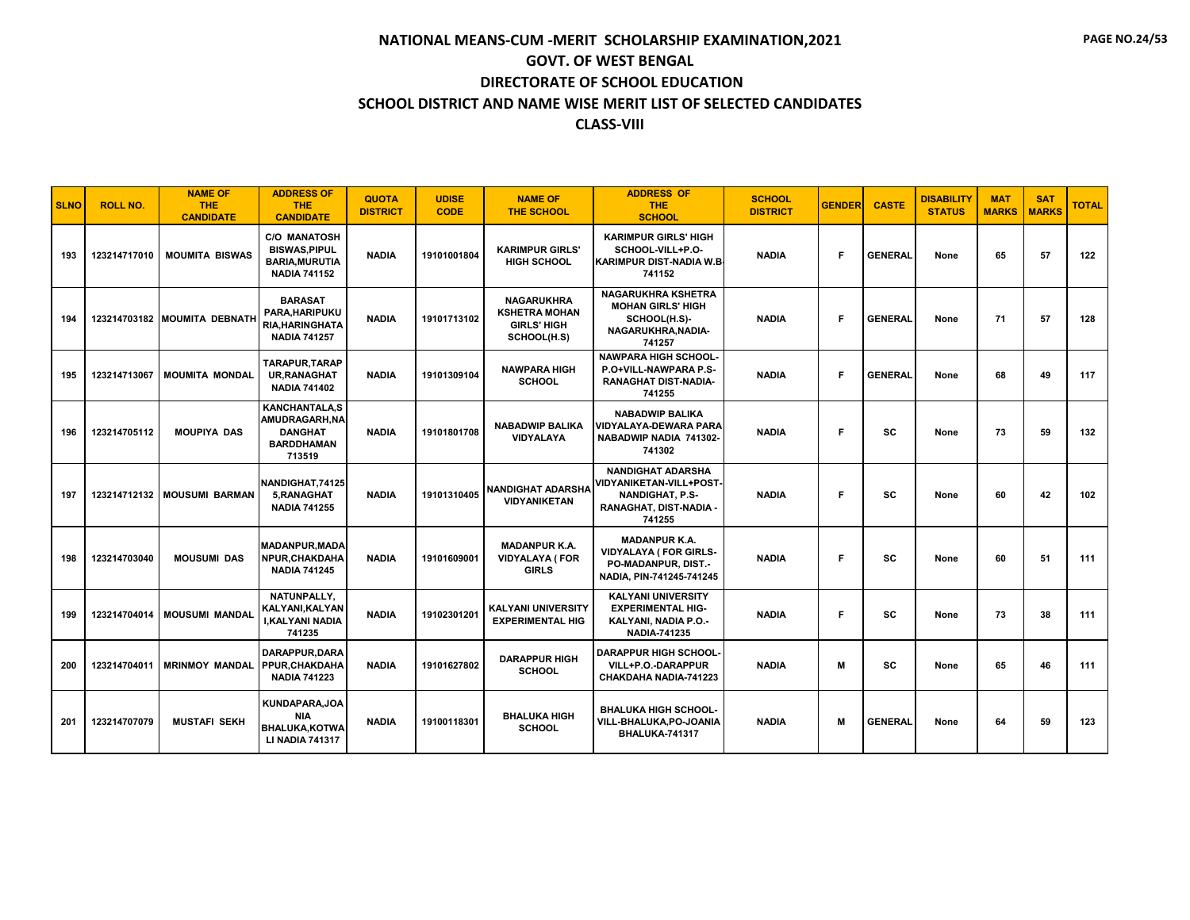# NATIONAL MEANS-CUM -MERIT SCHOLARSHIP EXAMINATION,2021

## GOVT. OF WEST BENGAL

## DIRECTORATE OF SCHOOL EDUCATION

## SCHOOL DISTRICT AND NAME WISE MERIT LIST OF SELECTED CANDIDATES

## CLASS-VIII

| SLNO | ROLL NO. | NAME OF THE CANDIDATE | ADDRESS OF THE CANDIDATE | QUOTA DISTRICT | UDISE CODE | NAME OF THE SCHOOL | ADDRESS OF THE SCHOOL | SCHOOL DISTRICT | GENDER | CASTE | DISABILITY STATUS | MAT MARKS | SAT MARKS | TOTAL |
|---|---|---|---|---|---|---|---|---|---|---|---|---|---|---|
| 193 | 123214717010 | MOUMITA BISWAS | C/O MANATOSH BISWAS,PIPUL BARIA,MURUTIA NADIA 741152 | NADIA | 19101001804 | KARIMPUR GIRLS' HIGH SCHOOL | KARIMPUR GIRLS' HIGH SCHOOL-VILL+P.O-KARIMPUR DIST-NADIA W.B-741152 | NADIA | F | GENERAL | None | 65 | 57 | 122 |
| 194 | 123214703182 | MOUMITA DEBNATH | BARASAT PARA,HARIPUKURIA,HARINGHATA NADIA 741257 | NADIA | 19101713102 | NAGARUKHRA KSHETRA MOHAN GIRLS' HIGH SCHOOL(H.S) | NAGARUKHRA KSHETRA MOHAN GIRLS' HIGH SCHOOL(H.S)-NAGARUKHRA,NADIA-741257 | NADIA | F | GENERAL | None | 71 | 57 | 128 |
| 195 | 123214713067 | MOUMITA MONDAL | TARAPUR,TARAPUR,RANAGHAT NADIA 741402 | NADIA | 19101309104 | NAWPARA HIGH SCHOOL | NAWPARA HIGH SCHOOL-P.O+VILL-NAWPARA P.S-RANAGHAT DIST-NADIA-741255 | NADIA | F | GENERAL | None | 68 | 49 | 117 |
| 196 | 123214705112 | MOUPIYA DAS | KANCHANTALA,SAMUDRAGARH,NADANGHAT BARDDHAMAN 713519 | NADIA | 19101801708 | NABADWIP BALIKA VIDYALAYA | NABADWIP BALIKA VIDYALAYA-DEWARA PARA NABADWIP NADIA 741302-741302 | NADIA | F | SC | None | 73 | 59 | 132 |
| 197 | 123214712132 | MOUSUMI BARMAN | NANDIGHAT,741255,RANAGHAT NADIA 741255 | NADIA | 19101310405 | NANDIGHAT ADARSHA VIDYANIKETAN | NANDIGHAT ADARSHA VIDYANIKETAN-VILL+POST-NANDIGHAT, P.S-RANAGHAT, DIST-NADIA - 741255 | NADIA | F | SC | None | 60 | 42 | 102 |
| 198 | 123214703040 | MOUSUMI DAS | MADANPUR,MADANPUR,CHAKDAHA NADIA 741245 | NADIA | 19101609001 | MADANPUR K.A. VIDYALAYA ( FOR GIRLS | MADANPUR K.A. VIDYALAYA ( FOR GIRLS-PO-MADANPUR, DIST.-NADIA, PIN-741245-741245 | NADIA | F | SC | None | 60 | 51 | 111 |
| 199 | 123214704014 | MOUSUMI MANDAL | NATUNPALLY, KALYANI,KALYANI,KALYANI NADIA 741235 | NADIA | 19102301201 | KALYANI UNIVERSITY EXPERIMENTAL HIG | KALYANI UNIVERSITY EXPERIMENTAL HIG-KALYANI, NADIA P.O.-NADIA-741235 | NADIA | F | SC | None | 73 | 38 | 111 |
| 200 | 123214704011 | MRINMOY MANDAL | DARAPPUR,DARAPPUR,CHAKDAHA NADIA 741223 | NADIA | 19101627802 | DARAPPUR HIGH SCHOOL | DARAPPUR HIGH SCHOOL-VILL+P.O.-DARAPPUR CHAKDAHA NADIA-741223 | NADIA | M | SC | None | 65 | 46 | 111 |
| 201 | 123214707079 | MUSTAFI SEKH | KUNDAPARA,JOANIA BHALUKA,KOTWALI NADIA 741317 | NADIA | 19100118301 | BHALUKA HIGH SCHOOL | BHALUKA HIGH SCHOOL-VILL-BHALUKA,PO-JOANIA BHALUKA-741317 | NADIA | M | GENERAL | None | 64 | 59 | 123 |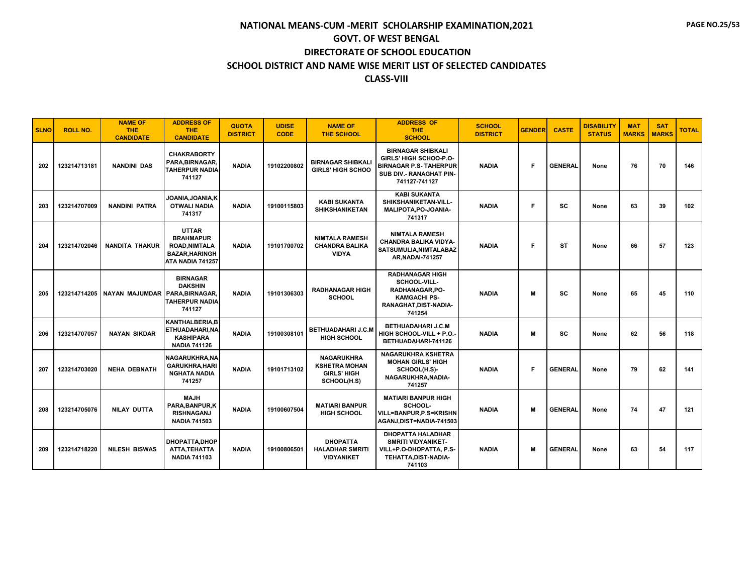# NATIONAL MEANS-CUM -MERIT SCHOLARSHIP EXAMINATION,2021

## GOVT. OF WEST BENGAL

## DIRECTORATE OF SCHOOL EDUCATION

## SCHOOL DISTRICT AND NAME WISE MERIT LIST OF SELECTED CANDIDATES

## CLASS-VIII

| SLNO | ROLL NO. | NAME OF THE CANDIDATE | ADDRESS OF THE CANDIDATE | QUOTA DISTRICT | UDISE CODE | NAME OF THE SCHOOL | ADDRESS OF THE SCHOOL | SCHOOL DISTRICT | GENDER | CASTE | DISABILITY STATUS | MAT MARKS | SAT MARKS | TOTAL |
|---|---|---|---|---|---|---|---|---|---|---|---|---|---|---|
| 202 | 123214713181 | NANDINI DAS | CHAKRABORTY PARA,BIRNAGAR, TAHERPUR NADIA 741127 | NADIA | 19102200802 | BIRNAGAR SHIBKALI GIRLS' HIGH SCHOO | BIRNAGAR SHIBKALI GIRLS' HIGH SCHOO-P.O-BIRNAGAR P.S- TAHERPUR SUB DIV.- RANAGHAT PIN-741127-741127 | NADIA | F | GENERAL | None | 76 | 70 | 146 |
| 203 | 123214707009 | NANDINI PATRA | JOANIA,JOANIA,KOTWALI NADIA 741317 | NADIA | 19100115803 | KABI SUKANTA SHIKSHANIKETAN | KABI SUKANTA SHIKSHANIKETAN-VILL-MALIPOTA,PO-JOANIA-741317 | NADIA | F | SC | None | 63 | 39 | 102 |
| 204 | 123214702046 | NANDITA THAKUR | UTTAR BRAHMAPUR ROAD,NIMTALA BAZAR,HARINGHATA NADIA 741257 | NADIA | 19101700702 | NIMTALA RAMESH CHANDRA BALIKA VIDYA | NIMTALA RAMESH CHANDRA BALIKA VIDYA-SATSUMULIA,NIMTALABAZAR,NADAI-741257 | NADIA | F | ST | None | 66 | 57 | 123 |
| 205 | 123214714205 | NAYAN MAJUMDAR | BIRNAGAR DAKSHIN PARA,BIRNAGAR, TAHERPUR NADIA 741127 | NADIA | 19101306303 | RADHANAGAR HIGH SCHOOL | RADHANAGAR HIGH SCHOOL-VILL-RADHANAGAR,PO-KAMGACHI PS-RANAGHAT,DIST-NADIA-741254 | NADIA | M | SC | None | 65 | 45 | 110 |
| 206 | 123214707057 | NAYAN SIKDAR | KANTHALBERIA,BETHUADAHARI,NAKASHIPARA NADIA 741126 | NADIA | 19100308101 | BETHUADAHARI J.C.M HIGH SCHOOL | BETHUADAHARI J.C.M HIGH SCHOOL-VILL + P.O.-BETHUADAHARI-741126 | NADIA | M | SC | None | 62 | 56 | 118 |
| 207 | 123214703020 | NEHA DEBNATH | NAGARUKHRA,NAGARUKHRA,HARINGHATA NADIA 741257 | NADIA | 19101713102 | NAGARUKHRA KSHETRA MOHAN GIRLS' HIGH SCHOOL(H.S) | NAGARUKHRA KSHETRA MOHAN GIRLS' HIGH SCHOOL(H.S)-NAGARUKHRA,NADIA-741257 | NADIA | F | GENERAL | None | 79 | 62 | 141 |
| 208 | 123214705076 | NILAY DUTTA | MAJH PARA,BANPUR,KRISHNAGANJ NADIA 741503 | NADIA | 19100607504 | MATIARI BANPUR HIGH SCHOOL | MATIARI BANPUR HIGH SCHOOL-VILL=BANPUR,P.S=KRISHNAGANJ,DIST=NADIA-741503 | NADIA | M | GENERAL | None | 74 | 47 | 121 |
| 209 | 123214718220 | NILESH BISWAS | DHOPATTA,DHOPATTA,TEHATTA NADIA 741103 | NADIA | 19100806501 | DHOPATTA HALADHAR SMRITI VIDYANIKET | DHOPATTA HALADHAR SMRITI VIDYANIKET-VILL+P.O-DHOPATTA, P.S-TEHATTA,DIST-NADIA-741103 | NADIA | M | GENERAL | None | 63 | 54 | 117 |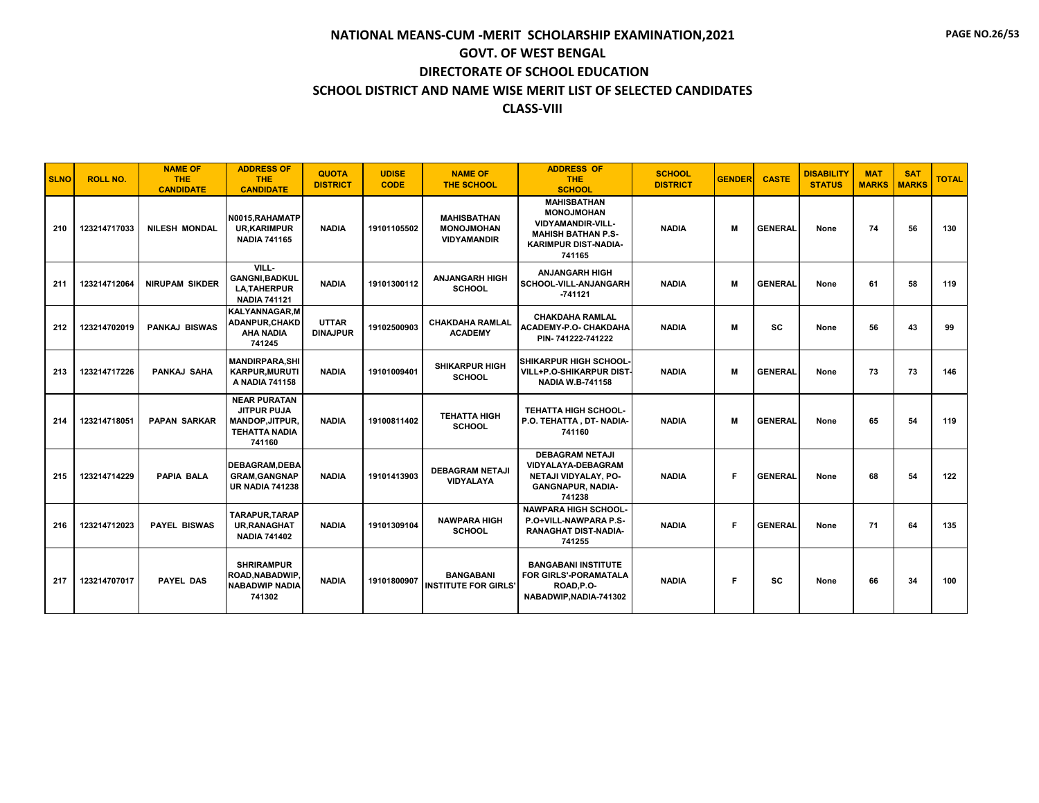# NATIONAL MEANS-CUM -MERIT SCHOLARSHIP EXAMINATION,2021

## GOVT. OF WEST BENGAL

## DIRECTORATE OF SCHOOL EDUCATION

## SCHOOL DISTRICT AND NAME WISE MERIT LIST OF SELECTED CANDIDATES

## CLASS-VIII

| SLNO | ROLL NO. | NAME OF THE CANDIDATE | ADDRESS OF THE CANDIDATE | QUOTA DISTRICT | UDISE CODE | NAME OF THE SCHOOL | ADDRESS OF THE SCHOOL | SCHOOL DISTRICT | GENDER | CASTE | DISABILITY STATUS | MAT MARKS | SAT MARKS | TOTAL |
|---|---|---|---|---|---|---|---|---|---|---|---|---|---|---|
| 210 | 123214717033 | NILESH MONDAL | N0015,RAHAMATPUR,KARIMPUR NADIA 741165 | NADIA | 19101105502 | MAHISBATHAN MONOJMOHAN VIDYAMANDIR | MAHISBATHAN MONOJMOHAN VIDYAMANDIR-VILL-MAHISH BATHAN P.S-KARIMPUR DIST-NADIA-741165 | NADIA | M | GENERAL | None | 74 | 56 | 130 |
| 211 | 123214712064 | NIRUPAM SIKDER | VILL-GANGNI,BADKULLA,TAHERPUR NADIA 741121 | NADIA | 19101300112 | ANJANGARH HIGH SCHOOL | ANJANGARH HIGH SCHOOL-VILL-ANJANGARH -741121 | NADIA | M | GENERAL | None | 61 | 58 | 119 |
| 212 | 123214702019 | PANKAJ BISWAS | KALYANNAGAR,MADANPUR,CHAKDAHA NADIA 741245 | UTTAR DINAJPUR | 19102500903 | CHAKDAHA RAMLAL ACADEMY | CHAKDAHA RAMLAL ACADEMY-P.O- CHAKDAHA PIN- 741222-741222 | NADIA | M | SC | None | 56 | 43 | 99 |
| 213 | 123214717226 | PANKAJ SAHA | MANDIRPARA,SHIKARPUR,MURUTIA NADIA 741158 | NADIA | 19101009401 | SHIKARPUR HIGH SCHOOL | SHIKARPUR HIGH SCHOOL-VILL+P.O-SHIKARPUR DIST-NADIA W.B-741158 | NADIA | M | GENERAL | None | 73 | 73 | 146 |
| 214 | 123214718051 | PAPAN SARKAR | NEAR PURATAN JITPUR PUJA MANDOP,JITPUR,TEHATTA NADIA 741160 | NADIA | 19100811402 | TEHATTA HIGH SCHOOL | TEHATTA HIGH SCHOOL-P.O. TEHATTA , DT- NADIA-741160 | NADIA | M | GENERAL | None | 65 | 54 | 119 |
| 215 | 123214714229 | PAPIA BALA | DEBAGRAM,DEBAGRAM,GANGNAPUR NADIA 741238 | NADIA | 19101413903 | DEBAGRAM NETAJI VIDYALAYA | DEBAGRAM NETAJI VIDYALAYA-DEBAGRAM NETAJI VIDYALAY, PO-GANGNAPUR, NADIA-741238 | NADIA | F | GENERAL | None | 68 | 54 | 122 |
| 216 | 123214712023 | PAYEL BISWAS | TARAPUR,TARAPUR,RANAGHAT NADIA 741402 | NADIA | 19101309104 | NAWPARA HIGH SCHOOL | NAWPARA HIGH SCHOOL-P.O+VILL-NAWPARA P.S-RANAGHAT DIST-NADIA-741255 | NADIA | F | GENERAL | None | 71 | 64 | 135 |
| 217 | 123214707017 | PAYEL DAS | SHRIRAMPUR ROAD,NABADWIP,NABADWIP NADIA 741302 | NADIA | 19101800907 | BANGABANI INSTITUTE FOR GIRLS' | BANGABANI INSTITUTE FOR GIRLS'-PORAMATALA ROAD,P.O-NABADWIP,NADIA-741302 | NADIA | F | SC | None | 66 | 34 | 100 |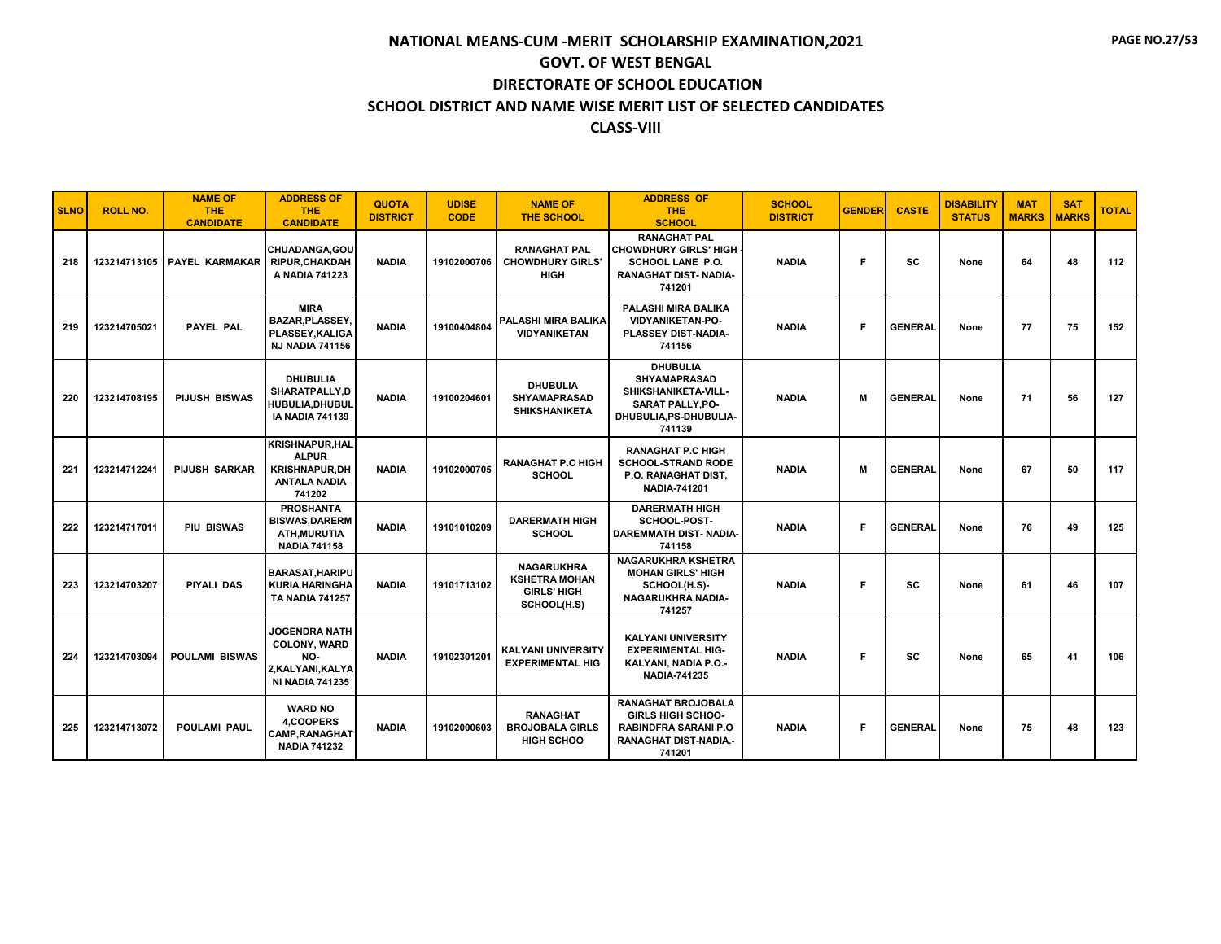# NATIONAL MEANS-CUM -MERIT SCHOLARSHIP EXAMINATION,2021

## GOVT. OF WEST BENGAL

## DIRECTORATE OF SCHOOL EDUCATION

## SCHOOL DISTRICT AND NAME WISE MERIT LIST OF SELECTED CANDIDATES

## CLASS-VIII

| SLNO | ROLL NO. | NAME OF THE CANDIDATE | ADDRESS OF THE CANDIDATE | QUOTA DISTRICT | UDISE CODE | NAME OF THE SCHOOL | ADDRESS OF THE SCHOOL | SCHOOL DISTRICT | GENDER | CASTE | DISABILITY STATUS | MAT MARKS | SAT MARKS | TOTAL |
|---|---|---|---|---|---|---|---|---|---|---|---|---|---|---|
| 218 | 123214713105 | PAYEL KARMAKAR | CHUADANGA,GOURIPUR,CHAKDAHA NADIA 741223 | NADIA | 19102000706 | RANAGHAT PAL CHOWDHURY GIRLS' HIGH | RANAGHAT PAL CHOWDHURY GIRLS' HIGH - SCHOOL LANE P.O. RANAGHAT DIST- NADIA-741201 | NADIA | F | SC | None | 64 | 48 | 112 |
| 219 | 123214705021 | PAYEL PAL | MIRA BAZAR,PLASSEY,PLASSEY,KALIGANJ NADIA 741156 | NADIA | 19100404804 | PALASHI MIRA BALIKA VIDYANIKETAN | PALASHI MIRA BALIKA VIDYANIKETAN-PO-PLASSEY DIST-NADIA-741156 | NADIA | F | GENERAL | None | 77 | 75 | 152 |
| 220 | 123214708195 | PIJUSH BISWAS | DHUBULIA SHARATPALLY,DHUBULIA,DHUBULIA NADIA 741139 | NADIA | 19100204601 | DHUBULIA SHYAMAPRASAD SHIKSHANIKETA | DHUBULIA SHYAMAPRASAD SHIKSHANIKETA-VILL-SARAT PALLY,PO-DHUBULIA,PS-DHUBULIA-741139 | NADIA | M | GENERAL | None | 71 | 56 | 127 |
| 221 | 123214712241 | PIJUSH SARKAR | KRISHNAPUR,HALALPUR KRISHNAPUR,DHANTALA NADIA 741202 | NADIA | 19102000705 | RANAGHAT P.C HIGH SCHOOL | RANAGHAT P.C HIGH SCHOOL-STRAND RODE P.O. RANAGHAT DIST, NADIA-741201 | NADIA | M | GENERAL | None | 67 | 50 | 117 |
| 222 | 123214717011 | PIU BISWAS | PROSHANTA BISWAS,DARERMATH,MURUTIA NADIA 741158 | NADIA | 19101010209 | DARERMATH HIGH SCHOOL | DARERMATH HIGH SCHOOL-POST-DAREMMATH DIST- NADIA-741158 | NADIA | F | GENERAL | None | 76 | 49 | 125 |
| 223 | 123214703207 | PIYALI DAS | BARASAT,HARIPUKURIA,HARINGHATA NADIA 741257 | NADIA | 19101713102 | NAGARUKHRA KSHETRA MOHAN GIRLS' HIGH SCHOOL(H.S) | NAGARUKHRA KSHETRA MOHAN GIRLS' HIGH SCHOOL(H.S)-NAGARUKHRA,NADIA-741257 | NADIA | F | SC | None | 61 | 46 | 107 |
| 224 | 123214703094 | POULAMI BISWAS | JOGENDRA NATH COLONY, WARD NO-2,KALYANI,KALYANI NADIA 741235 | NADIA | 19102301201 | KALYANI UNIVERSITY EXPERIMENTAL HIG | KALYANI UNIVERSITY EXPERIMENTAL HIG-KALYANI, NADIA P.O.-NADIA-741235 | NADIA | F | SC | None | 65 | 41 | 106 |
| 225 | 123214713072 | POULAMI PAUL | WARD NO 4,COOPERS CAMP,RANAGHAT NADIA 741232 | NADIA | 19102000603 | RANAGHAT BROJOBALA GIRLS HIGH SCHOO | RANAGHAT BROJOBALA GIRLS HIGH SCHOO-RABINDFRA SARANI P.O RANAGHAT DIST-NADIA.-741201 | NADIA | F | GENERAL | None | 75 | 48 | 123 |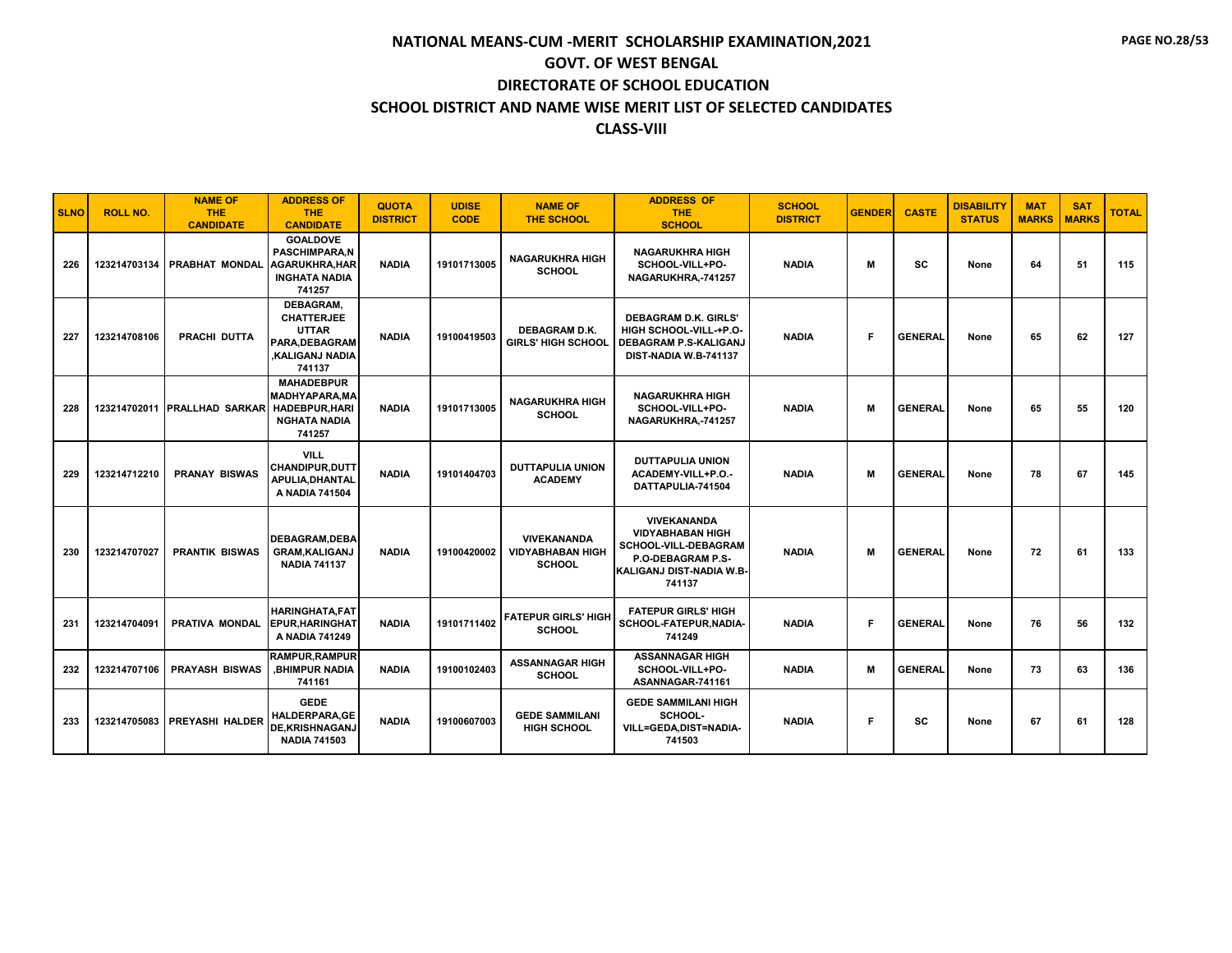# NATIONAL MEANS-CUM -MERIT SCHOLARSHIP EXAMINATION,2021

## GOVT. OF WEST BENGAL

## DIRECTORATE OF SCHOOL EDUCATION

## SCHOOL DISTRICT AND NAME WISE MERIT LIST OF SELECTED CANDIDATES

## CLASS-VIII

| SLNO | ROLL NO. | NAME OF THE CANDIDATE | ADDRESS OF THE CANDIDATE | QUOTA DISTRICT | UDISE CODE | NAME OF THE SCHOOL | ADDRESS OF THE SCHOOL | SCHOOL DISTRICT | GENDER | CASTE | DISABILITY STATUS | MAT MARKS | SAT MARKS | TOTAL |
|---|---|---|---|---|---|---|---|---|---|---|---|---|---|---|
| 226 | 123214703134 | PRABHAT MONDAL | GOALDOVE PASCHIMPARA,NAGARUKHRA,HARINGHATA NADIA 741257 | NADIA | 19101713005 | NAGARUKHRA HIGH SCHOOL | NAGARUKHRA HIGH SCHOOL-VILL+PO-NAGARUKHRA,-741257 | NADIA | M | SC | None | 64 | 51 | 115 |
| 227 | 123214708106 | PRACHI DUTTA | DEBAGRAM, CHATTERJEE UTTAR PARA,DEBAGRAM,KALIGANJ NADIA 741137 | NADIA | 19100419503 | DEBAGRAM D.K. GIRLS' HIGH SCHOOL | DEBAGRAM D.K. GIRLS' HIGH SCHOOL-VILL-+P.O-DEBAGRAM P.S-KALIGANJ DIST-NADIA W.B-741137 | NADIA | F | GENERAL | None | 65 | 62 | 127 |
| 228 | 123214702011 | PRALLHAD SARKAR | MAHADEBPUR MADHYAPARA,MAHADEBPUR,HARINGHATA NADIA 741257 | NADIA | 19101713005 | NAGARUKHRA HIGH SCHOOL | NAGARUKHRA HIGH SCHOOL-VILL+PO-NAGARUKHRA,-741257 | NADIA | M | GENERAL | None | 65 | 55 | 120 |
| 229 | 123214712210 | PRANAY BISWAS | VILL CHANDIPUR,DUTTAPULIA,DHANTALA NADIA 741504 | NADIA | 19101404703 | DUTTAPULIA UNION ACADEMY | DUTTAPULIA UNION ACADEMY-VILL+P.O.-DATTAPULIA-741504 | NADIA | M | GENERAL | None | 78 | 67 | 145 |
| 230 | 123214707027 | PRANTIK BISWAS | DEBAGRAM,DEBAGRAM,KALIGANJ NADIA 741137 | NADIA | 19100420002 | VIVEKANANDA VIDYABHABAN HIGH SCHOOL | VIVEKANANDA VIDYABHABAN HIGH SCHOOL-VILL-DEBAGRAM P.O-DEBAGRAM P.S-KALIGANJ DIST-NADIA W.B-741137 | NADIA | M | GENERAL | None | 72 | 61 | 133 |
| 231 | 123214704091 | PRATIVA MONDAL | HARINGHATA,FATEPUR,HARINGHATA NADIA 741249 | NADIA | 19101711402 | FATEPUR GIRLS' HIGH SCHOOL | FATEPUR GIRLS' HIGH SCHOOL-FATEPUR,NADIA-741249 | NADIA | F | GENERAL | None | 76 | 56 | 132 |
| 232 | 123214707106 | PRAYASH BISWAS | RAMPUR,RAMPUR,BHIMPUR NADIA 741161 | NADIA | 19100102403 | ASSANNAGAR HIGH SCHOOL | ASSANNAGAR HIGH SCHOOL-VILL+PO-ASANNAGAR-741161 | NADIA | M | GENERAL | None | 73 | 63 | 136 |
| 233 | 123214705083 | PREYASHI HALDER | GEDE HALDERPARA,GEDE,KRISHNAGANJ NADIA 741503 | NADIA | 19100607003 | GEDE SAMMILANI HIGH SCHOOL | GEDE SAMMILANI HIGH SCHOOL-VILL=GEDA,DIST=NADIA-741503 | NADIA | F | SC | None | 67 | 61 | 128 |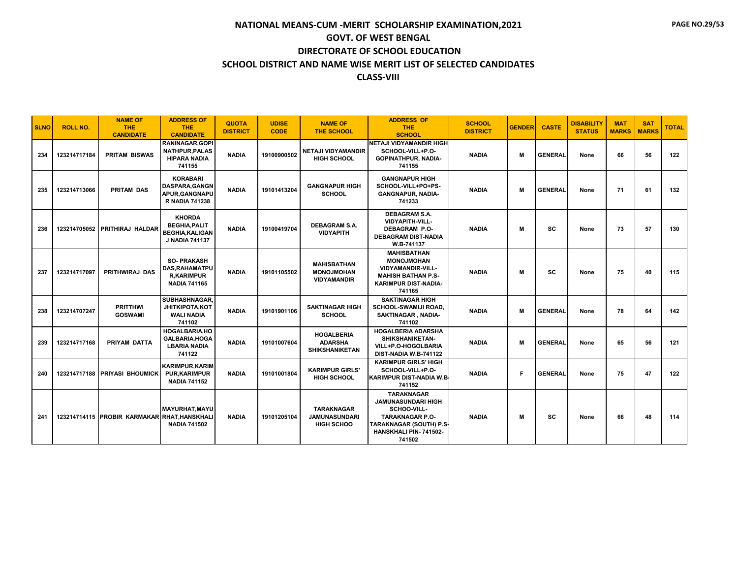# NATIONAL MEANS-CUM -MERIT SCHOLARSHIP EXAMINATION,2021

## GOVT. OF WEST BENGAL

## DIRECTORATE OF SCHOOL EDUCATION

## SCHOOL DISTRICT AND NAME WISE MERIT LIST OF SELECTED CANDIDATES

## CLASS-VIII

| SLNO | ROLL NO. | NAME OF THE CANDIDATE | ADDRESS OF THE CANDIDATE | QUOTA DISTRICT | UDISE CODE | NAME OF THE SCHOOL | ADDRESS OF THE SCHOOL | SCHOOL DISTRICT | GENDER | CASTE | DISABILITY STATUS | MAT MARKS | SAT MARKS | TOTAL |
|---|---|---|---|---|---|---|---|---|---|---|---|---|---|---|
| 234 | 123214717184 | PRITAM BISWAS | RANINAGAR,GOPINATHPUR,PALASHIPARA NADIA 741155 | NADIA | 19100900502 | NETAJI VIDYAMANDIR HIGH SCHOOL | NETAJI VIDYAMANDIR HIGH SCHOOL-VILL+P.O-GOPINATHPUR, NADIA-741155 | NADIA | M | GENERAL | None | 66 | 56 | 122 |
| 235 | 123214713066 | PRITAM DAS | KORABARI DASPARA,GANGNAPUR,GANGNAPUR NADIA 741238 | NADIA | 19101413204 | GANGNAPUR HIGH SCHOOL | GANGNAPUR HIGH SCHOOL-VILL+PO+PS-GANGNAPUR, NADIA-741233 | NADIA | M | GENERAL | None | 71 | 61 | 132 |
| 236 | 123214705052 | PRITHIRAJ HALDAR | KHORDA BEGHIA,PALIT BEGHIA,KALIGANJ NADIA 741137 | NADIA | 19100419704 | DEBAGRAM S.A. VIDYAPITH | DEBAGRAM S.A. VIDYAPITH-VILL-DEBAGRAM P.O-DEBAGRAM DIST-NADIA W.B-741137 | NADIA | M | SC | None | 73 | 57 | 130 |
| 237 | 123214717097 | PRITHWIRAJ DAS | SO- PRAKASH DAS,RAHAMATPUR,KARIMPUR NADIA 741165 | NADIA | 19101105502 | MAHISBATHAN MONOJMOHAN VIDYAMANDIR | MAHISBATHAN MONOJMOHAN VIDYAMANDIR-VILL-MAHISH BATHAN P.S-KARIMPUR DIST-NADIA-741165 | NADIA | M | SC | None | 75 | 40 | 115 |
| 238 | 123214707247 | PRITTHWI GOSWAMI | SUBHASHNAGAR,JHITKIPOTA,KOTWALI NADIA 741102 | NADIA | 19101901106 | SAKTINAGAR HIGH SCHOOL | SAKTINAGAR HIGH SCHOOL-SWAMIJI ROAD, SAKTINAGAR , NADIA-741102 | NADIA | M | GENERAL | None | 78 | 64 | 142 |
| 239 | 123214717168 | PRIYAM DATTA | HOGALBARIA,HOGALBARIA,HOGALBARIA NADIA 741122 | NADIA | 19101007604 | HOGALBERIA ADARSHA SHIKSHANIKETAN | HOGALBERIA ADARSHA SHIKSHANIKETAN-VILL+P.O-HOGOLBARIA DIST-NADIA W.B-741122 | NADIA | M | GENERAL | None | 65 | 56 | 121 |
| 240 | 123214717188 | PRIYASI BHOUMICK | KARIMPUR,KARIMPUR,KARIMPUR NADIA 741152 | NADIA | 19101001804 | KARIMPUR GIRLS' HIGH SCHOOL | KARIMPUR GIRLS' HIGH SCHOOL-VILL+P.O-KARIMPUR DIST-NADIA W.B-741152 | NADIA | F | GENERAL | None | 75 | 47 | 122 |
| 241 | 123214714115 | PROBIR KARMAKAR | MAYURHAT,MAYURHAT,HANSKHALI NADIA 741502 | NADIA | 19101205104 | TARAKNAGAR JAMUNASUNDARI HIGH SCHOO | TARAKNAGAR JAMUNASUNDARI HIGH SCHOO-VILL-TARAKNAGAR P.O-TARAKNAGAR (SOUTH) P.S-HANSKHALI PIN- 741502-741502 | NADIA | M | SC | None | 66 | 48 | 114 |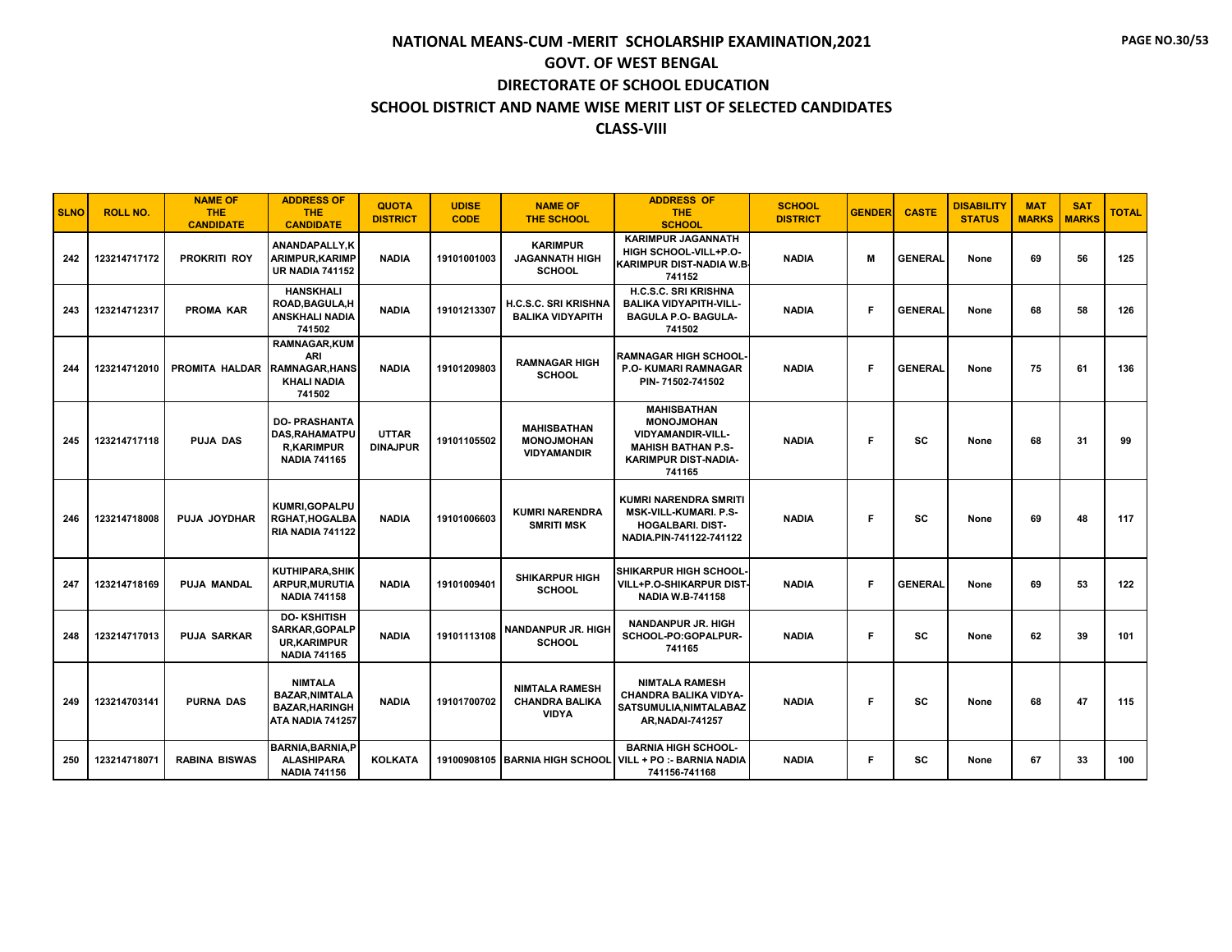# NATIONAL MEANS-CUM -MERIT SCHOLARSHIP EXAMINATION,2021

## GOVT. OF WEST BENGAL

## DIRECTORATE OF SCHOOL EDUCATION

## SCHOOL DISTRICT AND NAME WISE MERIT LIST OF SELECTED CANDIDATES

## CLASS-VIII

| SLNO | ROLL NO. | NAME OF THE CANDIDATE | ADDRESS OF THE CANDIDATE | QUOTA DISTRICT | UDISE CODE | NAME OF THE SCHOOL | ADDRESS OF THE SCHOOL | SCHOOL DISTRICT | GENDER | CASTE | DISABILITY STATUS | MAT MARKS | SAT MARKS | TOTAL |
|---|---|---|---|---|---|---|---|---|---|---|---|---|---|---|
| 242 | 123214717172 | PROKRITI ROY | ANANDAPALLY,KARIMPUR,KARIMPUR NADIA 741152 | NADIA | 19101001003 | KARIMPUR JAGANNATH HIGH SCHOOL | KARIMPUR JAGANNATH HIGH SCHOOL-VILL+P.O-KARIMPUR DIST-NADIA W.B-741152 | NADIA | M | GENERAL | None | 69 | 56 | 125 |
| 243 | 123214712317 | PROMA KAR | HANSKHALI ROAD,BAGULA,HANSKHALI NADIA 741502 | NADIA | 19101213307 | H.C.S.C. SRI KRISHNA BALIKA VIDYAPITH | H.C.S.C. SRI KRISHNA BALIKA VIDYAPITH-VILL-BAGULA P.O- BAGULA-741502 | NADIA | F | GENERAL | None | 68 | 58 | 126 |
| 244 | 123214712010 | PROMITA HALDAR | RAMNAGAR,KUMARI RAMNAGAR,HANSKHALI NADIA 741502 | NADIA | 19101209803 | RAMNAGAR HIGH SCHOOL | RAMNAGAR HIGH SCHOOL-P.O- KUMARI RAMNAGAR PIN- 71502-741502 | NADIA | F | GENERAL | None | 75 | 61 | 136 |
| 245 | 123214717118 | PUJA DAS | DO- PRASHANTA DAS,RAHAMATPUR,KARIMPUR NADIA 741165 | UTTAR DINAJPUR | 19101105502 | MAHISBATHAN MONOJMOHAN VIDYAMANDIR | MAHISBATHAN MONOJMOHAN VIDYAMANDIR-VILL-MAHISH BATHAN P.S-KARIMPUR DIST-NADIA-741165 | NADIA | F | SC | None | 68 | 31 | 99 |
| 246 | 123214718008 | PUJA JOYDHAR | KUMRI,GOPALPURGHAT,HOGALBARIA NADIA 741122 | NADIA | 19101006603 | KUMRI NARENDRA SMRITI MSK | KUMRI NARENDRA SMRITI MSK-VILL-KUMARI. P.S-HOGALBARI. DIST-NADIA.PIN-741122-741122 | NADIA | F | SC | None | 69 | 48 | 117 |
| 247 | 123214718169 | PUJA MANDAL | KUTHIPARA,SHIKARPUR,MURUTIA NADIA 741158 | NADIA | 19101009401 | SHIKARPUR HIGH SCHOOL | SHIKARPUR HIGH SCHOOL-VILL+P.O-SHIKARPUR DIST-NADIA W.B-741158 | NADIA | F | GENERAL | None | 69 | 53 | 122 |
| 248 | 123214717013 | PUJA SARKAR | DO- KSHITISH SARKAR,GOPALPUR,KARIMPUR NADIA 741165 | NADIA | 19101113108 | NANDANPUR JR. HIGH SCHOOL | NANDANPUR JR. HIGH SCHOOL-PO:GOPALPUR-741165 | NADIA | F | SC | None | 62 | 39 | 101 |
| 249 | 123214703141 | PURNA DAS | NIMTALA BAZAR,NIMTALA BAZAR,HARINGHATA NADIA 741257 | NADIA | 19101700702 | NIMTALA RAMESH CHANDRA BALIKA VIDYA | NIMTALA RAMESH CHANDRA BALIKA VIDYA-SATSUMULIA,NIMTALABAZAR,NADAI-741257 | NADIA | F | SC | None | 68 | 47 | 115 |
| 250 | 123214718071 | RABINA BISWAS | BARNIA,BARNIA,PALASHIPARA NADIA 741156 | KOLKATA | 19100908105 | BARNIA HIGH SCHOOL | BARNIA HIGH SCHOOL-VILL + PO :- BARNIA NADIA 741156-741168 | NADIA | F | SC | None | 67 | 33 | 100 |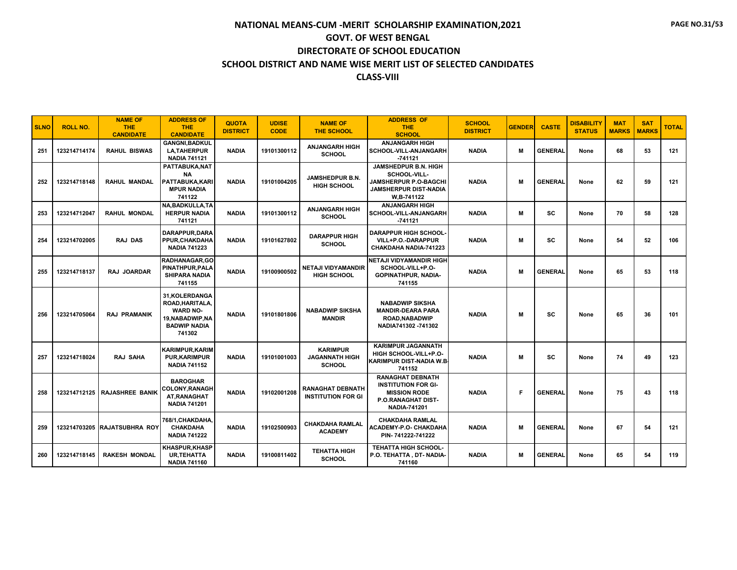# NATIONAL MEANS-CUM -MERIT SCHOLARSHIP EXAMINATION,2021
## GOVT. OF WEST BENGAL
## DIRECTORATE OF SCHOOL EDUCATION
## SCHOOL DISTRICT AND NAME WISE MERIT LIST OF SELECTED CANDIDATES
## CLASS-VIII

| SLNO | ROLL NO. | NAME OF THE CANDIDATE | ADDRESS OF THE CANDIDATE | QUOTA DISTRICT | UDISE CODE | NAME OF THE SCHOOL | ADDRESS OF THE SCHOOL | SCHOOL DISTRICT | GENDER | CASTE | DISABILITY STATUS | MAT MARKS | SAT MARKS | TOTAL |
|---|---|---|---|---|---|---|---|---|---|---|---|---|---|---|
| 251 | 123214714174 | RAHUL BISWAS | GANGNI,BADKULLA,TAHERPUR NADIA 741121 | NADIA | 19101300112 | ANJANGARH HIGH SCHOOL | ANJANGARH HIGH SCHOOL-VILL-ANJANGARH -741121 | NADIA | M | GENERAL | None | 68 | 53 | 121 |
| 252 | 123214718148 | RAHUL MANDAL | PATTABUKA,NATNA PATTABUKA,KARIMPUR NADIA 741122 | NADIA | 19101004205 | JAMSHEDPUR B.N. HIGH SCHOOL | JAMSHEDPUR B.N. HIGH SCHOOL-VILL-JAMSHERPUR P.O-BAGCHI JAMSHERPUR DIST-NADIA W,B-741122 | NADIA | M | GENERAL | None | 62 | 59 | 121 |
| 253 | 123214712047 | RAHUL MONDAL | NA,BADKULLA,TAHERPUR NADIA 741121 | NADIA | 19101300112 | ANJANGARH HIGH SCHOOL | ANJANGARH HIGH SCHOOL-VILL-ANJANGARH -741121 | NADIA | M | SC | None | 70 | 58 | 128 |
| 254 | 123214702005 | RAJ DAS | DARAPPUR,DARAPPUR,CHAKDAHA NADIA 741223 | NADIA | 19101627802 | DARAPPUR HIGH SCHOOL | DARAPPUR HIGH SCHOOL-VILL+P.O.-DARAPPUR CHAKDAHA NADIA-741223 | NADIA | M | SC | None | 54 | 52 | 106 |
| 255 | 123214718137 | RAJ JOARDAR | RADHANAGAR,GOPINATHPUR,PALASHIPARA NADIA 741155 | NADIA | 19100900502 | NETAJI VIDYAMANDIR HIGH SCHOOL | NETAJI VIDYAMANDIR HIGH SCHOOL-VILL+P.O-GOPINATHPUR, NADIA-741155 | NADIA | M | GENERAL | None | 65 | 53 | 118 |
| 256 | 123214705064 | RAJ PRAMANIK | 31,KOLERDANGA ROAD,HARITALA, WARD NO-19,NABADWIP,NABADWIP NADIA 741302 | NADIA | 19101801806 | NABADWIP SIKSHA MANDIR | NABADWIP SIKSHA MANDIR-DEARA PARA ROAD,NABADWIP NADIA741302 -741302 | NADIA | M | SC | None | 65 | 36 | 101 |
| 257 | 123214718024 | RAJ SAHA | KARIMPUR,KARIMPUR,KARIMPUR NADIA 741152 | NADIA | 19101001003 | KARIMPUR JAGANNATH HIGH SCHOOL | KARIMPUR JAGANNATH HIGH SCHOOL-VILL+P.O-KARIMPUR DIST-NADIA W.B-741152 | NADIA | M | SC | None | 74 | 49 | 123 |
| 258 | 123214712125 | RAJASHREE BANIK | BAROGHAR COLONY,RANAGHAT,RANAGHAT NADIA 741201 | NADIA | 19102001208 | RANAGHAT DEBNATH INSTITUTION FOR GI | RANAGHAT DEBNATH INSTITUTION FOR GI-MISSION RODE P.O.RANAGHAT DIST-NADIA-741201 | NADIA | F | GENERAL | None | 75 | 43 | 118 |
| 259 | 123214703205 | RAJATSUBHRA ROY | 768/1,CHAKDAHA,CHAKDAHA NADIA 741222 | NADIA | 19102500903 | CHAKDAHA RAMLAL ACADEMY | CHAKDAHA RAMLAL ACADEMY-P.O- CHAKDAHA PIN- 741222-741222 | NADIA | M | GENERAL | None | 67 | 54 | 121 |
| 260 | 123214718145 | RAKESH MONDAL | KHASPUR,KHASPUR,TEHATTA NADIA 741160 | NADIA | 19100811402 | TEHATTA HIGH SCHOOL | TEHATTA HIGH SCHOOL-P.O. TEHATTA , DT- NADIA-741160 | NADIA | M | GENERAL | None | 65 | 54 | 119 |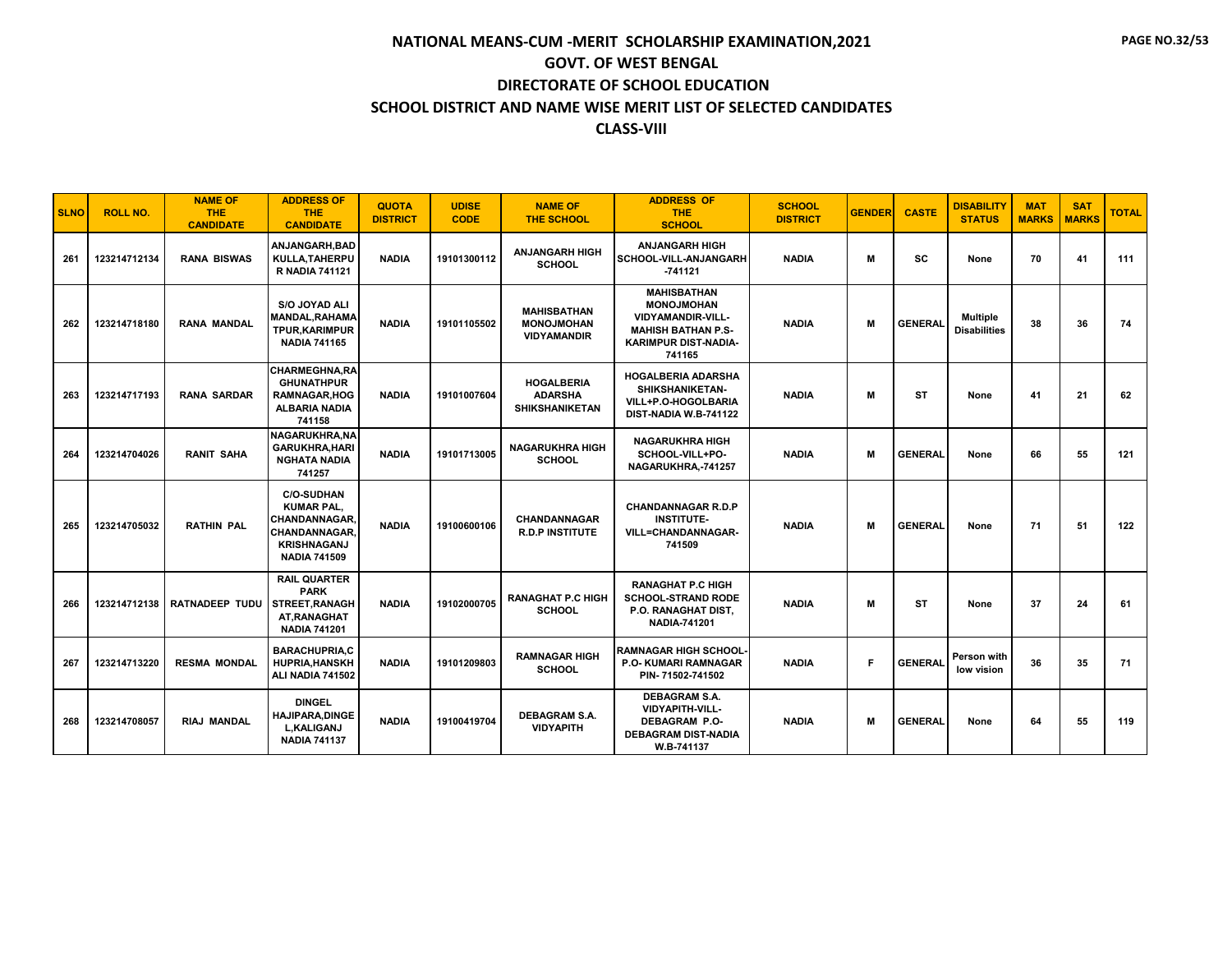# NATIONAL MEANS-CUM -MERIT SCHOLARSHIP EXAMINATION,2021
## GOVT. OF WEST BENGAL
## DIRECTORATE OF SCHOOL EDUCATION
## SCHOOL DISTRICT AND NAME WISE MERIT LIST OF SELECTED CANDIDATES
## CLASS-VIII

| SLNO | ROLL NO. | NAME OF THE CANDIDATE | ADDRESS OF THE CANDIDATE | QUOTA DISTRICT | UDISE CODE | NAME OF THE SCHOOL | ADDRESS OF THE SCHOOL | SCHOOL DISTRICT | GENDER | CASTE | DISABILITY STATUS | MAT MARKS | SAT MARKS | TOTAL |
|---|---|---|---|---|---|---|---|---|---|---|---|---|---|---|
| 261 | 123214712134 | RANA BISWAS | ANJANGARH,BADKULLA,TAHERPUR NADIA 741121 | NADIA | 19101300112 | ANJANGARH HIGH SCHOOL | ANJANGARH HIGH SCHOOL-VILL-ANJANGARH -741121 | NADIA | M | SC | None | 70 | 41 | 111 |
| 262 | 123214718180 | RANA MANDAL | S/O JOYAD ALI MANDAL,RAHAMATPUR,KARIMPUR NADIA 741165 | NADIA | 19101105502 | MAHISBATHAN MONOJMOHAN VIDYAMANDIR | MAHISBATHAN MONOJMOHAN VIDYAMANDIR-VILL-MAHISH BATHAN P.S-KARIMPUR DIST-NADIA-741165 | NADIA | M | GENERAL | Multiple Disabilities | 38 | 36 | 74 |
| 263 | 123214717193 | RANA SARDAR | CHARMEGHNA,RAGHUNATHPUR RAMNAGAR,HOGALBARIA NADIA 741158 | NADIA | 19101007604 | HOGALBERIA ADARSHA SHIKSHANIKETAN | HOGALBERIA ADARSHA SHIKSHANIKETAN-VILL+P.O-HOGOLBARIA DIST-NADIA W.B-741122 | NADIA | M | ST | None | 41 | 21 | 62 |
| 264 | 123214704026 | RANIT SAHA | NAGARUKHRA,NAGARUKHRA,HARINGHATA NADIA 741257 | NADIA | 19101713005 | NAGARUKHRA HIGH SCHOOL | NAGARUKHRA HIGH SCHOOL-VILL+PO-NAGARUKHRA,-741257 | NADIA | M | GENERAL | None | 66 | 55 | 121 |
| 265 | 123214705032 | RATHIN PAL | C/O-SUDHAN KUMAR PAL, CHANDANNAGAR, CHANDANNAGAR, KRISHNAGANJ NADIA 741509 | NADIA | 19100600106 | CHANDANNAGAR R.D.P INSTITUTE | CHANDANNAGAR R.D.P INSTITUTE-VILL=CHANDANNAGAR-741509 | NADIA | M | GENERAL | None | 71 | 51 | 122 |
| 266 | 123214712138 | RATNADEEP TUDU | RAIL QUARTER PARK STREET,RANAGHAT,RANAGHAT NADIA 741201 | NADIA | 19102000705 | RANAGHAT P.C HIGH SCHOOL | RANAGHAT P.C HIGH SCHOOL-STRAND RODE P.O. RANAGHAT DIST, NADIA-741201 | NADIA | M | ST | None | 37 | 24 | 61 |
| 267 | 123214713220 | RESMA MONDAL | BARACHUPRIA,CHUPRIA,HANSKHALI NADIA 741502 | NADIA | 19101209803 | RAMNAGAR HIGH SCHOOL | RAMNAGAR HIGH SCHOOL-P.O- KUMARI RAMNAGAR PIN- 71502-741502 | NADIA | F | GENERAL | Person with low vision | 36 | 35 | 71 |
| 268 | 123214708057 | RIAJ MANDAL | DINGEL HAJIPARA,DINGEL,KALIGANJ NADIA 741137 | NADIA | 19100419704 | DEBAGRAM S.A. VIDYAPITH | DEBAGRAM S.A. VIDYAPITH-VILL-DEBAGRAM P.O-DEBAGRAM DIST-NADIA W.B-741137 | NADIA | M | GENERAL | None | 64 | 55 | 119 |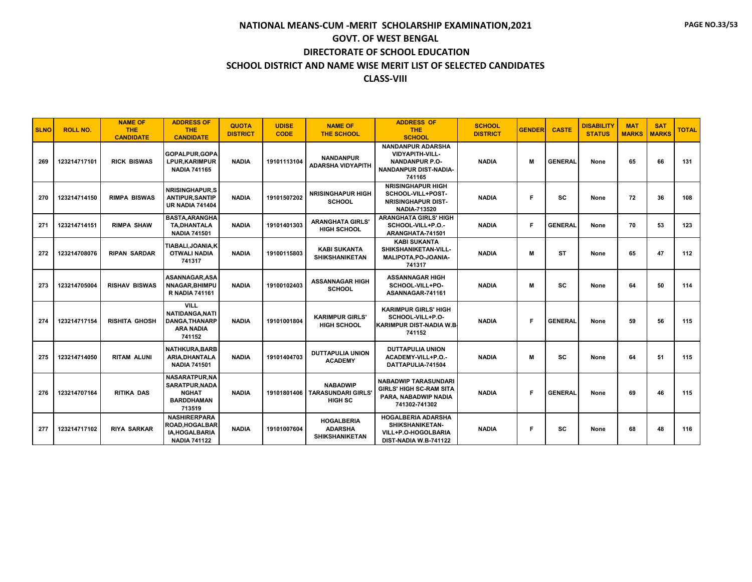# NATIONAL MEANS-CUM -MERIT SCHOLARSHIP EXAMINATION,2021
## GOVT. OF WEST BENGAL
## DIRECTORATE OF SCHOOL EDUCATION
## SCHOOL DISTRICT AND NAME WISE MERIT LIST OF SELECTED CANDIDATES
## CLASS-VIII

| SLNO | ROLL NO. | NAME OF THE CANDIDATE | ADDRESS OF THE CANDIDATE | QUOTA DISTRICT | UDISE CODE | NAME OF THE SCHOOL | ADDRESS OF THE SCHOOL | SCHOOL DISTRICT | GENDER | CASTE | DISABILITY STATUS | MAT MARKS | SAT MARKS | TOTAL |
|---|---|---|---|---|---|---|---|---|---|---|---|---|---|---|
| 269 | 123214717101 | RICK BISWAS | GOPALPUR,GOPALPUR,KARIMPUR NADIA 741165 | NADIA | 19101113104 | NANDANPUR ADARSHA VIDYAPITH | NANDANPUR ADARSHA VIDYAPITH-VILL-NANDANPUR P.O-NANDANPUR DIST-NADIA-741165 | NADIA | M | GENERAL | None | 65 | 66 | 131 |
| 270 | 123214714150 | RIMPA BISWAS | NRISINGHAPUR,SANTIPUR,SANTIPUR NADIA 741404 | NADIA | 19101507202 | NRISINGHAPUR HIGH SCHOOL | NRISINGHAPUR HIGH SCHOOL-VILL+POST-NRISINGHAPUR DIST-NADIA-713520 | NADIA | F | SC | None | 72 | 36 | 108 |
| 271 | 123214714151 | RIMPA SHAW | BASTA,ARANGHATA,DHANTALA NADIA 741501 | NADIA | 19101401303 | ARANGHATA GIRLS' HIGH SCHOOL | ARANGHATA GIRLS' HIGH SCHOOL-VILL+P.O.-ARANGHATA-741501 | NADIA | F | GENERAL | None | 70 | 53 | 123 |
| 272 | 123214708076 | RIPAN SARDAR | TIABALI,JOANIA,KOTWALI NADIA 741317 | NADIA | 19100115803 | KABI SUKANTA SHIKSHANIKETAN | KABI SUKANTA SHIKSHANIKETAN-VILL-MALIPOTA,PO-JOANIA-741317 | NADIA | M | ST | None | 65 | 47 | 112 |
| 273 | 123214705004 | RISHAV BISWAS | ASANNAGAR,ASANNAGAR,BHIMPUR NADIA 741161 | NADIA | 19100102403 | ASSANNAGAR HIGH SCHOOL | ASSANNAGAR HIGH SCHOOL-VILL+PO-ASANNAGAR-741161 | NADIA | M | SC | None | 64 | 50 | 114 |
| 274 | 123214717154 | RISHITA GHOSH | VILL NATIDANGA,NATIDANGA,THANARPARA NADIA 741152 | NADIA | 19101001804 | KARIMPUR GIRLS' HIGH SCHOOL | KARIMPUR GIRLS' HIGH SCHOOL-VILL+P.O-KARIMPUR DIST-NADIA W.B-741152 | NADIA | F | GENERAL | None | 59 | 56 | 115 |
| 275 | 123214714050 | RITAM ALUNI | NATHKURA,BARBARIA,DHANTALA NADIA 741501 | NADIA | 19101404703 | DUTTAPULIA UNION ACADEMY | DUTTAPULIA UNION ACADEMY-VILL+P.O.-DATTAPULIA-741504 | NADIA | M | SC | None | 64 | 51 | 115 |
| 276 | 123214707164 | RITIKA DAS | NASARATPUR,NASARATPUR,NADANGHAT BARDDHAMAN 713519 | NADIA | 19101801406 | NABADWIP TARASUNDARI GIRLS' HIGH SC | NABADWIP TARASUNDARI GIRLS' HIGH SC-RAM SITA PARA, NABADWIP NADIA 741302-741302 | NADIA | F | GENERAL | None | 69 | 46 | 115 |
| 277 | 123214717102 | RIYA SARKAR | NASHIRERPARA ROAD,HOGALBARIA,HOGALBARIA NADIA 741122 | NADIA | 19101007604 | HOGALBERIA ADARSHA SHIKSHANIKETAN | HOGALBERIA ADARSHA SHIKSHANIKETAN-VILL+P.O-HOGOLBARIA DIST-NADIA W.B-741122 | NADIA | F | SC | None | 68 | 48 | 116 |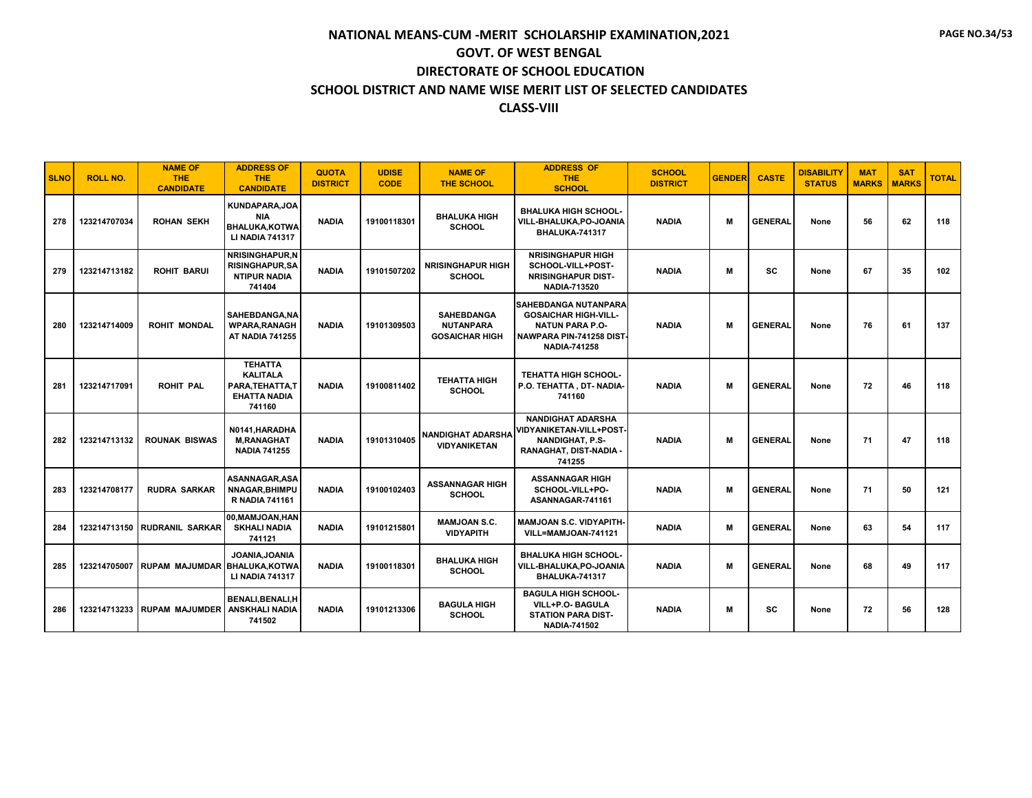# NATIONAL MEANS-CUM -MERIT SCHOLARSHIP EXAMINATION,2021

## GOVT. OF WEST BENGAL

## DIRECTORATE OF SCHOOL EDUCATION

## SCHOOL DISTRICT AND NAME WISE MERIT LIST OF SELECTED CANDIDATES

## CLASS-VIII

| SLNO | ROLL NO. | NAME OF THE CANDIDATE | ADDRESS OF THE CANDIDATE | QUOTA DISTRICT | UDISE CODE | NAME OF THE SCHOOL | ADDRESS OF THE SCHOOL | SCHOOL DISTRICT | GENDER | CASTE | DISABILITY STATUS | MAT MARKS | SAT MARKS | TOTAL |
|---|---|---|---|---|---|---|---|---|---|---|---|---|---|---|
| 278 | 123214707034 | ROHAN SEKH | KUNDAPARA,JOANIA BHALUKA,KOTWALI NADIA 741317 | NADIA | 19100118301 | BHALUKA HIGH SCHOOL | BHALUKA HIGH SCHOOL-VILL-BHALUKA,PO-JOANIA BHALUKA-741317 | NADIA | M | GENERAL | None | 56 | 62 | 118 |
| 279 | 123214713182 | ROHIT BARUI | NRISINGHAPUR,NRISINGHAPUR,SANTIPUR NADIA 741404 | NADIA | 19101507202 | NRISINGHAPUR HIGH SCHOOL | NRISINGHAPUR HIGH SCHOOL-VILL+POST-NRISINGHAPUR DIST-NADIA-713520 | NADIA | M | SC | None | 67 | 35 | 102 |
| 280 | 123214714009 | ROHIT MONDAL | SAHEBDANGA,NAWPARA,RANAGHAT NADIA 741255 | NADIA | 19101309503 | SAHEBDANGA NUTANPARA GOSAICHAR HIGH | SAHEBDANGA NUTANPARA GOSAICHAR HIGH-VILL-NATUN PARA P.O-NAWPARA PIN-741258 DIST-NADIA-741258 | NADIA | M | GENERAL | None | 76 | 61 | 137 |
| 281 | 123214717091 | ROHIT PAL | TEHATTA KALITALA PARA,TEHATTA,TEHATTA NADIA 741160 | NADIA | 19100811402 | TEHATTA HIGH SCHOOL | TEHATTA HIGH SCHOOL-P.O. TEHATTA , DT- NADIA-741160 | NADIA | M | GENERAL | None | 72 | 46 | 118 |
| 282 | 123214713132 | ROUNAK BISWAS | N0141,HARADHAM,RANAGHAT NADIA 741255 | NADIA | 19101310405 | NANDIGHAT ADARSHA VIDYANIKETAN | NANDIGHAT ADARSHA VIDYANIKETAN-VILL+POST-NANDIGHAT, P.S-RANAGHAT, DIST-NADIA - 741255 | NADIA | M | GENERAL | None | 71 | 47 | 118 |
| 283 | 123214708177 | RUDRA SARKAR | ASANNAGAR,ASANNAGAR,BHIMPUR NADIA 741161 | NADIA | 19100102403 | ASSANNAGAR HIGH SCHOOL | ASSANNAGAR HIGH SCHOOL-VILL+PO-ASANNAGAR-741161 | NADIA | M | GENERAL | None | 71 | 50 | 121 |
| 284 | 123214713150 | RUDRANIL SARKAR | 00,MAMJOAN,HANSKHALI NADIA 741121 | NADIA | 19101215801 | MAMJOAN S.C. VIDYAPITH | MAMJOAN S.C. VIDYAPITH-VILL=MAMJOAN-741121 | NADIA | M | GENERAL | None | 63 | 54 | 117 |
| 285 | 123214705007 | RUPAM MAJUMDAR | JOANIA,JOANIA BHALUKA,KOTWALI NADIA 741317 | NADIA | 19100118301 | BHALUKA HIGH SCHOOL | BHALUKA HIGH SCHOOL-VILL-BHALUKA,PO-JOANIA BHALUKA-741317 | NADIA | M | GENERAL | None | 68 | 49 | 117 |
| 286 | 123214713233 | RUPAM MAJUMDER | BENALI,BENALI,HANSKHALI NADIA 741502 | NADIA | 19101213306 | BAGULA HIGH SCHOOL | BAGULA HIGH SCHOOL-VILL+P.O- BAGULA STATION PARA DIST-NADIA-741502 | NADIA | M | SC | None | 72 | 56 | 128 |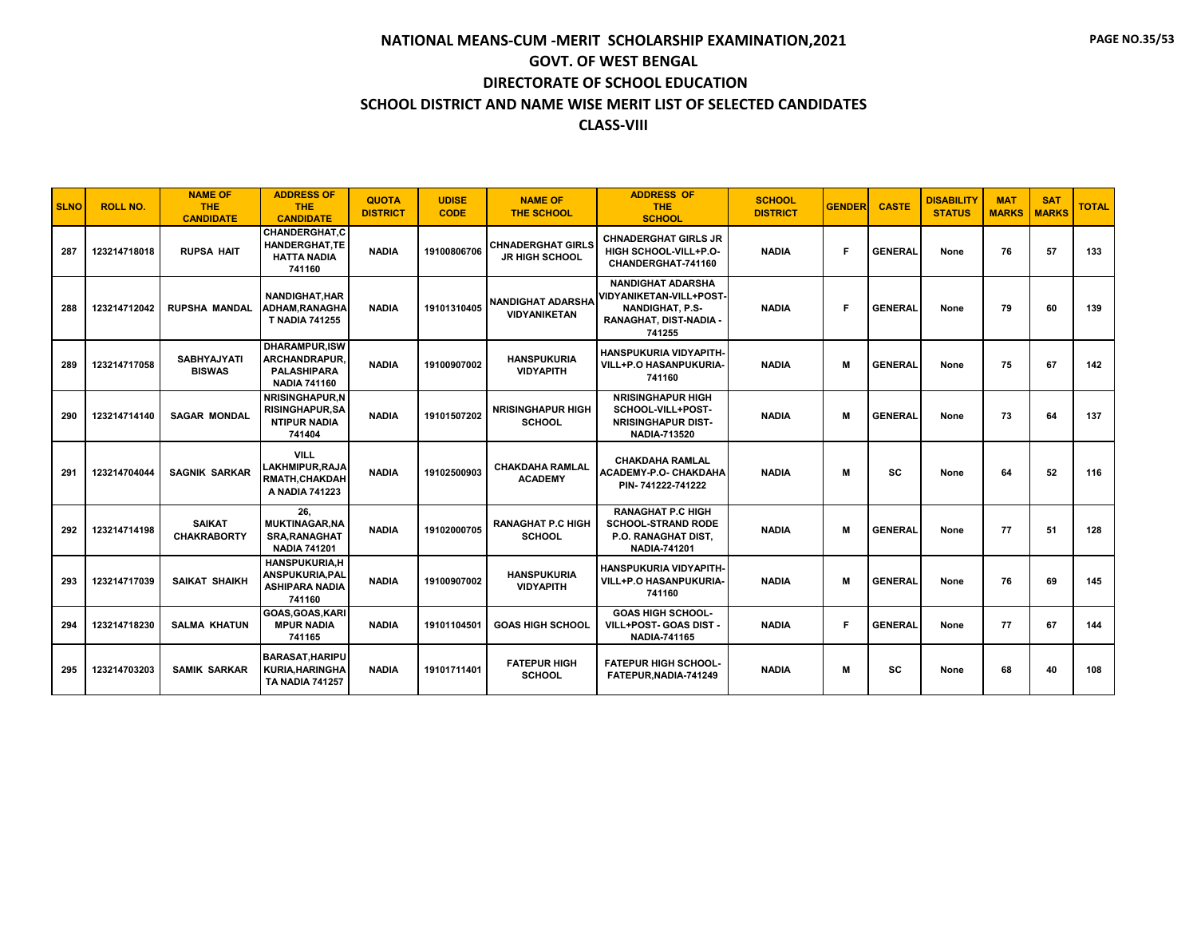# NATIONAL MEANS-CUM -MERIT SCHOLARSHIP EXAMINATION,2021

## GOVT. OF WEST BENGAL

## DIRECTORATE OF SCHOOL EDUCATION

## SCHOOL DISTRICT AND NAME WISE MERIT LIST OF SELECTED CANDIDATES

## CLASS-VIII

| SLNO | ROLL NO. | NAME OF THE CANDIDATE | ADDRESS OF THE CANDIDATE | QUOTA DISTRICT | UDISE CODE | NAME OF THE SCHOOL | ADDRESS OF THE SCHOOL | SCHOOL DISTRICT | GENDER | CASTE | DISABILITY STATUS | MAT MARKS | SAT MARKS | TOTAL |
|---|---|---|---|---|---|---|---|---|---|---|---|---|---|---|
| 287 | 123214718018 | RUPSA HAIT | CHANDERGHAT,CHANDERGHAT,TEHATTA NADIA 741160 | NADIA | 19100806706 | CHNADERGHAT GIRLS JR HIGH SCHOOL | CHNADERGHAT GIRLS JR HIGH SCHOOL-VILL+P.O-CHANDERGHAT-741160 | NADIA | F | GENERAL | None | 76 | 57 | 133 |
| 288 | 123214712042 | RUPSHA MANDAL | NANDIGHAT,HARADHAM,RANAGHAT NADIA 741255 | NADIA | 19101310405 | NANDIGHAT ADARSHA VIDYANIKETAN | NANDIGHAT ADARSHA VIDYANIKETAN-VILL+POST-NANDIGHAT, P.S-RANAGHAT, DIST-NADIA - 741255 | NADIA | F | GENERAL | None | 79 | 60 | 139 |
| 289 | 123214717058 | SABHYAJYATI BISWAS | DHARAMPUR,ISWARCHANDRAPUR,PALASHIPARA NADIA 741160 | NADIA | 19100907002 | HANSPUKURIA VIDYAPITH | HANSPUKURIA VIDYAPITH-VILL+P.O HASANPUKURIA-741160 | NADIA | M | GENERAL | None | 75 | 67 | 142 |
| 290 | 123214714140 | SAGAR MONDAL | NRISINGHAPUR,NRISINGHAPUR,SANTIPUR NADIA 741404 | NADIA | 19101507202 | NRISINGHAPUR HIGH SCHOOL | NRISINGHAPUR HIGH SCHOOL-VILL+POST-NRISINGHAPUR DIST-NADIA-713520 | NADIA | M | GENERAL | None | 73 | 64 | 137 |
| 291 | 123214704044 | SAGNIK SARKAR | VILL LAKHMIPUR,RAJARMATH,CHAKDAHA NADIA 741223 | NADIA | 19102500903 | CHAKDAHA RAMLAL ACADEMY | CHAKDAHA RAMLAL ACADEMY-P.O- CHAKDAHA PIN- 741222-741222 | NADIA | M | SC | None | 64 | 52 | 116 |
| 292 | 123214714198 | SAIKAT CHAKRABORTY | 26, MUKTINAGAR,NASRA,RANAGHAT NADIA 741201 | NADIA | 19102000705 | RANAGHAT P.C HIGH SCHOOL | RANAGHAT P.C HIGH SCHOOL-STRAND RODE P.O. RANAGHAT DIST, NADIA-741201 | NADIA | M | GENERAL | None | 77 | 51 | 128 |
| 293 | 123214717039 | SAIKAT SHAIKH | HANSPUKURIA,HANSPUKURIA,PALASHIPARA NADIA 741160 | NADIA | 19100907002 | HANSPUKURIA VIDYAPITH | HANSPUKURIA VIDYAPITH-VILL+P.O HASANPUKURIA-741160 | NADIA | M | GENERAL | None | 76 | 69 | 145 |
| 294 | 123214718230 | SALMA KHATUN | GOAS,GOAS,KARIMPUR NADIA 741165 | NADIA | 19101104501 | GOAS HIGH SCHOOL | GOAS HIGH SCHOOL-VILL+POST- GOAS DIST - NADIA-741165 | NADIA | F | GENERAL | None | 77 | 67 | 144 |
| 295 | 123214703203 | SAMIK SARKAR | BARASAT,HARIPUKURIA,HARINGHATA NADIA 741257 | NADIA | 19101711401 | FATEPUR HIGH SCHOOL | FATEPUR HIGH SCHOOL-FATEPUR,NADIA-741249 | NADIA | M | SC | None | 68 | 40 | 108 |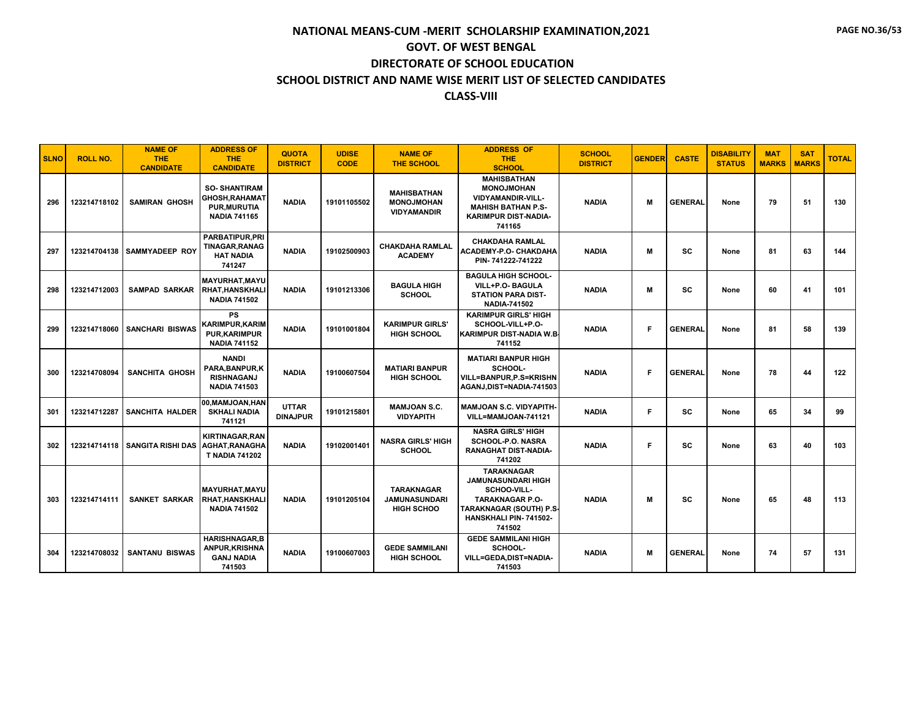# NATIONAL MEANS-CUM -MERIT SCHOLARSHIP EXAMINATION,2021

## GOVT. OF WEST BENGAL

## DIRECTORATE OF SCHOOL EDUCATION

## SCHOOL DISTRICT AND NAME WISE MERIT LIST OF SELECTED CANDIDATES

## CLASS-VIII

| SLNO | ROLL NO. | NAME OF THE CANDIDATE | ADDRESS OF THE CANDIDATE | QUOTA DISTRICT | UDISE CODE | NAME OF THE SCHOOL | ADDRESS OF THE SCHOOL | SCHOOL DISTRICT | GENDER | CASTE | DISABILITY STATUS | MAT MARKS | SAT MARKS | TOTAL |
|---|---|---|---|---|---|---|---|---|---|---|---|---|---|---|
| 296 | 123214718102 | SAMIRAN GHOSH | SO- SHANTIRAM GHOSH,RAHAMAT PUR,MURUTIA NADIA 741165 | NADIA | 19101105502 | MAHISBATHAN MONOJMOHAN VIDYAMANDIR | MAHISBATHAN MONOJMOHAN VIDYAMANDIR-VILL-MAHISH BATHAN P.S-KARIMPUR DIST-NADIA-741165 | NADIA | M | GENERAL | None | 79 | 51 | 130 |
| 297 | 123214704138 | SAMMYADEEP ROY | PARBATIPUR,PRITINAGAR,RANAGHAT NADIA 741247 | NADIA | 19102500903 | CHAKDAHA RAMLAL ACADEMY | CHAKDAHA RAMLAL ACADEMY-P.O- CHAKDAHA PIN- 741222-741222 | NADIA | M | SC | None | 81 | 63 | 144 |
| 298 | 123214712003 | SAMPAD SARKAR | MAYURHAT,MAYURHAT,HANSKHALI NADIA 741502 | NADIA | 19101213306 | BAGULA HIGH SCHOOL | BAGULA HIGH SCHOOL-VILL+P.O- BAGULA STATION PARA DIST-NADIA-741502 | NADIA | M | SC | None | 60 | 41 | 101 |
| 299 | 123214718060 | SANCHARI BISWAS | PS KARIMPUR,KARIMPUR,KARIMPUR NADIA 741152 | NADIA | 19101001804 | KARIMPUR GIRLS' HIGH SCHOOL | KARIMPUR GIRLS' HIGH SCHOOL-VILL+P.O-KARIMPUR DIST-NADIA W.B-741152 | NADIA | F | GENERAL | None | 81 | 58 | 139 |
| 300 | 123214708094 | SANCHITA GHOSH | NANDI PARA,BANPUR,KRISHNAGANJ NADIA 741503 | NADIA | 19100607504 | MATIARI BANPUR HIGH SCHOOL | MATIARI BANPUR HIGH SCHOOL-VILL=BANPUR,P.S=KRISHNAGANJ,DIST=NADIA-741503 | NADIA | F | GENERAL | None | 78 | 44 | 122 |
| 301 | 123214712287 | SANCHITA HALDER | 00,MAMJOAN,HANSKHALI NADIA 741121 | UTTAR DINAJPUR | 19101215801 | MAMJOAN S.C. VIDYAPITH | MAMJOAN S.C. VIDYAPITH-VILL=MAMJOAN-741121 | NADIA | F | SC | None | 65 | 34 | 99 |
| 302 | 123214714118 | SANGITA RISHI DAS | KIRTINAGAR,RANAGHAT,RANAGHAT NADIA 741202 | NADIA | 19102001401 | NASRA GIRLS' HIGH SCHOOL | NASRA GIRLS' HIGH SCHOOL-P.O. NASRA RANAGHAT DIST-NADIA-741202 | NADIA | F | SC | None | 63 | 40 | 103 |
| 303 | 123214714111 | SANKET SARKAR | MAYURHAT,MAYURHAT,HANSKHALI NADIA 741502 | NADIA | 19101205104 | TARAKNAGAR JAMUNASUNDARI HIGH SCHOO | TARAKNAGAR JAMUNASUNDARI HIGH SCHOO-VILL-TARAKNAGAR P.O-TARAKNAGAR (SOUTH) P.S-HANSKHALI PIN- 741502-741502 | NADIA | M | SC | None | 65 | 48 | 113 |
| 304 | 123214708032 | SANTANU BISWAS | HARISHNAGAR,BANPUR,KRISHNAGANJ NADIA 741503 | NADIA | 19100607003 | GEDE SAMMILANI HIGH SCHOOL | GEDE SAMMILANI HIGH SCHOOL-VILL=GEDA,DIST=NADIA-741503 | NADIA | M | GENERAL | None | 74 | 57 | 131 |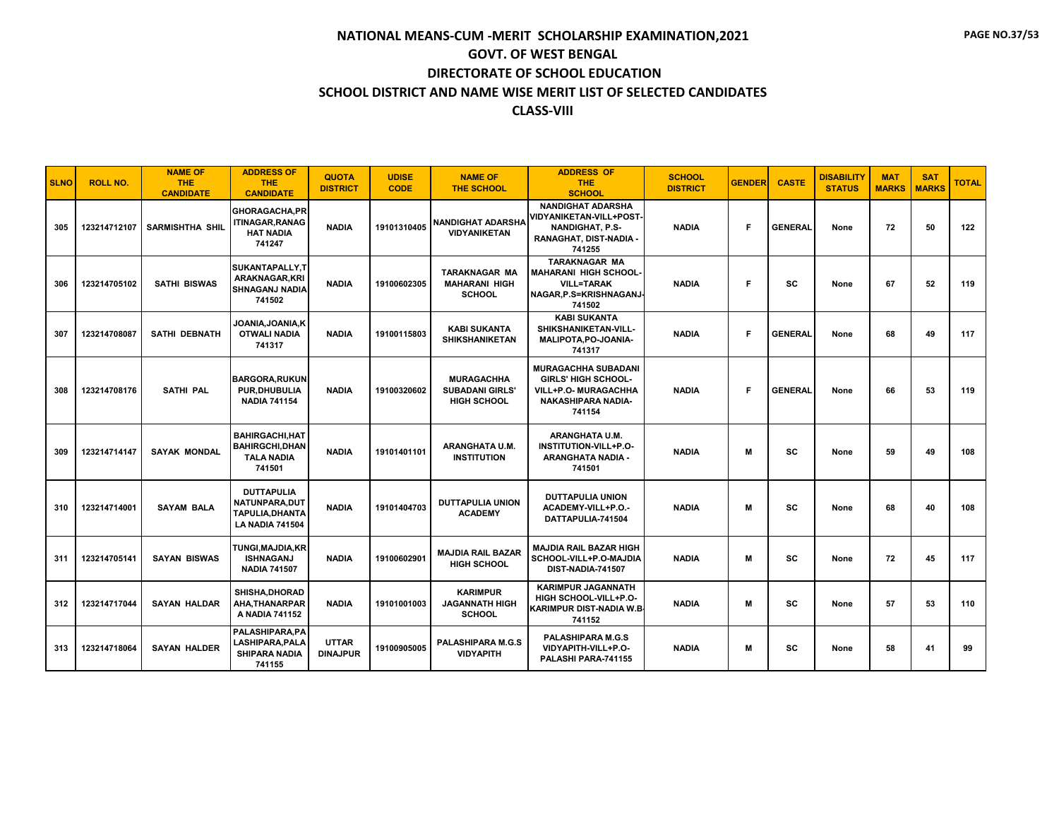# NATIONAL MEANS-CUM -MERIT SCHOLARSHIP EXAMINATION,2021

## GOVT. OF WEST BENGAL

## DIRECTORATE OF SCHOOL EDUCATION

## SCHOOL DISTRICT AND NAME WISE MERIT LIST OF SELECTED CANDIDATES

## CLASS-VIII

| SLNO | ROLL NO. | NAME OF THE CANDIDATE | ADDRESS OF THE CANDIDATE | QUOTA DISTRICT | UDISE CODE | NAME OF THE SCHOOL | ADDRESS OF THE SCHOOL | SCHOOL DISTRICT | GENDER | CASTE | DISABILITY STATUS | MAT MARKS | SAT MARKS | TOTAL |
|---|---|---|---|---|---|---|---|---|---|---|---|---|---|---|
| 305 | 123214712107 | SARMISHTHA SHIL | GHORAGACHA,PRITINAGAR,RANAGHAT NADIA 741247 | NADIA | 19101310405 | NANDIGHAT ADARSHA VIDYANIKETAN | NANDIGHAT ADARSHA VIDYANIKETAN-VILL+POST-NANDIGHAT, P.S-RANAGHAT, DIST-NADIA - 741255 | NADIA | F | GENERAL | None | 72 | 50 | 122 |
| 306 | 123214705102 | SATHI BISWAS | SUKANTAPALLY,TARAKNAGAR,KRISHNAGANJ NADIA 741502 | NADIA | 19100602305 | TARAKNAGAR MA MAHARANI HIGH SCHOOL | TARAKNAGAR MA MAHARANI HIGH SCHOOL-VILL=TARAK NAGAR,P.S=KRISHNAGANJ-741502 | NADIA | F | SC | None | 67 | 52 | 119 |
| 307 | 123214708087 | SATHI DEBNATH | JOANIA,JOANIA,KOTWALI NADIA 741317 | NADIA | 19100115803 | KABI SUKANTA SHIKSHANIKETAN | KABI SUKANTA SHIKSHANIKETAN-VILL-MALIPOTA,PO-JOANIA-741317 | NADIA | F | GENERAL | None | 68 | 49 | 117 |
| 308 | 123214708176 | SATHI PAL | BARGORA,RUKUNPUR,DHUBULIA NADIA 741154 | NADIA | 19100320602 | MURAGACHHA SUBADANI GIRLS' HIGH SCHOOL | MURAGACHHA SUBADANI GIRLS' HIGH SCHOOL-VILL+P.O- MURAGACHHA NAKASHIPARA NADIA-741154 | NADIA | F | GENERAL | None | 66 | 53 | 119 |
| 309 | 123214714147 | SAYAK MONDAL | BAHIRGACHI,HATBAHIRGCHI,DHANTALA NADIA 741501 | NADIA | 19101401101 | ARANGHATA U.M. INSTITUTION | ARANGHATA U.M. INSTITUTION-VILL+P.O-ARANGHATA NADIA - 741501 | NADIA | M | SC | None | 59 | 49 | 108 |
| 310 | 123214714001 | SAYAM BALA | DUTTAPULIA NATUNPARA,DUTTAPULIA,DHANTALA NADIA 741504 | NADIA | 19101404703 | DUTTAPULIA UNION ACADEMY | DUTTAPULIA UNION ACADEMY-VILL+P.O.-DATTAPULIA-741504 | NADIA | M | SC | None | 68 | 40 | 108 |
| 311 | 123214705141 | SAYAN BISWAS | TUNGI,MAJDIA,KRISHNAGANJ NADIA 741507 | NADIA | 19100602901 | MAJDIA RAIL BAZAR HIGH SCHOOL | MAJDIA RAIL BAZAR HIGH SCHOOL-VILL+P.O-MAJDIA DIST-NADIA-741507 | NADIA | M | SC | None | 72 | 45 | 117 |
| 312 | 123214717044 | SAYAN HALDAR | SHISHA,DHORADAHA,THANARPARA NADIA 741152 | NADIA | 19101001003 | KARIMPUR JAGANNATH HIGH SCHOOL | KARIMPUR JAGANNATH HIGH SCHOOL-VILL+P.O-KARIMPUR DIST-NADIA W.B-741152 | NADIA | M | SC | None | 57 | 53 | 110 |
| 313 | 123214718064 | SAYAN HALDER | PALASHIPARA,PALASHIPARA,PALASHIPARA NADIA 741155 | UTTAR DINAJPUR | 19100905005 | PALASHIPARA M.G.S VIDYAPITH | PALASHIPARA M.G.S VIDYAPITH-VILL+P.O-PALASHI PARA-741155 | NADIA | M | SC | None | 58 | 41 | 99 |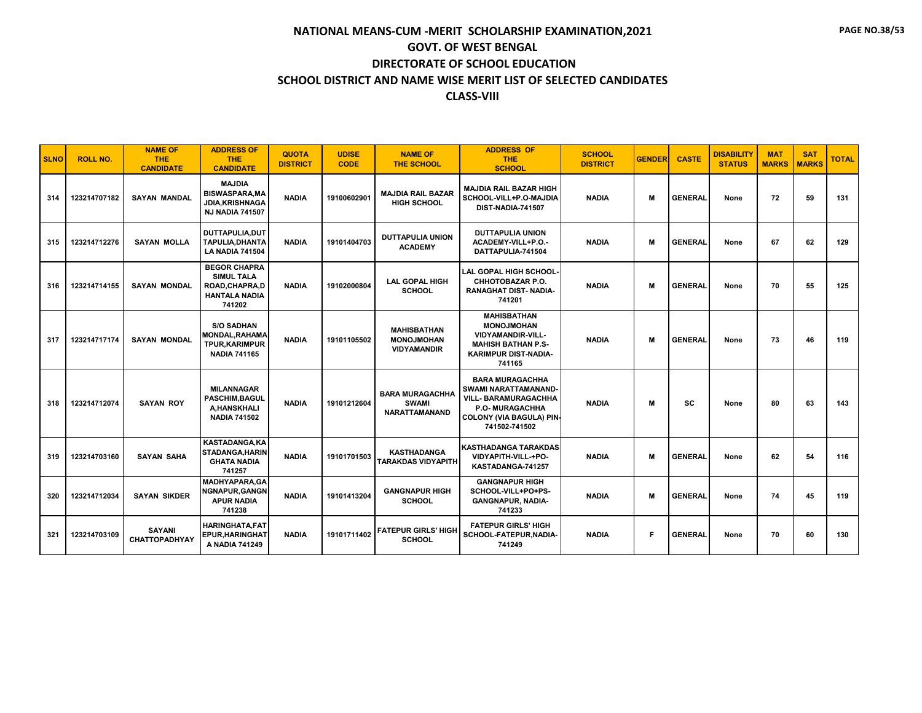# NATIONAL MEANS-CUM -MERIT SCHOLARSHIP EXAMINATION,2021
## GOVT. OF WEST BENGAL
## DIRECTORATE OF SCHOOL EDUCATION
## SCHOOL DISTRICT AND NAME WISE MERIT LIST OF SELECTED CANDIDATES
## CLASS-VIII

| SLNO | ROLL NO. | NAME OF THE CANDIDATE | ADDRESS OF THE CANDIDATE | QUOTA DISTRICT | UDISE CODE | NAME OF THE SCHOOL | ADDRESS OF THE SCHOOL | SCHOOL DISTRICT | GENDER | CASTE | DISABILITY STATUS | MAT MARKS | SAT MARKS | TOTAL |
|---|---|---|---|---|---|---|---|---|---|---|---|---|---|---|
| 314 | 123214707182 | SAYAN MANDAL | MAJDIA BISWASPARA,MAJDIA,KRISHNAGANJ NADIA 741507 | NADIA | 19100602901 | MAJDIA RAIL BAZAR HIGH SCHOOL | MAJDIA RAIL BAZAR HIGH SCHOOL-VILL+P.O-MAJDIA DIST-NADIA-741507 | NADIA | M | GENERAL | None | 72 | 59 | 131 |
| 315 | 123214712276 | SAYAN MOLLA | DUTTAPULIA,DUTTAPULIA,DHANTALA NADIA 741504 | NADIA | 19101404703 | DUTTAPULIA UNION ACADEMY | DUTTAPULIA UNION ACADEMY-VILL+P.O.-DATTAPULIA-741504 | NADIA | M | GENERAL | None | 67 | 62 | 129 |
| 316 | 123214714155 | SAYAN MONDAL | BEGOR CHAPRA SIMUL TALA ROAD,CHAPRA,DHANTALA NADIA 741202 | NADIA | 19102000804 | LAL GOPAL HIGH SCHOOL | LAL GOPAL HIGH SCHOOL-CHHOTOBAZAR P.O. RANAGHAT DIST- NADIA-741201 | NADIA | M | GENERAL | None | 70 | 55 | 125 |
| 317 | 123214717174 | SAYAN MONDAL | S/O SADHAN MONDAL,RAHAMATPUR,KARIMPUR NADIA 741165 | NADIA | 19101105502 | MAHISBATHAN MONOJMOHAN VIDYAMANDIR | MAHISBATHAN MONOJMOHAN VIDYAMANDIR-VILL-MAHISH BATHAN P.S-KARIMPUR DIST-NADIA-741165 | NADIA | M | GENERAL | None | 73 | 46 | 119 |
| 318 | 123214712074 | SAYAN ROY | MILANNAGAR PASCHIM,BAGULA,HANSKHALI NADIA 741502 | NADIA | 19101212604 | BARA MURAGACHHA SWAMI NARATTAMANAND | BARA MURAGACHHA SWAMI NARATTAMANAND-VILL- BARAMURAGACHHA P.O- MURAGACHHA COLONY (VIA BAGULA) PIN-741502-741502 | NADIA | M | SC | None | 80 | 63 | 143 |
| 319 | 123214703160 | SAYAN SAHA | KASTADANGA,KASTADANGA,HARINGHATA NADIA 741257 | NADIA | 19101701503 | KASTHADANGA TARAKDAS VIDYAPITH | KASTHADANGA TARAKDAS VIDYAPITH-VILL-+PO-KASTADANGA-741257 | NADIA | M | GENERAL | None | 62 | 54 | 116 |
| 320 | 123214712034 | SAYAN SIKDER | MADHYAPARA,GANGNAPUR,GANGNAPUR NADIA 741238 | NADIA | 19101413204 | GANGNAPUR HIGH SCHOOL | GANGNAPUR HIGH SCHOOL-VILL+PO+PS-GANGNAPUR, NADIA-741233 | NADIA | M | GENERAL | None | 74 | 45 | 119 |
| 321 | 123214703109 | SAYANI CHATTOPADHYAY | HARINGHATA,FATEPUR,HARINGHATA NADIA 741249 | NADIA | 19101711402 | FATEPUR GIRLS' HIGH SCHOOL | FATEPUR GIRLS' HIGH SCHOOL-FATEPUR,NADIA-741249 | NADIA | F | GENERAL | None | 70 | 60 | 130 |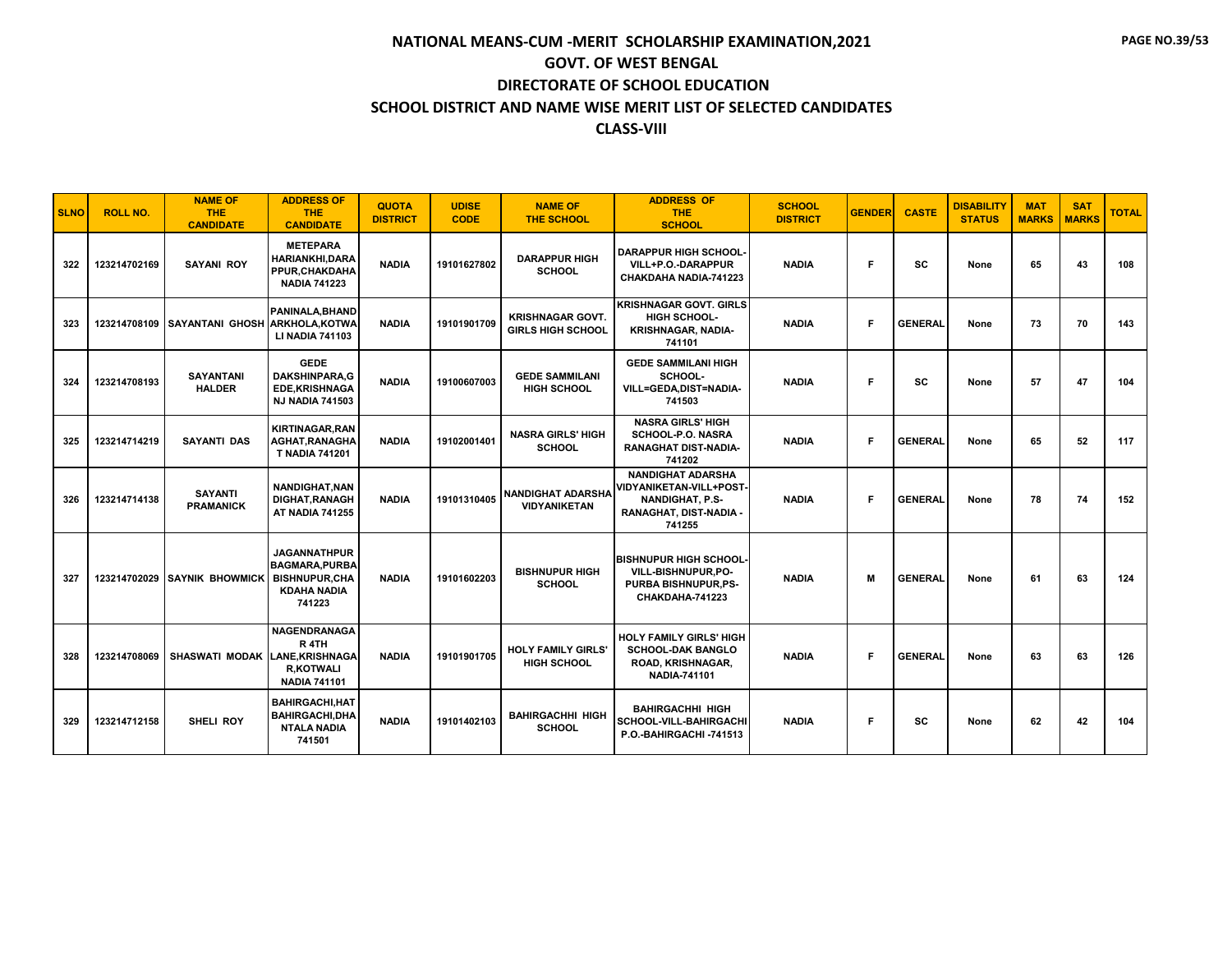# NATIONAL MEANS-CUM -MERIT SCHOLARSHIP EXAMINATION,2021

## GOVT. OF WEST BENGAL

## DIRECTORATE OF SCHOOL EDUCATION

## SCHOOL DISTRICT AND NAME WISE MERIT LIST OF SELECTED CANDIDATES

## CLASS-VIII

| SLNO | ROLL NO. | NAME OF THE CANDIDATE | ADDRESS OF THE CANDIDATE | QUOTA DISTRICT | UDISE CODE | NAME OF THE SCHOOL | ADDRESS OF THE SCHOOL | SCHOOL DISTRICT | GENDER | CASTE | DISABILITY STATUS | MAT MARKS | SAT MARKS | TOTAL |
|---|---|---|---|---|---|---|---|---|---|---|---|---|---|---|
| 322 | 123214702169 | SAYANI ROY | METEPARA HARIANKHI,DARAPPUR,CHAKDAHA NADIA 741223 | NADIA | 19101627802 | DARAPPUR HIGH SCHOOL | DARAPPUR HIGH SCHOOL-VILL+P.O.-DARAPPUR CHAKDAHA NADIA-741223 | NADIA | F | SC | None | 65 | 43 | 108 |
| 323 | 123214708109 | SAYANTANI GHOSH | PANINALA,BHANDARKHOLA,KOTWALI NADIA 741103 | NADIA | 19101901709 | KRISHNAGAR GOVT. GIRLS HIGH SCHOOL | KRISHNAGAR GOVT. GIRLS HIGH SCHOOL-KRISHNAGAR, NADIA-741101 | NADIA | F | GENERAL | None | 73 | 70 | 143 |
| 324 | 123214708193 | SAYANTANI HALDER | GEDE DAKSHINPARA,GEDE,KRISHNAGANJ NADIA 741503 | NADIA | 19100607003 | GEDE SAMMILANI HIGH SCHOOL | GEDE SAMMILANI HIGH SCHOOL-VILL=GEDA,DIST=NADIA-741503 | NADIA | F | SC | None | 57 | 47 | 104 |
| 325 | 123214714219 | SAYANTI DAS | KIRTINAGAR,RANAGHAT,RANAGHAT NADIA 741201 | NADIA | 19102001401 | NASRA GIRLS' HIGH SCHOOL | NASRA GIRLS' HIGH SCHOOL-P.O. NASRA RANAGHAT DIST-NADIA-741202 | NADIA | F | GENERAL | None | 65 | 52 | 117 |
| 326 | 123214714138 | SAYANTI PRAMANICK | NANDIGHAT,NANDIGHAT,RANAGHAT NADIA 741255 | NADIA | 19101310405 | NANDIGHAT ADARSHA VIDYANIKETAN | NANDIGHAT ADARSHA VIDYANIKETAN-VILL+POST-NANDIGHAT, P.S-RANAGHAT, DIST-NADIA - 741255 | NADIA | F | GENERAL | None | 78 | 74 | 152 |
| 327 | 123214702029 | SAYNIK BHOWMICK | JAGANNATHPUR BAGMARA,PURBA BISHNUPUR,CHAKDAHA NADIA 741223 | NADIA | 19101602203 | BISHNUPUR HIGH SCHOOL | BISHNUPUR HIGH SCHOOL-VILL-BISHNUPUR,PO-PURBA BISHNUPUR,PS-CHAKDAHA-741223 | NADIA | M | GENERAL | None | 61 | 63 | 124 |
| 328 | 123214708069 | SHASWATI MODAK | NAGENDRANAGAR 4TH LANE,KRISHNAGAR,KOTWALI NADIA 741101 | NADIA | 19101901705 | HOLY FAMILY GIRLS' HIGH SCHOOL | HOLY FAMILY GIRLS' HIGH SCHOOL-DAK BANGLO ROAD, KRISHNAGAR, NADIA-741101 | NADIA | F | GENERAL | None | 63 | 63 | 126 |
| 329 | 123214712158 | SHELI ROY | BAHIRGACHI,HAT BAHIRGACHI,DHANTALA NADIA 741501 | NADIA | 19101402103 | BAHIRGACHHI HIGH SCHOOL | BAHIRGACHHI HIGH SCHOOL-VILL-BAHIRGACHI P.O.-BAHIRGACHI -741513 | NADIA | F | SC | None | 62 | 42 | 104 |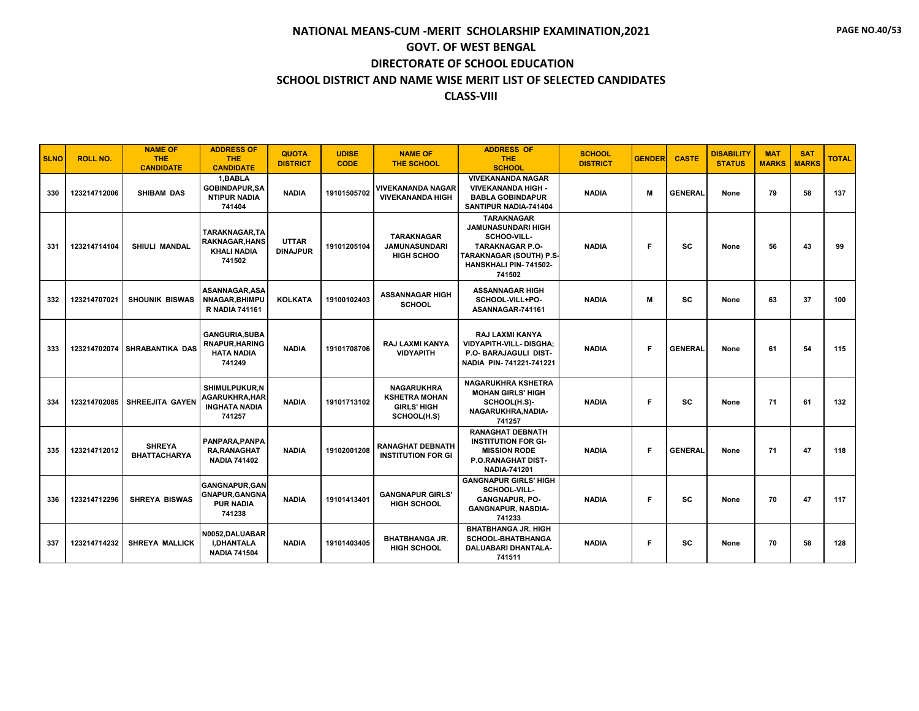# NATIONAL MEANS-CUM -MERIT SCHOLARSHIP EXAMINATION,2021

## GOVT. OF WEST BENGAL

## DIRECTORATE OF SCHOOL EDUCATION

## SCHOOL DISTRICT AND NAME WISE MERIT LIST OF SELECTED CANDIDATES

## CLASS-VIII

| SLNO | ROLL NO. | NAME OF THE CANDIDATE | ADDRESS OF THE CANDIDATE | QUOTA DISTRICT | UDISE CODE | NAME OF THE SCHOOL | ADDRESS OF THE SCHOOL | SCHOOL DISTRICT | GENDER | CASTE | DISABILITY STATUS | MAT MARKS | SAT MARKS | TOTAL |
|---|---|---|---|---|---|---|---|---|---|---|---|---|---|---|
| 330 | 123214712006 | SHIBAM DAS | 1,BABLA GOBINDAPUR,SA NTIPUR NADIA 741404 | NADIA | 19101505702 | VIVEKANANDA NAGAR VIVEKANANDA HIGH | VIVEKANANDA NAGAR VIVEKANANDA HIGH - BABLA GOBINDAPUR SANTIPUR NADIA-741404 | NADIA | M | GENERAL | None | 79 | 58 | 137 |
| 331 | 123214714104 | SHIULI MANDAL | TARAKNAGAR,TA RAKNAGAR,HANS KHALI NADIA 741502 | UTTAR DINAJPUR | 19101205104 | TARAKNAGAR JAMUNASUNDARI HIGH SCHOO | TARAKNAGAR JAMUNASUNDARI HIGH SCHOO-VILL- TARAKNAGAR P.O- TARAKNAGAR (SOUTH) P.S- HANSKHALI PIN- 741502-741502 | NADIA | F | SC | None | 56 | 43 | 99 |
| 332 | 123214707021 | SHOUNIK BISWAS | ASANNAGAR,ASA NNAGAR,BHIMPU R NADIA 741161 | KOLKATA | 19100102403 | ASSANNAGAR HIGH SCHOOL | ASSANNAGAR HIGH SCHOOL-VILL+PO- ASANNAGAR-741161 | NADIA | M | SC | None | 63 | 37 | 100 |
| 333 | 123214702074 | SHRABANTIKA DAS | GANGURIA,SUBA RNAPUR,HARING HATA NADIA 741249 | NADIA | 19101708706 | RAJ LAXMI KANYA VIDYAPITH | RAJ LAXMI KANYA VIDYAPITH-VILL- DISGHA; P.O- BARAJAGULI DIST- NADIA PIN- 741221-741221 | NADIA | F | GENERAL | None | 61 | 54 | 115 |
| 334 | 123214702085 | SHREEJITA GAYEN | SHIMULPUKUR,N AGARUKHRA,HAR INGHATA NADIA 741257 | NADIA | 19101713102 | NAGARUKHRA KSHETRA MOHAN GIRLS' HIGH SCHOOL(H.S) | NAGARUKHRA KSHETRA MOHAN GIRLS' HIGH SCHOOL(H.S)- NAGARUKHRA,NADIA-741257 | NADIA | F | SC | None | 71 | 61 | 132 |
| 335 | 123214712012 | SHREYA BHATTACHARYA | PANPARA,PANPA RA,RANAGHAT NADIA 741402 | NADIA | 19102001208 | RANAGHAT DEBNATH INSTITUTION FOR GI | RANAGHAT DEBNATH INSTITUTION FOR GI-MISSION RODE P.O.RANAGHAT DIST- NADIA-741201 | NADIA | F | GENERAL | None | 71 | 47 | 118 |
| 336 | 123214712296 | SHREYA BISWAS | GANGNAPUR,GAN GNAPUR,GANGNA PUR NADIA 741238 | NADIA | 19101413401 | GANGNAPUR GIRLS' HIGH SCHOOL | GANGNAPUR GIRLS' HIGH SCHOOL-VILL- GANGNAPUR, PO- GANGNAPUR, NASDIA-741233 | NADIA | F | SC | None | 70 | 47 | 117 |
| 337 | 123214714232 | SHREYA MALLICK | N0052,DALUABAR I,DHANTALA NADIA 741504 | NADIA | 19101403405 | BHATBHANGA JR. HIGH SCHOOL | BHATBHANGA JR. HIGH SCHOOL-BHATBHANGA DALUABARI DHANTALA-741511 | NADIA | F | SC | None | 70 | 58 | 128 |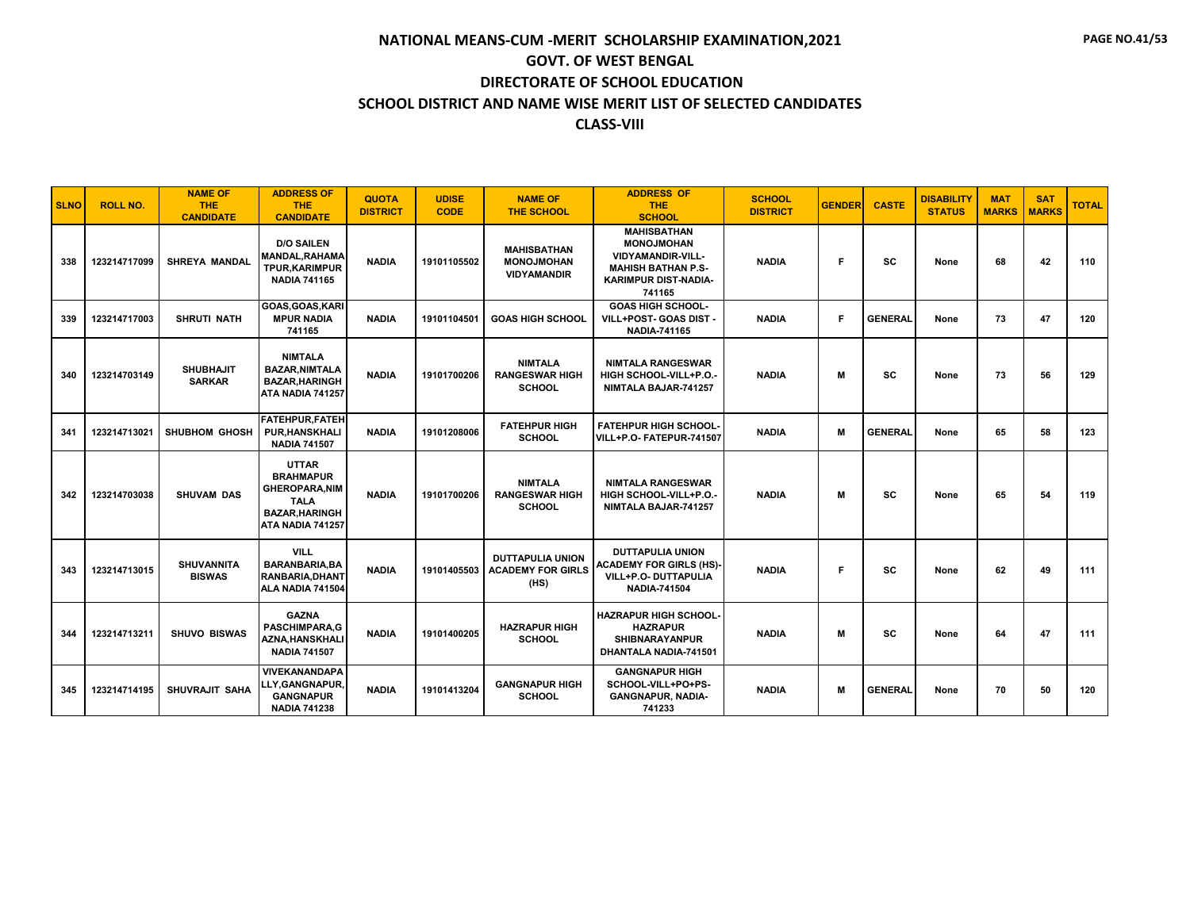# NATIONAL MEANS-CUM -MERIT SCHOLARSHIP EXAMINATION,2021

## GOVT. OF WEST BENGAL

## DIRECTORATE OF SCHOOL EDUCATION

## SCHOOL DISTRICT AND NAME WISE MERIT LIST OF SELECTED CANDIDATES

## CLASS-VIII

| SLNO | ROLL NO. | NAME OF THE CANDIDATE | ADDRESS OF THE CANDIDATE | QUOTA DISTRICT | UDISE CODE | NAME OF THE SCHOOL | ADDRESS OF THE SCHOOL | SCHOOL DISTRICT | GENDER | CASTE | DISABILITY STATUS | MAT MARKS | SAT MARKS | TOTAL |
|---|---|---|---|---|---|---|---|---|---|---|---|---|---|---|
| 338 | 123214717099 | SHREYA MANDAL | D/O SAILEN MANDAL,RAHAMATPUR,KARIMPUR NADIA 741165 | NADIA | 19101105502 | MAHISBATHAN MONOJMOHAN VIDYAMANDIR | MAHISBATHAN MONOJMOHAN VIDYAMANDIR-VILL-MAHISH BATHAN P.S-KARIMPUR DIST-NADIA-741165 | NADIA | F | SC | None | 68 | 42 | 110 |
| 339 | 123214717003 | SHRUTI NATH | GOAS,GOAS,KARIMPUR NADIA 741165 | NADIA | 19101104501 | GOAS HIGH SCHOOL | GOAS HIGH SCHOOL-VILL+POST- GOAS DIST - NADIA-741165 | NADIA | F | GENERAL | None | 73 | 47 | 120 |
| 340 | 123214703149 | SHUBHAJIT SARKAR | NIMTALA BAZAR,NIMTALA BAZAR,HARINGHATA NADIA 741257 | NADIA | 19101700206 | NIMTALA RANGESWAR HIGH SCHOOL | NIMTALA RANGESWAR HIGH SCHOOL-VILL+P.O.- NIMTALA BAJAR-741257 | NADIA | M | SC | None | 73 | 56 | 129 |
| 341 | 123214713021 | SHUBHOM GHOSH | FATEHPUR,FATEHPUR,HANSKHALI NADIA 741507 | NADIA | 19101208006 | FATEHPUR HIGH SCHOOL | FATEHPUR HIGH SCHOOL-VILL+P.O- FATEPUR-741507 | NADIA | M | GENERAL | None | 65 | 58 | 123 |
| 342 | 123214703038 | SHUVAM DAS | UTTAR BRAHMAPUR GHEROPARA,NIMTALA BAZAR,HARINGHATA NADIA 741257 | NADIA | 19101700206 | NIMTALA RANGESWAR HIGH SCHOOL | NIMTALA RANGESWAR HIGH SCHOOL-VILL+P.O.- NIMTALA BAJAR-741257 | NADIA | M | SC | None | 65 | 54 | 119 |
| 343 | 123214713015 | SHUVANNITA BISWAS | VILL BARANBARIA,BARANBARIA,DHANTALA NADIA 741504 | NADIA | 19101405503 | DUTTAPULIA UNION ACADEMY FOR GIRLS (HS) | DUTTAPULIA UNION ACADEMY FOR GIRLS (HS)-VILL+P.O- DUTTAPULIA NADIA-741504 | NADIA | F | SC | None | 62 | 49 | 111 |
| 344 | 123214713211 | SHUVO BISWAS | GAZNA PASCHIMPARA,GAZNA,HANSKHALI NADIA 741507 | NADIA | 19101400205 | HAZRAPUR HIGH SCHOOL | HAZRAPUR HIGH SCHOOL-HAZRAPUR SHIBNARAYANPUR DHANTALA NADIA-741501 | NADIA | M | SC | None | 64 | 47 | 111 |
| 345 | 123214714195 | SHUVRAJIT SAHA | VIVEKANANDAPALLY,GANGNAPUR,GANGNAPUR NADIA 741238 | NADIA | 19101413204 | GANGNAPUR HIGH SCHOOL | GANGNAPUR HIGH SCHOOL-VILL+PO+PS-GANGNAPUR, NADIA-741233 | NADIA | M | GENERAL | None | 70 | 50 | 120 |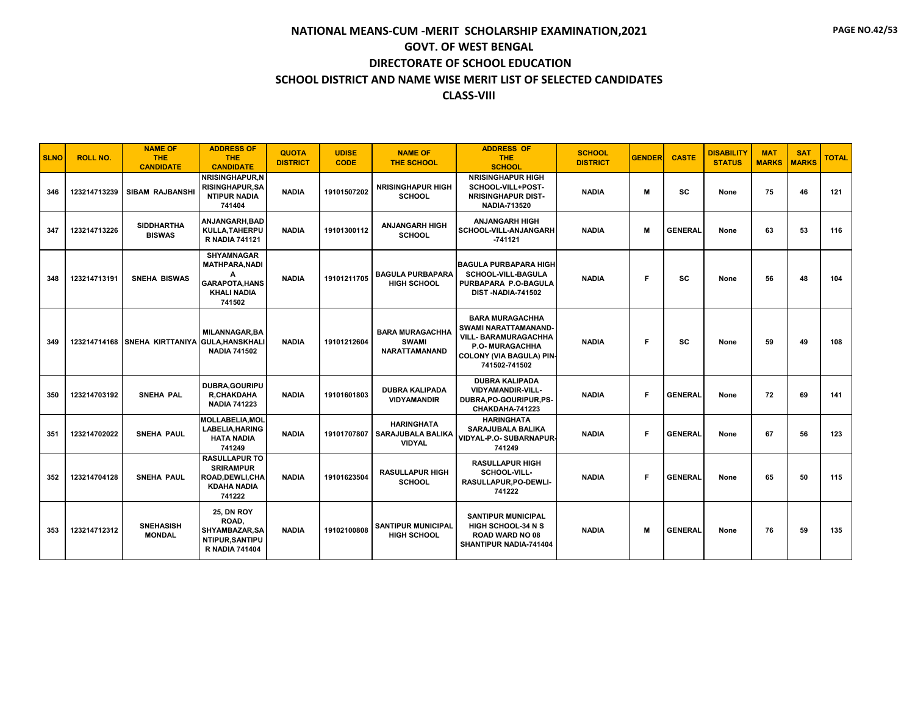# NATIONAL MEANS-CUM -MERIT SCHOLARSHIP EXAMINATION,2021

## GOVT. OF WEST BENGAL

## DIRECTORATE OF SCHOOL EDUCATION

## SCHOOL DISTRICT AND NAME WISE MERIT LIST OF SELECTED CANDIDATES

## CLASS-VIII

| SLNO | ROLL NO. | NAME OF THE CANDIDATE | ADDRESS OF THE CANDIDATE | QUOTA DISTRICT | UDISE CODE | NAME OF THE SCHOOL | ADDRESS OF THE SCHOOL | SCHOOL DISTRICT | GENDER | CASTE | DISABILITY STATUS | MAT MARKS | SAT MARKS | TOTAL |
|---|---|---|---|---|---|---|---|---|---|---|---|---|---|---|
| 346 | 123214713239 | SIBAM RAJBANSHI | NRISINGHAPUR,NRISINGHAPUR,SANTIPUR NADIA 741404 | NADIA | 19101507202 | NRISINGHAPUR HIGH SCHOOL | NRISINGHAPUR HIGH SCHOOL-VILL+POST-NRISINGHAPUR DIST-NADIA-713520 | NADIA | M | SC | None | 75 | 46 | 121 |
| 347 | 123214713226 | SIDDHARTHA BISWAS | ANJANGARH,BADKULLA,TAHERPUR NADIA 741121 | NADIA | 19101300112 | ANJANGARH HIGH SCHOOL | ANJANGARH HIGH SCHOOL-VILL-ANJANGARH -741121 | NADIA | M | GENERAL | None | 63 | 53 | 116 |
| 348 | 123214713191 | SNEHA BISWAS | SHYAMNAGAR MATHPARA,NADIA GARAPOTA,HANSKHALI NADIA 741502 | NADIA | 19101211705 | BAGULA PURBAPARA HIGH SCHOOL | BAGULA PURBAPARA HIGH SCHOOL-VILL-BAGULA PURBAPARA P.O-BAGULA DIST -NADIA-741502 | NADIA | F | SC | None | 56 | 48 | 104 |
| 349 | 123214714168 | SNEHA KIRTTANIYA | MILANNAGAR,BAGULA,HANSKHALI NADIA 741502 | NADIA | 19101212604 | BARA MURAGACHHA SWAMI NARATTAMANAND | BARA MURAGACHHA SWAMI NARATTAMANAND-VILL- BARAMURAGACHHA P.O- MURAGACHHA COLONY (VIA BAGULA) PIN-741502-741502 | NADIA | F | SC | None | 59 | 49 | 108 |
| 350 | 123214703192 | SNEHA PAL | DUBRA,GOURIPUR,CHAKDAHA NADIA 741223 | NADIA | 19101601803 | DUBRA KALIPADA VIDYAMANDIR | DUBRA KALIPADA VIDYAMANDIR-VILL-DUBRA,PO-GOURIPUR,PS-CHAKDAHA-741223 | NADIA | F | GENERAL | None | 72 | 69 | 141 |
| 351 | 123214702022 | SNEHA PAUL | MOLLABELIA,MOLLABELIA,HARINGHATA NADIA 741249 | NADIA | 19101707807 | HARINGHATA SARAJUBALA BALIKA VIDYAL | HARINGHATA SARAJUBALA BALIKA VIDYAL-P.O- SUBARNAPUR-741249 | NADIA | F | GENERAL | None | 67 | 56 | 123 |
| 352 | 123214704128 | SNEHA PAUL | RASULLAPUR TO SRIRAMPUR ROAD,DEWLI,CHAKDAHA NADIA 741222 | NADIA | 19101623504 | RASULLAPUR HIGH SCHOOL | RASULLAPUR HIGH SCHOOL-VILL-RASULLAPUR,PO-DEWLI-741222 | NADIA | F | GENERAL | None | 65 | 50 | 115 |
| 353 | 123214712312 | SNEHASISH MONDAL | 25, DN ROY ROAD, SHYAMBAZAR,SANTIPUR,SANTIPUR NADIA 741404 | NADIA | 19102100808 | SANTIPUR MUNICIPAL HIGH SCHOOL | SANTIPUR MUNICIPAL HIGH SCHOOL-34 N S ROAD WARD NO 08 SHANTIPUR NADIA-741404 | NADIA | M | GENERAL | None | 76 | 59 | 135 |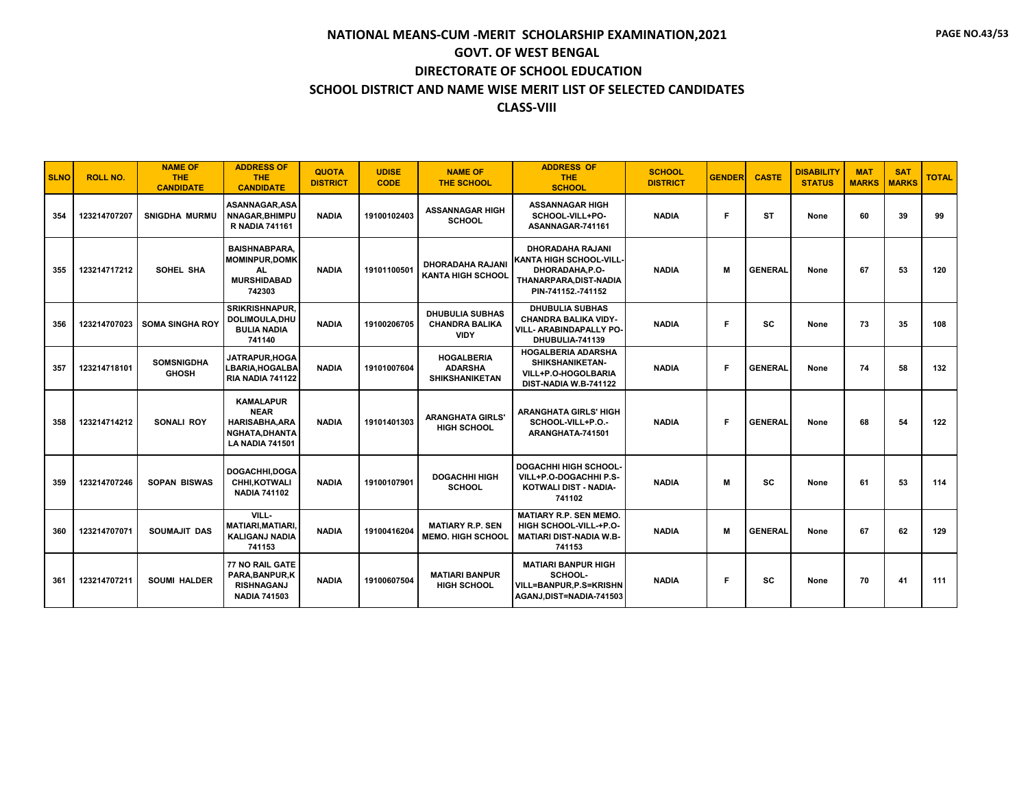# NATIONAL MEANS-CUM -MERIT SCHOLARSHIP EXAMINATION,2021

## GOVT. OF WEST BENGAL

## DIRECTORATE OF SCHOOL EDUCATION

## SCHOOL DISTRICT AND NAME WISE MERIT LIST OF SELECTED CANDIDATES

## CLASS-VIII

| SLNO | ROLL NO. | NAME OF THE CANDIDATE | ADDRESS OF THE CANDIDATE | QUOTA DISTRICT | UDISE CODE | NAME OF THE SCHOOL | ADDRESS OF THE SCHOOL | SCHOOL DISTRICT | GENDER | CASTE | DISABILITY STATUS | MAT MARKS | SAT MARKS | TOTAL |
|---|---|---|---|---|---|---|---|---|---|---|---|---|---|---|
| 354 | 123214707207 | SNIGDHA MURMU | ASANNAGAR,ASANNAGAR,BHIMPUR NADIA 741161 | NADIA | 19100102403 | ASSANNAGAR HIGH SCHOOL | ASSANNAGAR HIGH SCHOOL-VILL+PO-ASANNAGAR-741161 | NADIA | F | ST | None | 60 | 39 | 99 |
| 355 | 123214717212 | SOHEL SHA | BAISHNABPARA, MOMINPUR,DOMKAL MURSHIDABAD 742303 | NADIA | 19101100501 | DHORADAHA RAJANI KANTA HIGH SCHOOL | DHORADAHA RAJANI KANTA HIGH SCHOOL-VILL-DHORADAHA,P.O-THANARPARA,DIST-NADIA PIN-741152.-741152 | NADIA | M | GENERAL | None | 67 | 53 | 120 |
| 356 | 123214707023 | SOMA SINGHA ROY | SRIKRISHNAPUR, DOLIMOULA,DHUBULIA NADIA 741140 | NADIA | 19100206705 | DHUBULIA SUBHAS CHANDRA BALIKA VIDY | DHUBULIA SUBHAS CHANDRA BALIKA VIDY-VILL- ARABINDAPALLY PO-DHUBULIA-741139 | NADIA | F | SC | None | 73 | 35 | 108 |
| 357 | 123214718101 | SOMSNIGDHA GHOSH | JATRAPUR,HOGALBARIA,HOGALBARIA NADIA 741122 | NADIA | 19101007604 | HOGALBERIA ADARSHA SHIKSHANIKETAN | HOGALBERIA ADARSHA SHIKSHANIKETAN-VILL+P.O-HOGOLBARIA DIST-NADIA W.B-741122 | NADIA | F | GENERAL | None | 74 | 58 | 132 |
| 358 | 123214714212 | SONALI ROY | KAMALAPUR NEAR HARISABHA,ARANGHATA,DHANTALA NADIA 741501 | NADIA | 19101401303 | ARANGHATA GIRLS' HIGH SCHOOL | ARANGHATA GIRLS' HIGH SCHOOL-VILL+P.O.-ARANGHATA-741501 | NADIA | F | GENERAL | None | 68 | 54 | 122 |
| 359 | 123214707246 | SOPAN BISWAS | DOGACHHI,DOGACHHI,KOTWALI NADIA 741102 | NADIA | 19100107901 | DOGACHHI HIGH SCHOOL | DOGACHHI HIGH SCHOOL-VILL+P.O-DOGACHHI P.S-KOTWALI DIST - NADIA-741102 | NADIA | M | SC | None | 61 | 53 | 114 |
| 360 | 123214707071 | SOUMAJIT DAS | VILL-MATIARI,MATIARI,KALIGANJ NADIA 741153 | NADIA | 19100416204 | MATIARY R.P. SEN MEMO. HIGH SCHOOL | MATIARY R.P. SEN MEMO. HIGH SCHOOL-VILL-+P.O-MATIARI DIST-NADIA W.B-741153 | NADIA | M | GENERAL | None | 67 | 62 | 129 |
| 361 | 123214707211 | SOUMI HALDER | 77 NO RAIL GATE PARA,BANPUR,KRISHNAGANJ NADIA 741503 | NADIA | 19100607504 | MATIARI BANPUR HIGH SCHOOL | MATIARI BANPUR HIGH SCHOOL-VILL=BANPUR,P.S=KRISHNAGANJ,DIST=NADIA-741503 | NADIA | F | SC | None | 70 | 41 | 111 |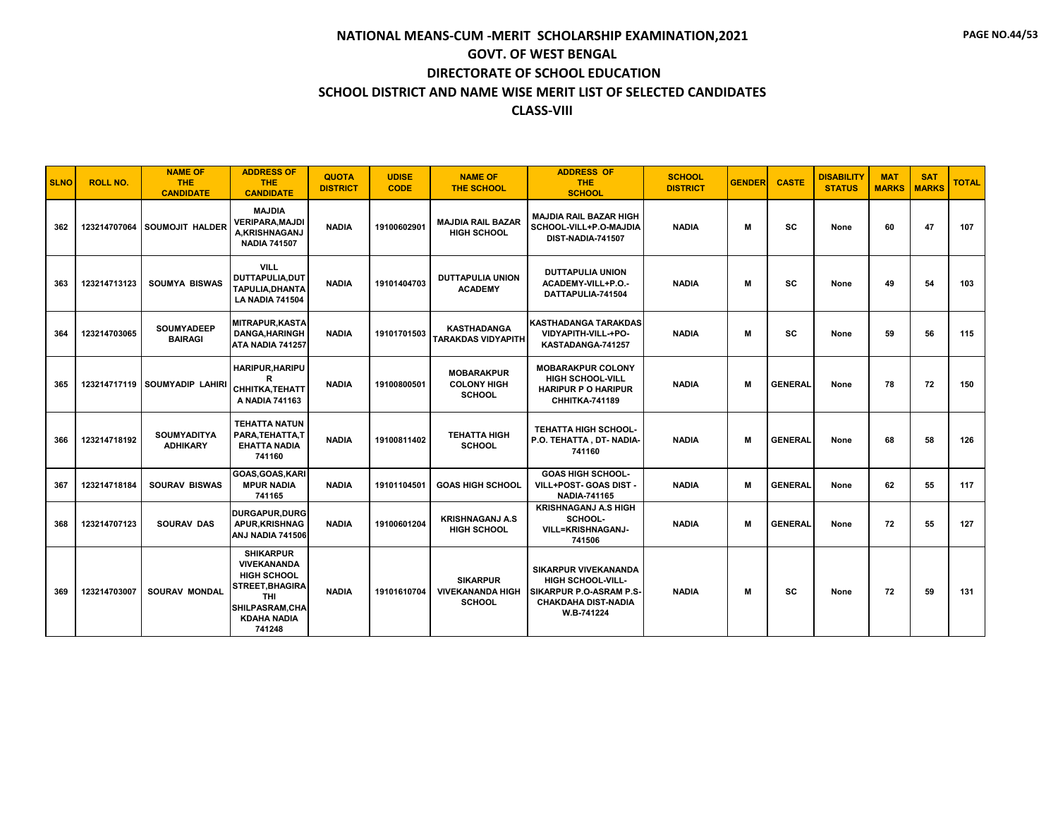# NATIONAL MEANS-CUM -MERIT SCHOLARSHIP EXAMINATION,2021
## GOVT. OF WEST BENGAL
## DIRECTORATE OF SCHOOL EDUCATION
## SCHOOL DISTRICT AND NAME WISE MERIT LIST OF SELECTED CANDIDATES
## CLASS-VIII

| SLNO | ROLL NO. | NAME OF THE CANDIDATE | ADDRESS OF THE CANDIDATE | QUOTA DISTRICT | UDISE CODE | NAME OF THE SCHOOL | ADDRESS OF THE SCHOOL | SCHOOL DISTRICT | GENDER | CASTE | DISABILITY STATUS | MAT MARKS | SAT MARKS | TOTAL |
|---|---|---|---|---|---|---|---|---|---|---|---|---|---|---|
| 362 | 123214707064 | SOUMOJIT HALDER | MAJDIA VERIPARA,MAJDIA,KRISHNAGANJ NADIA 741507 | NADIA | 19100602901 | MAJDIA RAIL BAZAR HIGH SCHOOL | MAJDIA RAIL BAZAR HIGH SCHOOL-VILL+P.O-MAJDIA DIST-NADIA-741507 | NADIA | M | SC | None | 60 | 47 | 107 |
| 363 | 123214713123 | SOUMYA BISWAS | VILL DUTTAPULIA,DUTTAPULIA,DHANTALA NADIA 741504 | NADIA | 19101404703 | DUTTAPULIA UNION ACADEMY | DUTTAPULIA UNION ACADEMY-VILL+P.O.-DATTAPULIA-741504 | NADIA | M | SC | None | 49 | 54 | 103 |
| 364 | 123214703065 | SOUMYADEEP BAIRAGI | MITRAPUR,KASTADANGA,HARINGHATA NADIA 741257 | NADIA | 19101701503 | KASTHADANGA TARAKDAS VIDYAPITH | KASTHADANGA TARAKDAS VIDYAPITH-VILL-+PO-KASTADANGA-741257 | NADIA | M | SC | None | 59 | 56 | 115 |
| 365 | 123214717119 | SOUMYADIP LAHIRI | HARIPUR,HARIPUR CHHITKA,TEHATTA NADIA 741163 | NADIA | 19100800501 | MOBARAKPUR COLONY HIGH SCHOOL | MOBARAKPUR COLONY HIGH SCHOOL-VILL HARIPUR P O HARIPUR CHHITKA-741189 | NADIA | M | GENERAL | None | 78 | 72 | 150 |
| 366 | 123214718192 | SOUMYADITYA ADHIKARY | TEHATTA NATUN PARA,TEHATTA,TEHATTA NADIA 741160 | NADIA | 19100811402 | TEHATTA HIGH SCHOOL | TEHATTA HIGH SCHOOL-P.O. TEHATTA , DT- NADIA-741160 | NADIA | M | GENERAL | None | 68 | 58 | 126 |
| 367 | 123214718184 | SOURAV BISWAS | GOAS,GOAS,KARIMPUR NADIA 741165 | NADIA | 19101104501 | GOAS HIGH SCHOOL | GOAS HIGH SCHOOL-VILL+POST- GOAS DIST - NADIA-741165 | NADIA | M | GENERAL | None | 62 | 55 | 117 |
| 368 | 123214707123 | SOURAV DAS | DURGAPUR,DURGAPUR,KRISHNAGANJ NADIA 741506 | NADIA | 19100601204 | KRISHNAGANJ A.S HIGH SCHOOL | KRISHNAGANJ A.S HIGH SCHOOL-VILL=KRISHNAGANJ-741506 | NADIA | M | GENERAL | None | 72 | 55 | 127 |
| 369 | 123214703007 | SOURAV MONDAL | SHIKARPUR VIVEKANANDA HIGH SCHOOL STREET,BHAGIRATHI SHILPASRAM,CHAKDAHA NADIA 741248 | NADIA | 19101610704 | SIKARPUR VIVEKANANDA HIGH SCHOOL | SIKARPUR VIVEKANANDA HIGH SCHOOL-VILL-SIKARPUR P.O-ASRAM P.S-CHAKDAHA DIST-NADIA W.B-741224 | NADIA | M | SC | None | 72 | 59 | 131 |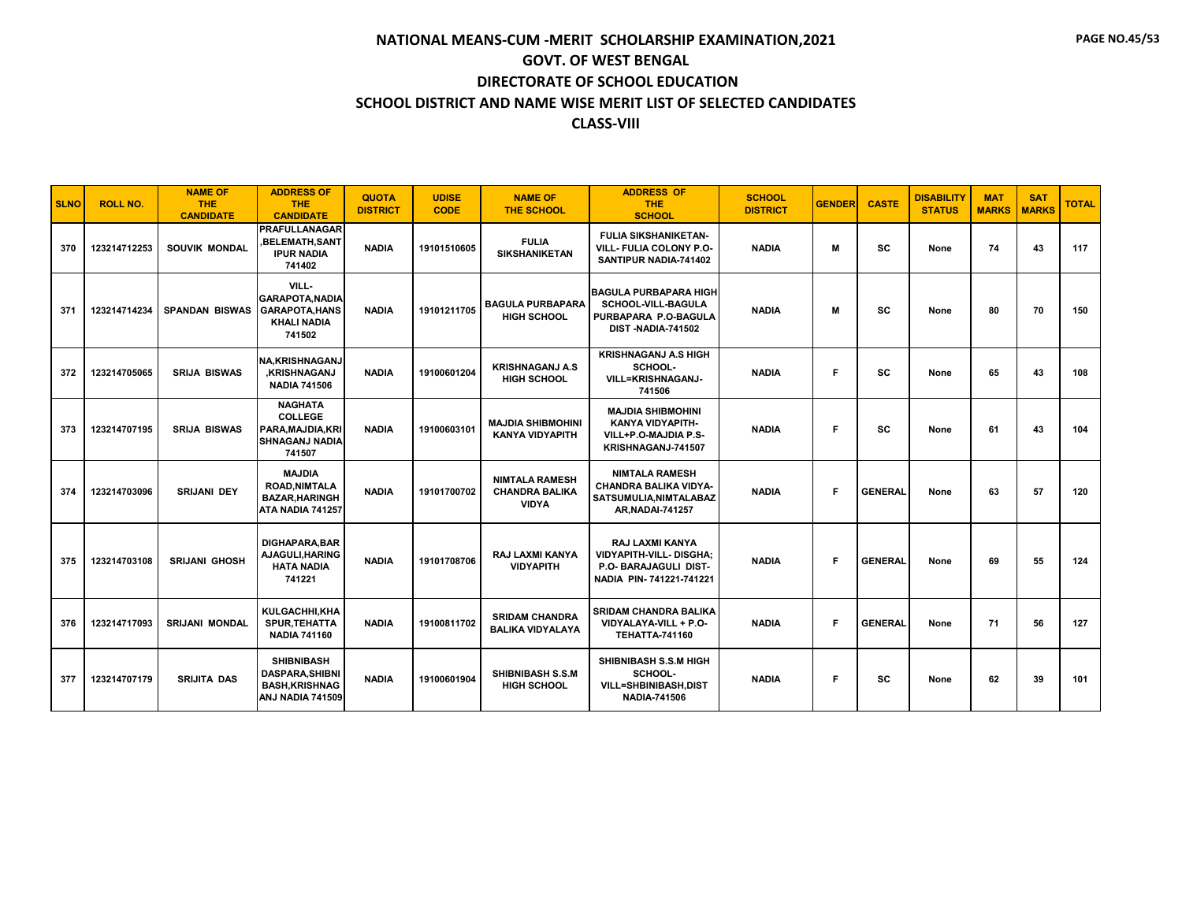# NATIONAL MEANS-CUM -MERIT SCHOLARSHIP EXAMINATION,2021
## GOVT. OF WEST BENGAL
## DIRECTORATE OF SCHOOL EDUCATION
## SCHOOL DISTRICT AND NAME WISE MERIT LIST OF SELECTED CANDIDATES
## CLASS-VIII

| SLNO | ROLL NO. | NAME OF THE CANDIDATE | ADDRESS OF THE CANDIDATE | QUOTA DISTRICT | UDISE CODE | NAME OF THE SCHOOL | ADDRESS OF THE SCHOOL | SCHOOL DISTRICT | GENDER | CASTE | DISABILITY STATUS | MAT MARKS | SAT MARKS | TOTAL |
|---|---|---|---|---|---|---|---|---|---|---|---|---|---|---|
| 370 | 123214712253 | SOUVIK MONDAL | PRAFULLANAGAR ,BELEMATH,SANT IPUR NADIA 741402 | NADIA | 19101510605 | FULIA SIKSHANIKETAN | FULIA SIKSHANIKETAN-VILL- FULIA COLONY P.O-SANTIPUR NADIA-741402 | NADIA | M | SC | None | 74 | 43 | 117 |
| 371 | 123214714234 | SPANDAN BISWAS | VILL-GARAPOTA,NADIA GARAPOTA,HANS KHALI NADIA 741502 | NADIA | 19101211705 | BAGULA PURBAPARA HIGH SCHOOL | BAGULA PURBAPARA HIGH SCHOOL-VILL-BAGULA PURBAPARA P.O-BAGULA DIST -NADIA-741502 | NADIA | M | SC | None | 80 | 70 | 150 |
| 372 | 123214705065 | SRIJA BISWAS | NA,KRISHNAGANJ ,KRISHNAGANJ NADIA 741506 | NADIA | 19100601204 | KRISHNAGANJ A.S HIGH SCHOOL | KRISHNAGANJ A.S HIGH SCHOOL-VILL=KRISHNAGANJ-741506 | NADIA | F | SC | None | 65 | 43 | 108 |
| 373 | 123214707195 | SRIJA BISWAS | NAGHATA COLLEGE PARA,MAJDIA,KRI SHNAGANJ NADIA 741507 | NADIA | 19100603101 | MAJDIA SHIBMOHINI KANYA VIDYAPITH | MAJDIA SHIBMOHINI KANYA VIDYAPITH-VILL+P.O-MAJDIA P.S-KRISHNAGANJ-741507 | NADIA | F | SC | None | 61 | 43 | 104 |
| 374 | 123214703096 | SRIJANI DEY | MAJDIA ROAD,NIMTALA BAZAR,HARINGH ATA NADIA 741257 | NADIA | 19101700702 | NIMTALA RAMESH CHANDRA BALIKA VIDYA | NIMTALA RAMESH CHANDRA BALIKA VIDYA-SATSUMULIA,NIMTALABAZ AR,NADAI-741257 | NADIA | F | GENERAL | None | 63 | 57 | 120 |
| 375 | 123214703108 | SRIJANI GHOSH | DIGHAPARA,BAR AJAGULI,HARING HATA NADIA 741221 | NADIA | 19101708706 | RAJ LAXMI KANYA VIDYAPITH | RAJ LAXMI KANYA VIDYAPITH-VILL- DISGHA; P.O- BARAJAGULI DIST-NADIA PIN- 741221-741221 | NADIA | F | GENERAL | None | 69 | 55 | 124 |
| 376 | 123214717093 | SRIJANI MONDAL | KULGACHHI,KHA SPUR,TEHATTA NADIA 741160 | NADIA | 19100811702 | SRIDAM CHANDRA BALIKA VIDYALAYA | SRIDAM CHANDRA BALIKA VIDYALAYA-VILL + P.O-TEHATTA-741160 | NADIA | F | GENERAL | None | 71 | 56 | 127 |
| 377 | 123214707179 | SRIJITA DAS | SHIBNIBASH DASPARA,SHIBNI BASH,KRISHNAG ANJ NADIA 741509 | NADIA | 19100601904 | SHIBNIBASH S.S.M HIGH SCHOOL | SHIBNIBASH S.S.M HIGH SCHOOL-VILL=SHBINIBASH,DIST NADIA-741506 | NADIA | F | SC | None | 62 | 39 | 101 |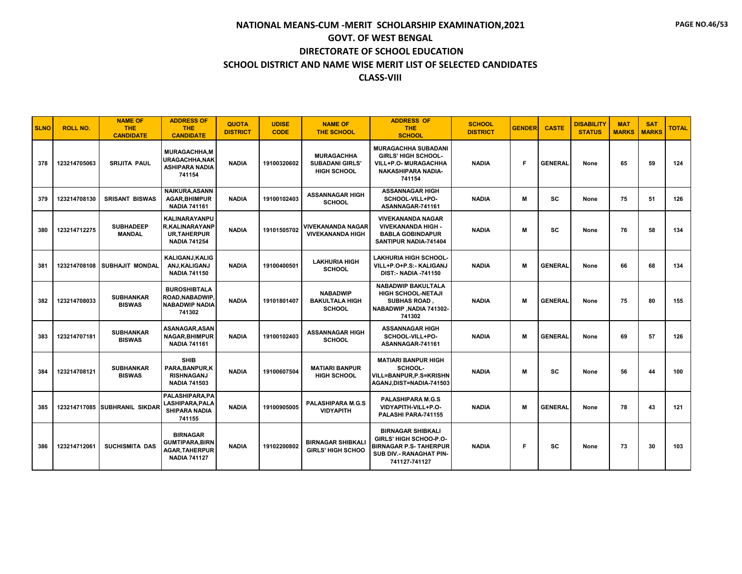# NATIONAL MEANS-CUM -MERIT SCHOLARSHIP EXAMINATION,2021

## GOVT. OF WEST BENGAL

## DIRECTORATE OF SCHOOL EDUCATION

## SCHOOL DISTRICT AND NAME WISE MERIT LIST OF SELECTED CANDIDATES

## CLASS-VIII

| SLNO | ROLL NO. | NAME OF THE CANDIDATE | ADDRESS OF THE CANDIDATE | QUOTA DISTRICT | UDISE CODE | NAME OF THE SCHOOL | ADDRESS OF THE SCHOOL | SCHOOL DISTRICT | GENDER | CASTE | DISABILITY STATUS | MAT MARKS | SAT MARKS | TOTAL |
|---|---|---|---|---|---|---|---|---|---|---|---|---|---|---|
| 378 | 123214705063 | SRIJITA PAUL | MURAGACHHA,MURAGACHHA,NAKASHIPARA NADIA 741154 | NADIA | 19100320602 | MURAGACHHA SUBADANI GIRLS' HIGH SCHOOL | MURAGACHHA SUBADANI GIRLS' HIGH SCHOOL-VILL+P.O- MURAGACHHA NAKASHIPARA NADIA-741154 | NADIA | F | GENERAL | None | 65 | 59 | 124 |
| 379 | 123214708130 | SRISANT BISWAS | NAIKURA,ASANNAGAR,BHIMPUR NADIA 741161 | NADIA | 19100102403 | ASSANNAGAR HIGH SCHOOL | ASSANNAGAR HIGH SCHOOL-VILL+PO-ASANNAGAR-741161 | NADIA | M | SC | None | 75 | 51 | 126 |
| 380 | 123214712275 | SUBHADEEP MANDAL | KALINARAYANPUR,KALINARAYANPUR,TAHERPUR NADIA 741254 | NADIA | 19101505702 | VIVEKANANDA NAGAR VIVEKANANDA HIGH | VIVEKANANDA NAGAR VIVEKANANDA HIGH - BABLA GOBINDAPUR SANTIPUR NADIA-741404 | NADIA | M | SC | None | 76 | 58 | 134 |
| 381 | 123214708108 | SUBHAJIT MONDAL | KALIGANJ,KALIGANJ,KALIGANJ NADIA 741150 | NADIA | 19100400501 | LAKHURIA HIGH SCHOOL | LAKHURIA HIGH SCHOOL-VILL+P.O+P.S:- KALIGANJ DIST:- NADIA -741150 | NADIA | M | GENERAL | None | 66 | 68 | 134 |
| 382 | 123214708033 | SUBHANKAR BISWAS | BUROSHIBTALA ROAD,NABADWIP,NABADWIP NADIA 741302 | NADIA | 19101801407 | NABADWIP BAKULTALA HIGH SCHOOL | NABADWIP BAKULTALA HIGH SCHOOL-NETAJI SUBHAS ROAD , NABADWIP ,NADIA 741302-741302 | NADIA | M | GENERAL | None | 75 | 80 | 155 |
| 383 | 123214707181 | SUBHANKAR BISWAS | ASANAGAR,ASANNAGAR,BHIMPUR NADIA 741161 | NADIA | 19100102403 | ASSANNAGAR HIGH SCHOOL | ASSANNAGAR HIGH SCHOOL-VILL+PO-ASANNAGAR-741161 | NADIA | M | GENERAL | None | 69 | 57 | 126 |
| 384 | 123214708121 | SUBHANKAR BISWAS | SHIB PARA,BANPUR,KRISHNAGANJ NADIA 741503 | NADIA | 19100607504 | MATIARI BANPUR HIGH SCHOOL | MATIARI BANPUR HIGH SCHOOL-VILL=BANPUR,P.S=KRISHNAGANJ,DIST=NADIA-741503 | NADIA | M | SC | None | 56 | 44 | 100 |
| 385 | 123214717085 | SUBHRANIL SIKDAR | PALASHIPARA,PALASHIPARA,PALASHIPARA NADIA 741155 | NADIA | 19100905005 | PALASHIPARA M.G.S VIDYAPITH | PALASHIPARA M.G.S VIDYAPITH-VILL+P.O-PALASHI PARA-741155 | NADIA | M | GENERAL | None | 78 | 43 | 121 |
| 386 | 123214712061 | SUCHISMITA DAS | BIRNAGAR GUMTIPARA,BIRNAGAR,TAHERPUR NADIA 741127 | NADIA | 19102200802 | BIRNAGAR SHIBKALI GIRLS' HIGH SCHOO | BIRNAGAR SHIBKALI GIRLS' HIGH SCHOO-P.O-BIRNAGAR P.S- TAHERPUR SUB DIV.- RANAGHAT PIN-741127-741127 | NADIA | F | SC | None | 73 | 30 | 103 |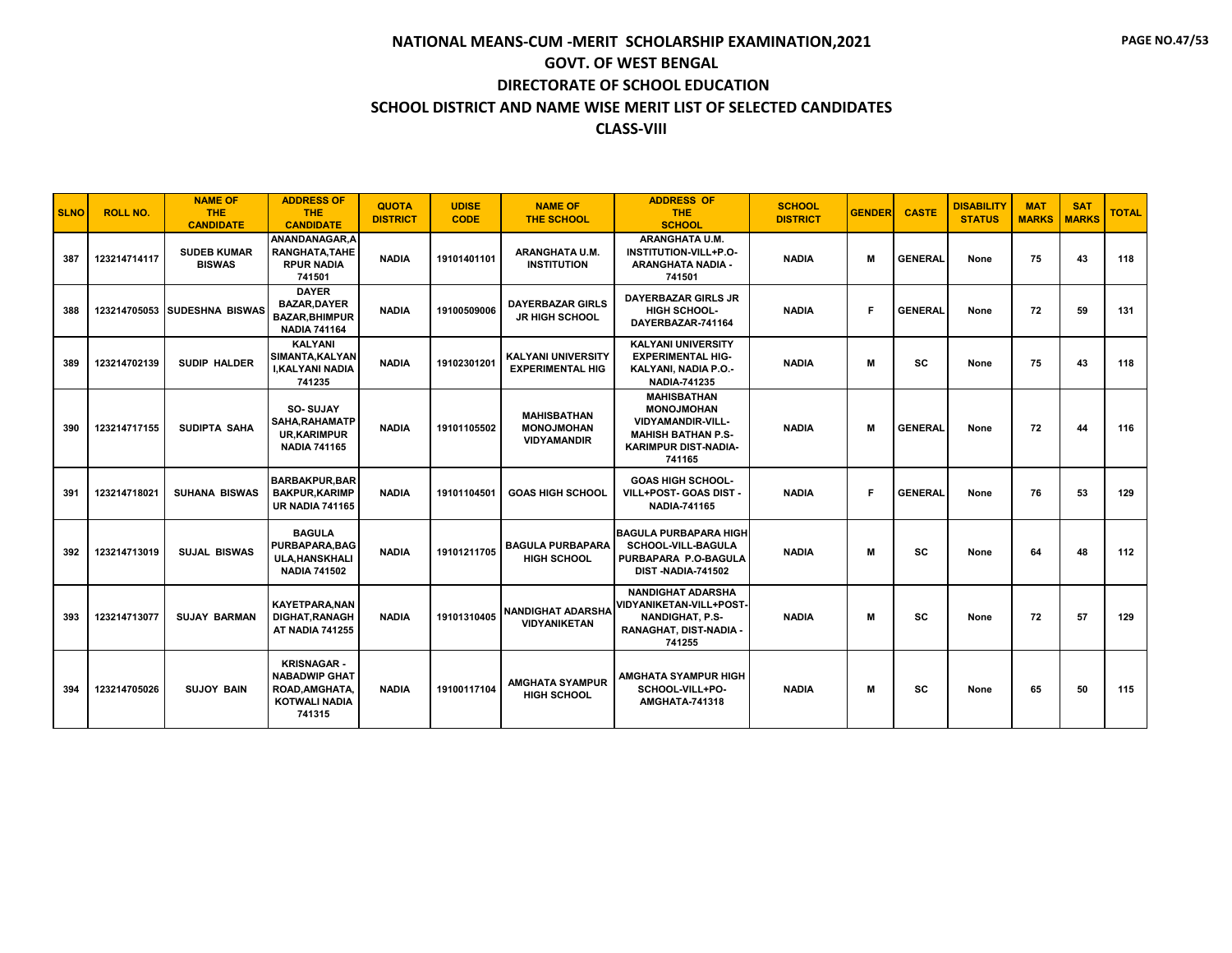# NATIONAL MEANS-CUM -MERIT SCHOLARSHIP EXAMINATION,2021

## GOVT. OF WEST BENGAL

## DIRECTORATE OF SCHOOL EDUCATION

## SCHOOL DISTRICT AND NAME WISE MERIT LIST OF SELECTED CANDIDATES

## CLASS-VIII

| SLNO | ROLL NO. | NAME OF THE CANDIDATE | ADDRESS OF THE CANDIDATE | QUOTA DISTRICT | UDISE CODE | NAME OF THE SCHOOL | ADDRESS OF THE SCHOOL | SCHOOL DISTRICT | GENDER | CASTE | DISABILITY STATUS | MAT MARKS | SAT MARKS | TOTAL |
|---|---|---|---|---|---|---|---|---|---|---|---|---|---|---|
| 387 | 123214714117 | SUDEB KUMAR BISWAS | ANANDANAGAR,ARANGHATA,TAHERPUR NADIA 741501 | NADIA | 19101401101 | ARANGHATA U.M. INSTITUTION | ARANGHATA U.M. INSTITUTION-VILL+P.O-ARANGHATA NADIA - 741501 | NADIA | M | GENERAL | None | 75 | 43 | 118 |
| 388 | 123214705053 | SUDESHNA BISWAS | DAYER BAZAR,DAYER BAZAR,BHIMPUR NADIA 741164 | NADIA | 19100509006 | DAYERBAZAR GIRLS JR HIGH SCHOOL | DAYERBAZAR GIRLS JR HIGH SCHOOL-DAYERBAZAR-741164 | NADIA | F | GENERAL | None | 72 | 59 | 131 |
| 389 | 123214702139 | SUDIP HALDER | KALYANI SIMANTA,KALYANI,KALYANI NADIA 741235 | NADIA | 19102301201 | KALYANI UNIVERSITY EXPERIMENTAL HIG | KALYANI UNIVERSITY EXPERIMENTAL HIG-KALYANI, NADIA P.O.-NADIA-741235 | NADIA | M | SC | None | 75 | 43 | 118 |
| 390 | 123214717155 | SUDIPTA SAHA | SO- SUJAY SAHA,RAHAMATPUR,KARIMPUR NADIA 741165 | NADIA | 19101105502 | MAHISBATHAN MONOJMOHAN VIDYAMANDIR | MAHISBATHAN MONOJMOHAN VIDYAMANDIR-VILL-MAHISH BATHAN P.S-KARIMPUR DIST-NADIA-741165 | NADIA | M | GENERAL | None | 72 | 44 | 116 |
| 391 | 123214718021 | SUHANA BISWAS | BARBAKPUR,BARBAKPUR,KARIMPUR NADIA 741165 | NADIA | 19101104501 | GOAS HIGH SCHOOL | GOAS HIGH SCHOOL-VILL+POST- GOAS DIST -NADIA-741165 | NADIA | F | GENERAL | None | 76 | 53 | 129 |
| 392 | 123214713019 | SUJAL BISWAS | BAGULA PURBAPARA,BAGULA,HANSKHALI NADIA 741502 | NADIA | 19101211705 | BAGULA PURBAPARA HIGH SCHOOL | BAGULA PURBAPARA HIGH SCHOOL-VILL-BAGULA PURBAPARA P.O-BAGULA DIST -NADIA-741502 | NADIA | M | SC | None | 64 | 48 | 112 |
| 393 | 123214713077 | SUJAY BARMAN | KAYETPARA,NANDIGHAT,RANAGHAT NADIA 741255 | NADIA | 19101310405 | NANDIGHAT ADARSHA VIDYANIKETAN | NANDIGHAT ADARSHA VIDYANIKETAN-VILL+POST-NANDIGHAT, P.S-RANAGHAT, DIST-NADIA - 741255 | NADIA | M | SC | None | 72 | 57 | 129 |
| 394 | 123214705026 | SUJOY BAIN | KRISNAGAR - NABADWIP GHAT ROAD,AMGHATA,KOTWALI NADIA 741315 | NADIA | 19100117104 | AMGHATA SYAMPUR HIGH SCHOOL | AMGHATA SYAMPUR HIGH SCHOOL-VILL+PO-AMGHATA-741318 | NADIA | M | SC | None | 65 | 50 | 115 |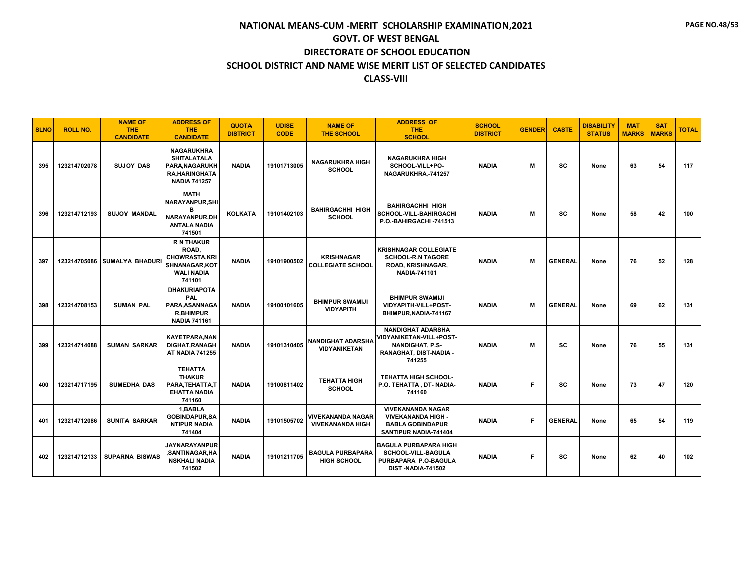# NATIONAL MEANS-CUM -MERIT SCHOLARSHIP EXAMINATION,2021

## GOVT. OF WEST BENGAL

## DIRECTORATE OF SCHOOL EDUCATION

## SCHOOL DISTRICT AND NAME WISE MERIT LIST OF SELECTED CANDIDATES

## CLASS-VIII

| SLNO | ROLL NO. | NAME OF THE CANDIDATE | ADDRESS OF THE CANDIDATE | QUOTA DISTRICT | UDISE CODE | NAME OF THE SCHOOL | ADDRESS OF THE SCHOOL | SCHOOL DISTRICT | GENDER | CASTE | DISABILITY STATUS | MAT MARKS | SAT MARKS | TOTAL |
|---|---|---|---|---|---|---|---|---|---|---|---|---|---|---|
| 395 | 123214702078 | SUJOY DAS | NAGARUKHRA SHITALATALA PARA,NAGARUKHRA,HARINGHATA NADIA 741257 | NADIA | 19101713005 | NAGARUKHRA HIGH SCHOOL | NAGARUKHRA HIGH SCHOOL-VILL+PO-NAGARUKHRA,-741257 | NADIA | M | SC | None | 63 | 54 | 117 |
| 396 | 123214712193 | SUJOY MANDAL | MATH NARAYANPUR,SHIB NARAYANPUR,DHANTALA NADIA 741501 | KOLKATA | 19101402103 | BAHIRGACHHI HIGH SCHOOL | BAHIRGACHHI HIGH SCHOOL-VILL-BAHIRGACHI P.O.-BAHIRGACHI -741513 | NADIA | M | SC | None | 58 | 42 | 100 |
| 397 | 123214705086 | SUMALYA BHADURI | R N THAKUR ROAD, CHOWRASTA,KRISHNANAGAR,KOTWALI NADIA 741101 | NADIA | 19101900502 | KRISHNAGAR COLLEGIATE SCHOOL | KRISHNAGAR COLLEGIATE SCHOOL-R.N TAGORE ROAD, KRISHNAGAR, NADIA-741101 | NADIA | M | GENERAL | None | 76 | 52 | 128 |
| 398 | 123214708153 | SUMAN PAL | DHAKURIAPOTA PAL PARA,ASANNAGAR,BHIMPUR NADIA 741161 | NADIA | 19100101605 | BHIMPUR SWAMIJI VIDYAPITH | BHIMPUR SWAMIJI VIDYAPITH-VILL+POST-BHIMPUR,NADIA-741167 | NADIA | M | GENERAL | None | 69 | 62 | 131 |
| 399 | 123214714088 | SUMAN SARKAR | KAYETPARA,NANDIGHAT,RANAGHAT NADIA 741255 | NADIA | 19101310405 | NANDIGHAT ADARSHA VIDYANIKETAN | NANDIGHAT ADARSHA VIDYANIKETAN-VILL+POST-NANDIGHAT, P.S-RANAGHAT, DIST-NADIA -741255 | NADIA | M | SC | None | 76 | 55 | 131 |
| 400 | 123214717195 | SUMEDHA DAS | TEHATTA THAKUR PARA,TEHATTA,TEHATTA NADIA 741160 | NADIA | 19100811402 | TEHATTA HIGH SCHOOL | TEHATTA HIGH SCHOOL-P.O. TEHATTA , DT- NADIA-741160 | NADIA | F | SC | None | 73 | 47 | 120 |
| 401 | 123214712086 | SUNITA SARKAR | 1,BABLA GOBINDAPUR,SANTIPUR NADIA 741404 | NADIA | 19101505702 | VIVEKANANDA NAGAR VIVEKANANDA HIGH | VIVEKANANDA NAGAR VIVEKANANDA HIGH -BABLA GOBINDAPUR SANTIPUR NADIA-741404 | NADIA | F | GENERAL | None | 65 | 54 | 119 |
| 402 | 123214712133 | SUPARNA BISWAS | JAYNARAYANPUR,SANTINAGAR,HANSKHALI NADIA 741502 | NADIA | 19101211705 | BAGULA PURBAPARA HIGH SCHOOL | BAGULA PURBAPARA HIGH SCHOOL-VILL-BAGULA PURBAPARA P.O-BAGULA DIST -NADIA-741502 | NADIA | F | SC | None | 62 | 40 | 102 |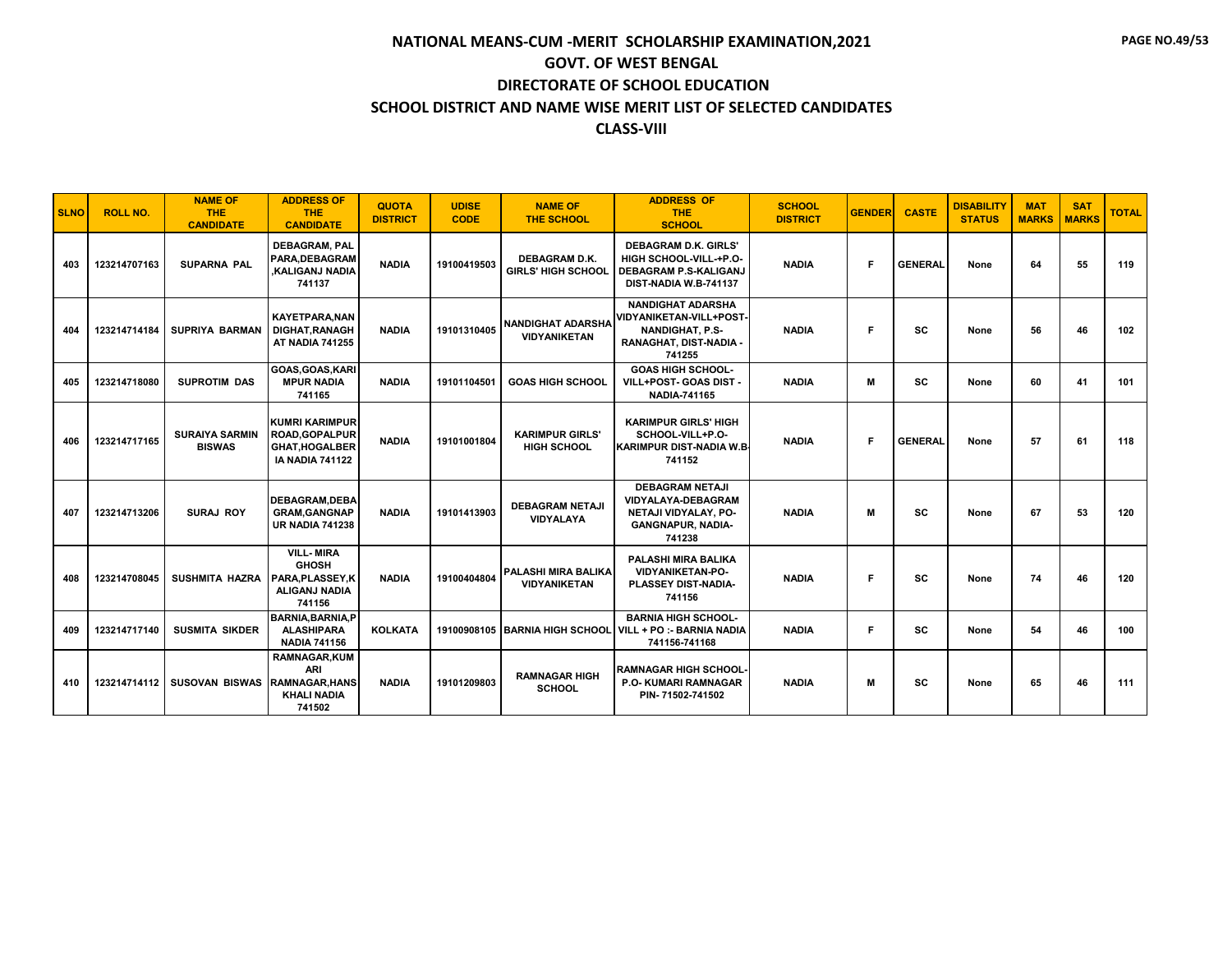# NATIONAL MEANS-CUM -MERIT SCHOLARSHIP EXAMINATION,2021
## GOVT. OF WEST BENGAL
## DIRECTORATE OF SCHOOL EDUCATION
## SCHOOL DISTRICT AND NAME WISE MERIT LIST OF SELECTED CANDIDATES
## CLASS-VIII

| SLNO | ROLL NO. | NAME OF THE CANDIDATE | ADDRESS OF THE CANDIDATE | QUOTA DISTRICT | UDISE CODE | NAME OF THE SCHOOL | ADDRESS OF THE SCHOOL | SCHOOL DISTRICT | GENDER | CASTE | DISABILITY STATUS | MAT MARKS | SAT MARKS | TOTAL |
|---|---|---|---|---|---|---|---|---|---|---|---|---|---|---|
| 403 | 123214707163 | SUPARNA PAL | DEBAGRAM, PAL PARA,DEBAGRAM ,KALIGANJ NADIA 741137 | NADIA | 19100419503 | DEBAGRAM D.K. GIRLS' HIGH SCHOOL | DEBAGRAM D.K. GIRLS' HIGH SCHOOL-VILL-+P.O-DEBAGRAM P.S-KALIGANJ DIST-NADIA W.B-741137 | NADIA | F | GENERAL | None | 64 | 55 | 119 |
| 404 | 123214714184 | SUPRIYA BARMAN | KAYETPARA,NANDIGHAT,RANAGHAT NADIA 741255 | NADIA | 19101310405 | NANDIGHAT ADARSHA VIDYANIKETAN | NANDIGHAT ADARSHA VIDYANIKETAN-VILL+POST-NANDIGHAT, P.S-RANAGHAT, DIST-NADIA - 741255 | NADIA | F | SC | None | 56 | 46 | 102 |
| 405 | 123214718080 | SUPROTIM DAS | GOAS,GOAS,KARIMPUR NADIA 741165 | NADIA | 19101104501 | GOAS HIGH SCHOOL | GOAS HIGH SCHOOL-VILL+POST- GOAS DIST - NADIA-741165 | NADIA | M | SC | None | 60 | 41 | 101 |
| 406 | 123214717165 | SURAIYA SARMIN BISWAS | KUMRI KARIMPUR ROAD,GOPALPUR GHAT,HOGALBERIA NADIA 741122 | NADIA | 19101001804 | KARIMPUR GIRLS' HIGH SCHOOL | KARIMPUR GIRLS' HIGH SCHOOL-VILL+P.O-KARIMPUR DIST-NADIA W.B-741152 | NADIA | F | GENERAL | None | 57 | 61 | 118 |
| 407 | 123214713206 | SURAJ ROY | DEBAGRAM,DEBAGRAM,GANGNAPUR NADIA 741238 | NADIA | 19101413903 | DEBAGRAM NETAJI VIDYALAYA | DEBAGRAM NETAJI VIDYALAYA-DEBAGRAM NETAJI VIDYALAY, PO-GANGNAPUR, NADIA-741238 | NADIA | M | SC | None | 67 | 53 | 120 |
| 408 | 123214708045 | SUSHMITA HAZRA | VILL- MIRA GHOSH PARA,PLASSEY,KALIGANJ NADIA 741156 | NADIA | 19100404804 | PALASHI MIRA BALIKA VIDYANIKETAN | PALASHI MIRA BALIKA VIDYANIKETAN-PO-PLASSEY DIST-NADIA-741156 | NADIA | F | SC | None | 74 | 46 | 120 |
| 409 | 123214717140 | SUSMITA SIKDER | BARNIA,BARNIA,PALASHIPARA NADIA 741156 | KOLKATA | 19100908105 | BARNIA HIGH SCHOOL | BARNIA HIGH SCHOOL-VILL + PO :- BARNIA NADIA 741156-741168 | NADIA | F | SC | None | 54 | 46 | 100 |
| 410 | 123214714112 | SUSOVAN BISWAS | RAMNAGAR,KUMARI RAMNAGAR,HANSKHALI NADIA 741502 | NADIA | 19101209803 | RAMNAGAR HIGH SCHOOL | RAMNAGAR HIGH SCHOOL-P.O- KUMARI RAMNAGAR PIN- 71502-741502 | NADIA | M | SC | None | 65 | 46 | 111 |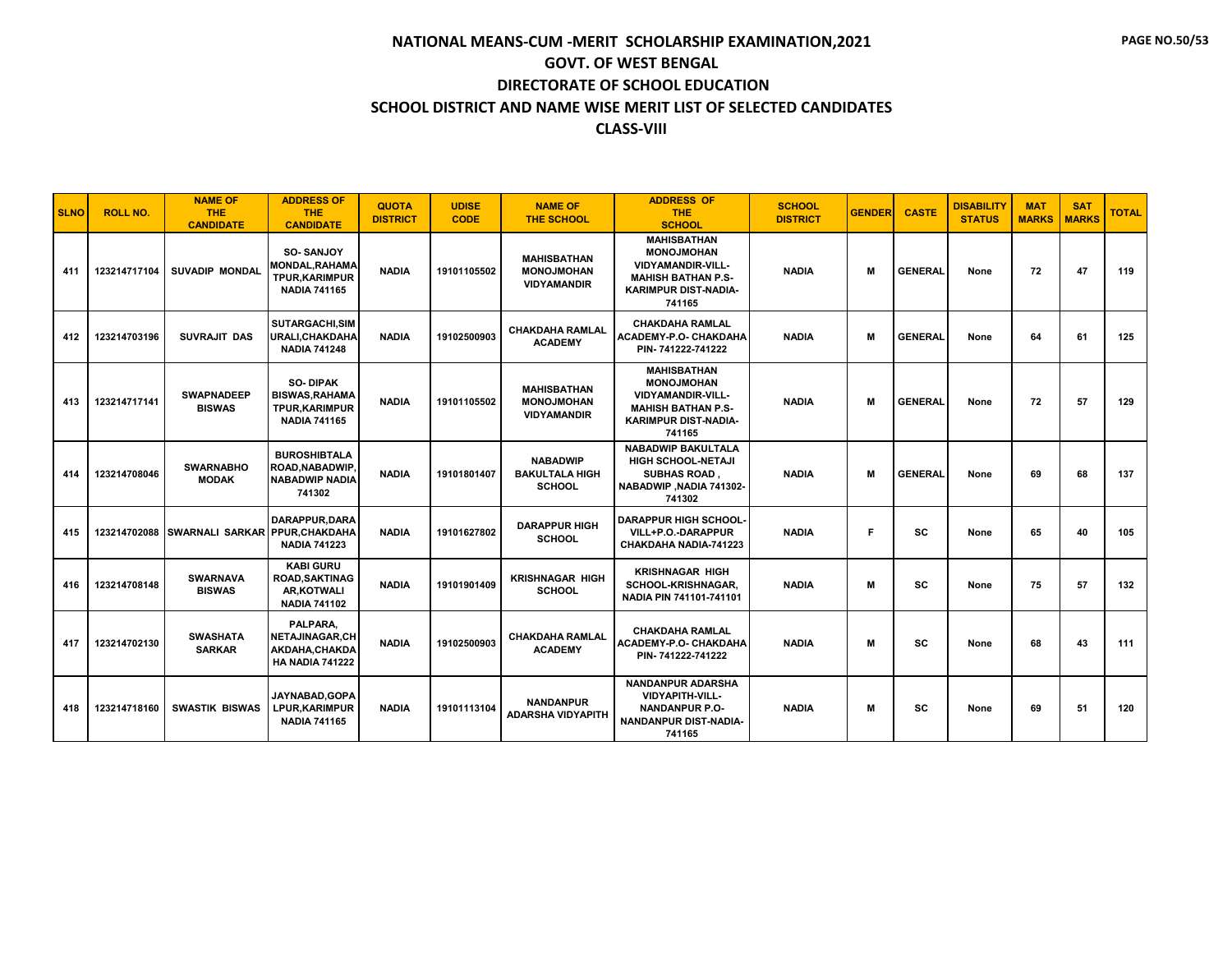# NATIONAL MEANS-CUM -MERIT SCHOLARSHIP EXAMINATION,2021

## GOVT. OF WEST BENGAL

## DIRECTORATE OF SCHOOL EDUCATION

## SCHOOL DISTRICT AND NAME WISE MERIT LIST OF SELECTED CANDIDATES

## CLASS-VIII

| SLNO | ROLL NO. | NAME OF THE CANDIDATE | ADDRESS OF THE CANDIDATE | QUOTA DISTRICT | UDISE CODE | NAME OF THE SCHOOL | ADDRESS OF THE SCHOOL | SCHOOL DISTRICT | GENDER | CASTE | DISABILITY STATUS | MAT MARKS | SAT MARKS | TOTAL |
|---|---|---|---|---|---|---|---|---|---|---|---|---|---|---|
| 411 | 123214717104 | SUVADIP MONDAL | SO- SANJOY MONDAL,RAHAMATPUR,KARIMPUR NADIA 741165 | NADIA | 19101105502 | MAHISBATHAN MONOJMOHAN VIDYAMANDIR | MAHISBATHAN MONOJMOHAN VIDYAMANDIR-VILL-MAHISH BATHAN P.S-KARIMPUR DIST-NADIA-741165 | NADIA | M | GENERAL | None | 72 | 47 | 119 |
| 412 | 123214703196 | SUVRAJIT DAS | SUTARGACHI,SIMURALI,CHAKDAHA NADIA 741248 | NADIA | 19102500903 | CHAKDAHA RAMLAL ACADEMY | CHAKDAHA RAMLAL ACADEMY-P.O- CHAKDAHA PIN- 741222-741222 | NADIA | M | GENERAL | None | 64 | 61 | 125 |
| 413 | 123214717141 | SWAPNADEEP BISWAS | SO- DIPAK BISWAS,RAHAMATPUR,KARIMPUR NADIA 741165 | NADIA | 19101105502 | MAHISBATHAN MONOJMOHAN VIDYAMANDIR | MAHISBATHAN MONOJMOHAN VIDYAMANDIR-VILL-MAHISH BATHAN P.S-KARIMPUR DIST-NADIA-741165 | NADIA | M | GENERAL | None | 72 | 57 | 129 |
| 414 | 123214708046 | SWARNABHO MODAK | BUROSHIBTALA ROAD,NABADWIP,NABADWIP NADIA 741302 | NADIA | 19101801407 | NABADWIP BAKULTALA HIGH SCHOOL | NABADWIP BAKULTALA HIGH SCHOOL-NETAJI SUBHAS ROAD , NABADWIP ,NADIA 741302-741302 | NADIA | M | GENERAL | None | 69 | 68 | 137 |
| 415 | 123214702088 | SWARNALI SARKAR | DARAPPUR,DARAPPUR,CHAKDAHA NADIA 741223 | NADIA | 19101627802 | DARAPPUR HIGH SCHOOL | DARAPPUR HIGH SCHOOL-VILL+P.O.-DARAPPUR CHAKDAHA NADIA-741223 | NADIA | F | SC | None | 65 | 40 | 105 |
| 416 | 123214708148 | SWARNAVA BISWAS | KABI GURU ROAD,SAKTINAGAR,KOTWALI NADIA 741102 | NADIA | 19101901409 | KRISHNAGAR HIGH SCHOOL | KRISHNAGAR HIGH SCHOOL-KRISHNAGAR, NADIA PIN 741101-741101 | NADIA | M | SC | None | 75 | 57 | 132 |
| 417 | 123214702130 | SWASHATA SARKAR | PALPARA, NETAJINAGAR,CHAKDAHA,CHAKDAHA NADIA 741222 | NADIA | 19102500903 | CHAKDAHA RAMLAL ACADEMY | CHAKDAHA RAMLAL ACADEMY-P.O- CHAKDAHA PIN- 741222-741222 | NADIA | M | SC | None | 68 | 43 | 111 |
| 418 | 123214718160 | SWASTIK BISWAS | JAYNABAD,GOPALPUR,KARIMPUR NADIA 741165 | NADIA | 19101113104 | NANDANPUR ADARSHA VIDYAPITH | NANDANPUR ADARSHA VIDYAPITH-VILL-NANDANPUR P.O-NANDANPUR DIST-NADIA-741165 | NADIA | M | SC | None | 69 | 51 | 120 |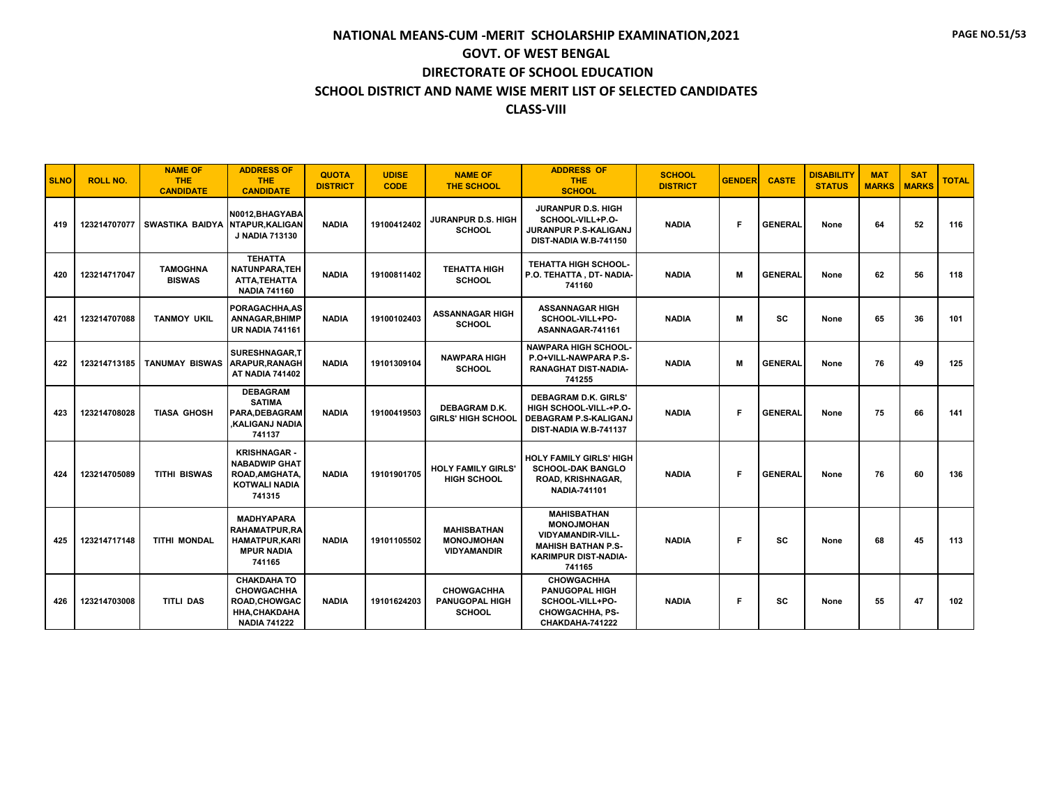# NATIONAL MEANS-CUM -MERIT SCHOLARSHIP EXAMINATION,2021

## GOVT. OF WEST BENGAL

## DIRECTORATE OF SCHOOL EDUCATION

## SCHOOL DISTRICT AND NAME WISE MERIT LIST OF SELECTED CANDIDATES

## CLASS-VIII

| SLNO | ROLL NO. | NAME OF THE CANDIDATE | ADDRESS OF THE CANDIDATE | QUOTA DISTRICT | UDISE CODE | NAME OF THE SCHOOL | ADDRESS OF THE SCHOOL | SCHOOL DISTRICT | GENDER | CASTE | DISABILITY STATUS | MAT MARKS | SAT MARKS | TOTAL |
|---|---|---|---|---|---|---|---|---|---|---|---|---|---|---|
| 419 | 123214707077 | SWASTIKA BAIDYA | N0012,BHAGYABANTAPUR,KALIGANJ NADIA 713130 | NADIA | 19100412402 | JURANPUR D.S. HIGH SCHOOL | JURANPUR D.S. HIGH SCHOOL-VILL+P.O-JURANPUR P.S-KALIGANJ DIST-NADIA W.B-741150 | NADIA | F | GENERAL | None | 64 | 52 | 116 |
| 420 | 123214717047 | TAMOGHNA BISWAS | TEHATTA NATUNPARA,TEHATTA,TEHATTA NADIA 741160 | NADIA | 19100811402 | TEHATTA HIGH SCHOOL | TEHATTA HIGH SCHOOL-P.O. TEHATTA , DT- NADIA-741160 | NADIA | M | GENERAL | None | 62 | 56 | 118 |
| 421 | 123214707088 | TANMOY UKIL | PORAGACHHA,ASANNAGAR,BHIMPUR NADIA 741161 | NADIA | 19100102403 | ASSANNAGAR HIGH SCHOOL | ASSANNAGAR HIGH SCHOOL-VILL+PO-ASANNAGAR-741161 | NADIA | M | SC | None | 65 | 36 | 101 |
| 422 | 123214713185 | TANUMAY BISWAS | SURESHNAGAR,TARAPUR,RANAGHAT NADIA 741402 | NADIA | 19101309104 | NAWPARA HIGH SCHOOL | NAWPARA HIGH SCHOOL-P.O+VILL-NAWPARA P.S-RANAGHAT DIST-NADIA-741255 | NADIA | M | GENERAL | None | 76 | 49 | 125 |
| 423 | 123214708028 | TIASA GHOSH | DEBAGRAM SATIMA PARA,DEBAGRAM,KALIGANJ NADIA 741137 | NADIA | 19100419503 | DEBAGRAM D.K. GIRLS' HIGH SCHOOL | DEBAGRAM D.K. GIRLS' HIGH SCHOOL-VILL-+P.O-DEBAGRAM P.S-KALIGANJ DIST-NADIA W.B-741137 | NADIA | F | GENERAL | None | 75 | 66 | 141 |
| 424 | 123214705089 | TITHI BISWAS | KRISHNAGAR - NABADWIP GHAT ROAD,AMGHATA,KOTWALI NADIA 741315 | NADIA | 19101901705 | HOLY FAMILY GIRLS' HIGH SCHOOL | HOLY FAMILY GIRLS' HIGH SCHOOL-DAK BANGLO ROAD, KRISHNAGAR, NADIA-741101 | NADIA | F | GENERAL | None | 76 | 60 | 136 |
| 425 | 123214717148 | TITHI MONDAL | MADHYAPARA RAHAMATPUR,RAHAMATPUR,KARIMPUR NADIA 741165 | NADIA | 19101105502 | MAHISBATHAN MONOJMOHAN VIDYAMANDIR | MAHISBATHAN MONOJMOHAN VIDYAMANDIR-VILL-MAHISH BATHAN P.S-KARIMPUR DIST-NADIA-741165 | NADIA | F | SC | None | 68 | 45 | 113 |
| 426 | 123214703008 | TITLI DAS | CHAKDAHA TO CHOWGACHHA ROAD,CHOWGACHHA,CHAKDAHA NADIA 741222 | NADIA | 19101624203 | CHOWGACHHA PANUGOPAL HIGH SCHOOL | CHOWGACHHA PANUGOPAL HIGH SCHOOL-VILL+PO-CHOWGACHHA, PS-CHAKDAHA-741222 | NADIA | F | SC | None | 55 | 47 | 102 |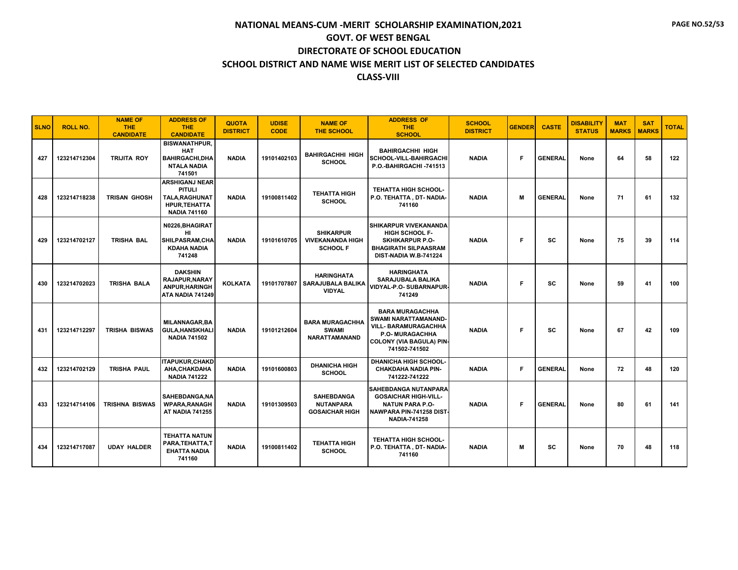# NATIONAL MEANS-CUM -MERIT SCHOLARSHIP EXAMINATION,2021
## GOVT. OF WEST BENGAL
## DIRECTORATE OF SCHOOL EDUCATION
## SCHOOL DISTRICT AND NAME WISE MERIT LIST OF SELECTED CANDIDATES
## CLASS-VIII

| SLNO | ROLL NO. | NAME OF THE CANDIDATE | ADDRESS OF THE CANDIDATE | QUOTA DISTRICT | UDISE CODE | NAME OF THE SCHOOL | ADDRESS OF THE SCHOOL | SCHOOL DISTRICT | GENDER | CASTE | DISABILITY STATUS | MAT MARKS | SAT MARKS | TOTAL |
|---|---|---|---|---|---|---|---|---|---|---|---|---|---|---|
| 427 | 123214712304 | TRIJITA ROY | BISWANATHPUR, HAT BAHIRGACHI,DHANTALA NADIA 741501 | NADIA | 19101402103 | BAHIRGACHHI HIGH SCHOOL | BAHIRGACHHI HIGH SCHOOL-VILL-BAHIRGACHI P.O.-BAHIRGACHI -741513 | NADIA | F | GENERAL | None | 64 | 58 | 122 |
| 428 | 123214718238 | TRISAN GHOSH | ARSHIGANJ NEAR PITULI TALA,RAGHUNATHPUR,TEHATTA NADIA 741160 | NADIA | 19100811402 | TEHATTA HIGH SCHOOL | TEHATTA HIGH SCHOOL- P.O. TEHATTA , DT- NADIA- 741160 | NADIA | M | GENERAL | None | 71 | 61 | 132 |
| 429 | 123214702127 | TRISHA BAL | N0226,BHAGIRATHI SHILPASRAM,CHAKDAHA NADIA 741248 | NADIA | 19101610705 | SHIKARPUR VIVEKANANDA HIGH SCHOOL F | SHIKARPUR VIVEKANANDA HIGH SCHOOL F- SKHIKARPUR P.O- BHAGIRATH SILPAASRAM DIST-NADIA W.B-741224 | NADIA | F | SC | None | 75 | 39 | 114 |
| 430 | 123214702023 | TRISHA BALA | DAKSHIN RAJAPUR,NARAYANPUR,HARINGHATA NADIA 741249 | KOLKATA | 19101707807 | HARINGHATA SARAJUBALA BALIKA VIDYAL | HARINGHATA SARAJUBALA BALIKA VIDYAL-P.O- SUBARNAPUR- 741249 | NADIA | F | SC | None | 59 | 41 | 100 |
| 431 | 123214712297 | TRISHA BISWAS | MILANNAGAR,BAGULA,HANSKHALI NADIA 741502 | NADIA | 19101212604 | BARA MURAGACHHA SWAMI NARATTAMANAND | BARA MURAGACHHA SWAMI NARATTAMANAND- VILL- BARAMURAGACHHA P.O- MURAGACHHA COLONY (VIA BAGULA) PIN- 741502-741502 | NADIA | F | SC | None | 67 | 42 | 109 |
| 432 | 123214702129 | TRISHA PAUL | ITAPUKUR,CHAKDAHA,CHAKDAHA NADIA 741222 | NADIA | 19101600803 | DHANICHA HIGH SCHOOL | DHANICHA HIGH SCHOOL- CHAKDAHA NADIA PIN- 741222-741222 | NADIA | F | GENERAL | None | 72 | 48 | 120 |
| 433 | 123214714106 | TRISHNA BISWAS | SAHEBDANGA,NAWPARA,RANAGHAT NADIA 741255 | NADIA | 19101309503 | SAHEBDANGA NUTANPARA GOSAICHAR HIGH | SAHEBDANGA NUTANPARA GOSAICHAR HIGH-VILL- NATUN PARA P.O- NAWPARA PIN-741258 DIST- NADIA-741258 | NADIA | F | GENERAL | None | 80 | 61 | 141 |
| 434 | 123214717087 | UDAY HALDER | TEHATTA NATUN PARA,TEHATTA,TEHATTA NADIA 741160 | NADIA | 19100811402 | TEHATTA HIGH SCHOOL | TEHATTA HIGH SCHOOL- P.O. TEHATTA , DT- NADIA- 741160 | NADIA | M | SC | None | 70 | 48 | 118 |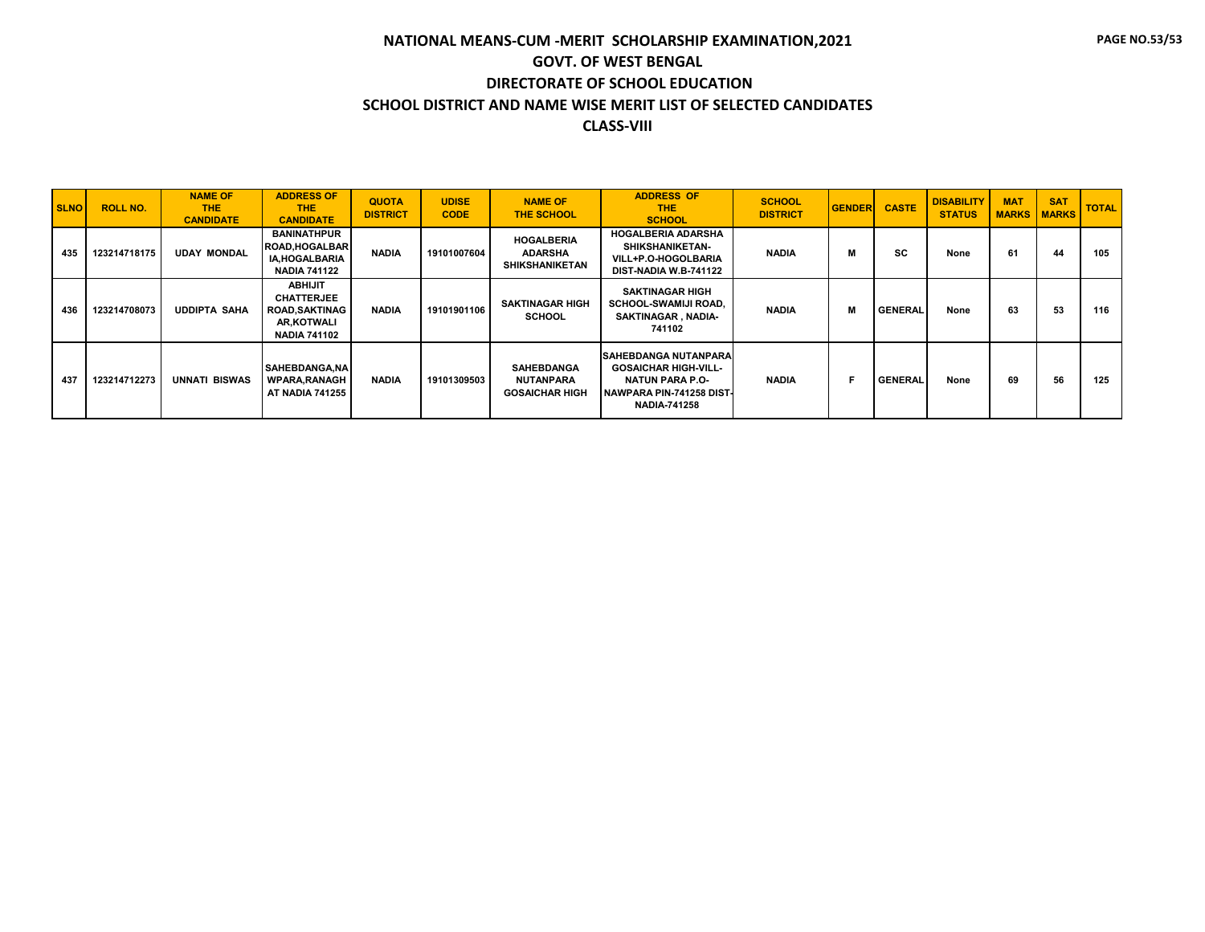# NATIONAL MEANS-CUM -MERIT SCHOLARSHIP EXAMINATION,2021
## GOVT. OF WEST BENGAL
## DIRECTORATE OF SCHOOL EDUCATION
## SCHOOL DISTRICT AND NAME WISE MERIT LIST OF SELECTED CANDIDATES
## CLASS-VIII

| SLNO | ROLL NO. | NAME OF THE CANDIDATE | ADDRESS OF THE CANDIDATE | QUOTA DISTRICT | UDISE CODE | NAME OF THE SCHOOL | ADDRESS OF THE SCHOOL | SCHOOL DISTRICT | GENDER | CASTE | DISABILITY STATUS | MAT MARKS | SAT MARKS | TOTAL |
|---|---|---|---|---|---|---|---|---|---|---|---|---|---|---|
| 435 | 123214718175 | UDAY MONDAL | BANINATHPUR ROAD,HOGALBARIA,HOGALBARIA NADIA 741122 | NADIA | 19101007604 | HOGALBERIA ADARSHA SHIKSHANIKETAN | HOGALBERIA ADARSHA SHIKSHANIKETAN-VILL+P.O-HOGOLBARIA DIST-NADIA W.B-741122 | NADIA | M | SC | None | 61 | 44 | 105 |
| 436 | 123214708073 | UDDIPTA SAHA | ABHIJIT CHATTERJEE ROAD,SAKTINAGAR,KOTWALI NADIA 741102 | NADIA | 19101901106 | SAKTINAGAR HIGH SCHOOL | SAKTINAGAR HIGH SCHOOL-SWAMIJI ROAD, SAKTINAGAR , NADIA-741102 | NADIA | M | GENERAL | None | 63 | 53 | 116 |
| 437 | 123214712273 | UNNATI BISWAS | SAHEBDANGA,NAWPARA,RANAGHAT NADIA 741255 | NADIA | 19101309503 | SAHEBDANGA NUTANPARA GOSAICHAR HIGH | SAHEBDANGA NUTANPARA GOSAICHAR HIGH-VILL-NATUN PARA P.O-NAWPARA PIN-741258 DIST-NADIA-741258 | NADIA | F | GENERAL | None | 69 | 56 | 125 |